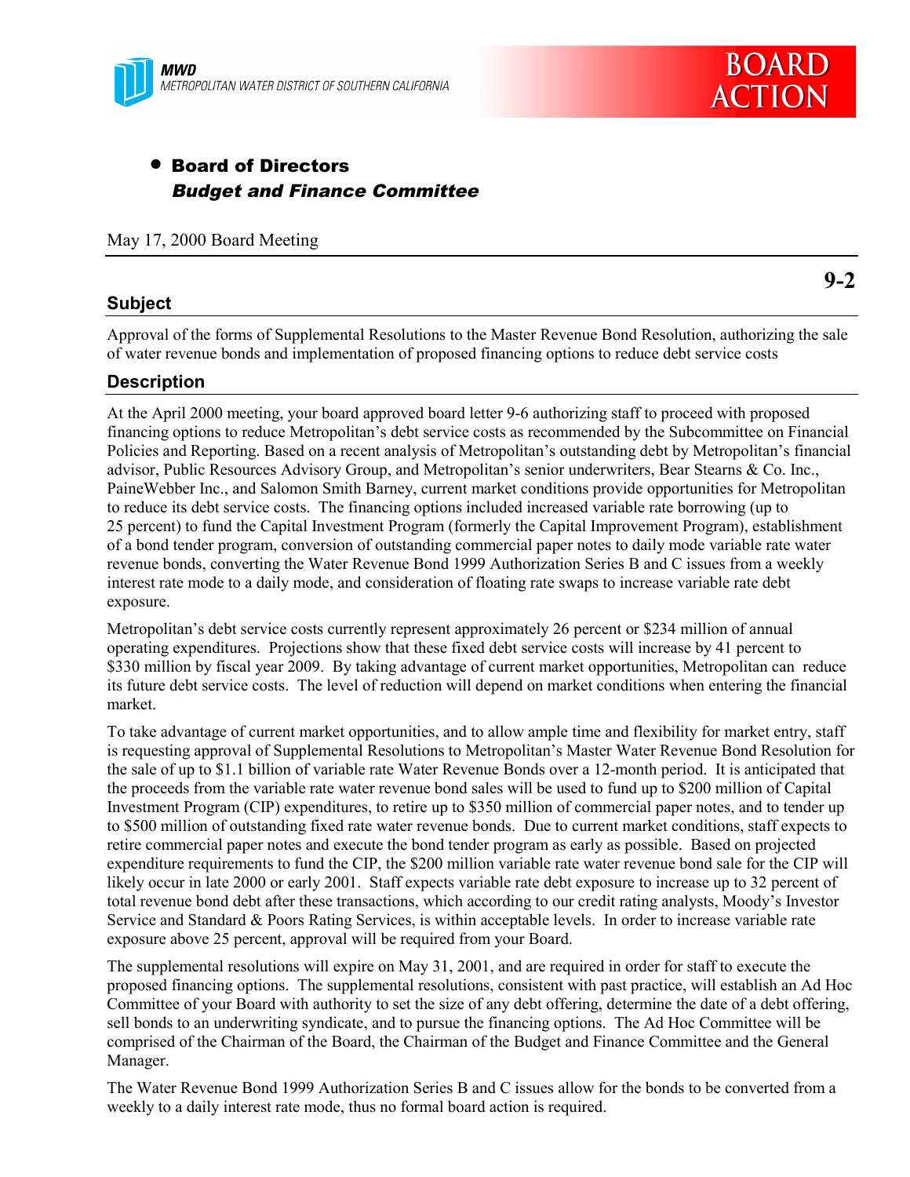MWD
METROPOLITAN WATER DISTRICT OF SOUTHERN CALIFORNIA

BOARD ACTION

- **Board of Directors**
  ***Budget and Finance Committee***

May 17, 2000 Board Meeting

**9-2**

## Subject

Approval of the forms of Supplemental Resolutions to the Master Revenue Bond Resolution, authorizing the sale of water revenue bonds and implementation of proposed financing options to reduce debt service costs

## Description

At the April 2000 meeting, your board approved board letter 9-6 authorizing staff to proceed with proposed financing options to reduce Metropolitan's debt service costs as recommended by the Subcommittee on Financial Policies and Reporting. Based on a recent analysis of Metropolitan's outstanding debt by Metropolitan's financial advisor, Public Resources Advisory Group, and Metropolitan's senior underwriters, Bear Stearns & Co. Inc., PaineWebber Inc., and Salomon Smith Barney, current market conditions provide opportunities for Metropolitan to reduce its debt service costs. The financing options included increased variable rate borrowing (up to 25 percent) to fund the Capital Investment Program (formerly the Capital Improvement Program), establishment of a bond tender program, conversion of outstanding commercial paper notes to daily mode variable rate water revenue bonds, converting the Water Revenue Bond 1999 Authorization Series B and C issues from a weekly interest rate mode to a daily mode, and consideration of floating rate swaps to increase variable rate debt exposure.

Metropolitan's debt service costs currently represent approximately 26 percent or $234 million of annual operating expenditures. Projections show that these fixed debt service costs will increase by 41 percent to $330 million by fiscal year 2009. By taking advantage of current market opportunities, Metropolitan can reduce its future debt service costs. The level of reduction will depend on market conditions when entering the financial market.

To take advantage of current market opportunities, and to allow ample time and flexibility for market entry, staff is requesting approval of Supplemental Resolutions to Metropolitan's Master Water Revenue Bond Resolution for the sale of up to $1.1 billion of variable rate Water Revenue Bonds over a 12-month period. It is anticipated that the proceeds from the variable rate water revenue bond sales will be used to fund up to $200 million of Capital Investment Program (CIP) expenditures, to retire up to $350 million of commercial paper notes, and to tender up to $500 million of outstanding fixed rate water revenue bonds. Due to current market conditions, staff expects to retire commercial paper notes and execute the bond tender program as early as possible. Based on projected expenditure requirements to fund the CIP, the $200 million variable rate water revenue bond sale for the CIP will likely occur in late 2000 or early 2001. Staff expects variable rate debt exposure to increase up to 32 percent of total revenue bond debt after these transactions, which according to our credit rating analysts, Moody's Investor Service and Standard & Poors Rating Services, is within acceptable levels. In order to increase variable rate exposure above 25 percent, approval will be required from your Board.

The supplemental resolutions will expire on May 31, 2001, and are required in order for staff to execute the proposed financing options. The supplemental resolutions, consistent with past practice, will establish an Ad Hoc Committee of your Board with authority to set the size of any debt offering, determine the date of a debt offering, sell bonds to an underwriting syndicate, and to pursue the financing options. The Ad Hoc Committee will be comprised of the Chairman of the Board, the Chairman of the Budget and Finance Committee and the General Manager.

The Water Revenue Bond 1999 Authorization Series B and C issues allow for the bonds to be converted from a weekly to a daily interest rate mode, thus no formal board action is required.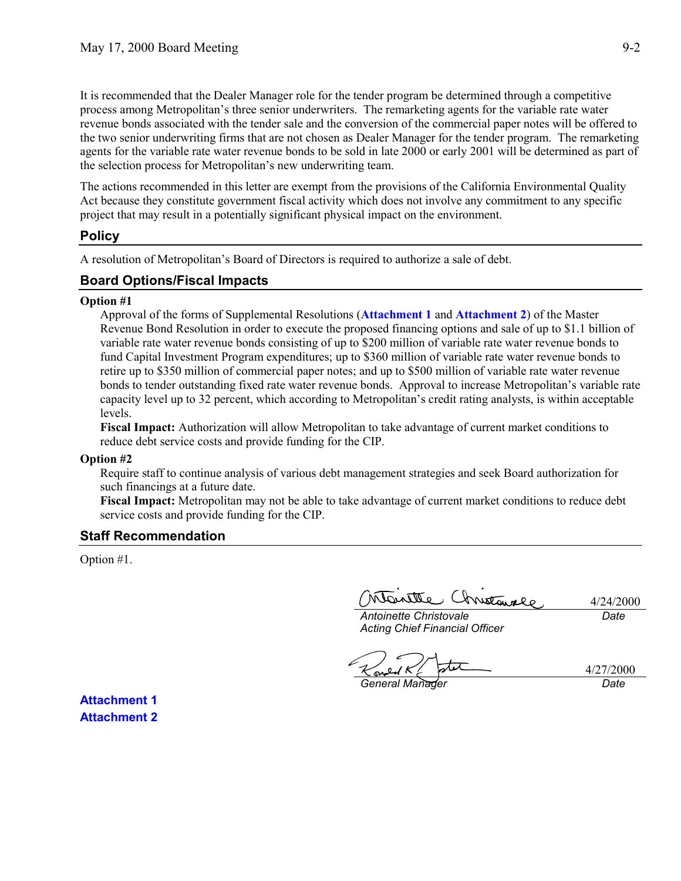It is recommended that the Dealer Manager role for the tender program be determined through a competitive process among Metropolitan's three senior underwriters. The remarketing agents for the variable rate water revenue bonds associated with the tender sale and the conversion of the commercial paper notes will be offered to the two senior underwriting firms that are not chosen as Dealer Manager for the tender program. The remarketing agents for the variable rate water revenue bonds to be sold in late 2000 or early 2001 will be determined as part of the selection process for Metropolitan's new underwriting team.

The actions recommended in this letter are exempt from the provisions of the California Environmental Quality Act because they constitute government fiscal activity which does not involve any commitment to any specific project that may result in a potentially significant physical impact on the environment.

## Policy

A resolution of Metropolitan's Board of Directors is required to authorize a sale of debt.

## Board Options/Fiscal Impacts

**Option #1**

Approval of the forms of Supplemental Resolutions (**Attachment 1** and **Attachment 2**) of the Master Revenue Bond Resolution in order to execute the proposed financing options and sale of up to $1.1 billion of variable rate water revenue bonds consisting of up to $200 million of variable rate water revenue bonds to fund Capital Investment Program expenditures; up to $360 million of variable rate water revenue bonds to retire up to $350 million of commercial paper notes; and up to $500 million of variable rate water revenue bonds to tender outstanding fixed rate water revenue bonds. Approval to increase Metropolitan's variable rate capacity level up to 32 percent, which according to Metropolitan's credit rating analysts, is within acceptable levels.

**Fiscal Impact:** Authorization will allow Metropolitan to take advantage of current market conditions to reduce debt service costs and provide funding for the CIP.

**Option #2**

Require staff to continue analysis of various debt management strategies and seek Board authorization for such financings at a future date.

**Fiscal Impact:** Metropolitan may not be able to take advantage of current market conditions to reduce debt service costs and provide funding for the CIP.

## Staff Recommendation

Option #1.

| | |
|---|---|
| *Antoinette Christovale* | 4/24/2000 |
| *Acting Chief Financial Officer* | *Date* |

| | |
|---|---|
| *General Manager* | 4/27/2000 |
| | *Date* |

**Attachment 1**

**Attachment 2**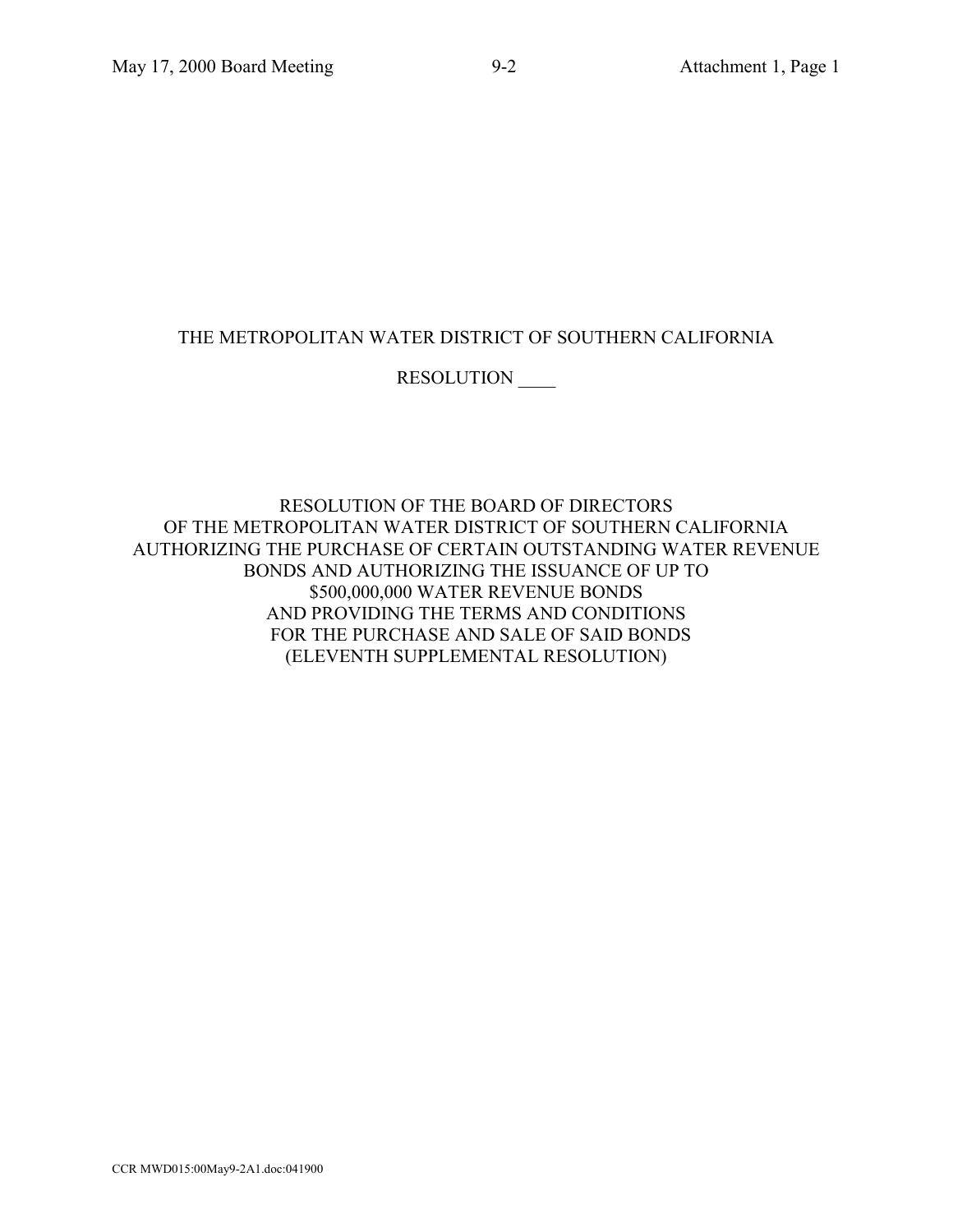# THE METROPOLITAN WATER DISTRICT OF SOUTHERN CALIFORNIA

## RESOLUTION ____

RESOLUTION OF THE BOARD OF DIRECTORS OF THE METROPOLITAN WATER DISTRICT OF SOUTHERN CALIFORNIA AUTHORIZING THE PURCHASE OF CERTAIN OUTSTANDING WATER REVENUE BONDS AND AUTHORIZING THE ISSUANCE OF UP TO \$500,000,000 WATER REVENUE BONDS AND PROVIDING THE TERMS AND CONDITIONS FOR THE PURCHASE AND SALE OF SAID BONDS (ELEVENTH SUPPLEMENTAL RESOLUTION)

CCR MWD015:00May9-2A1.doc:041900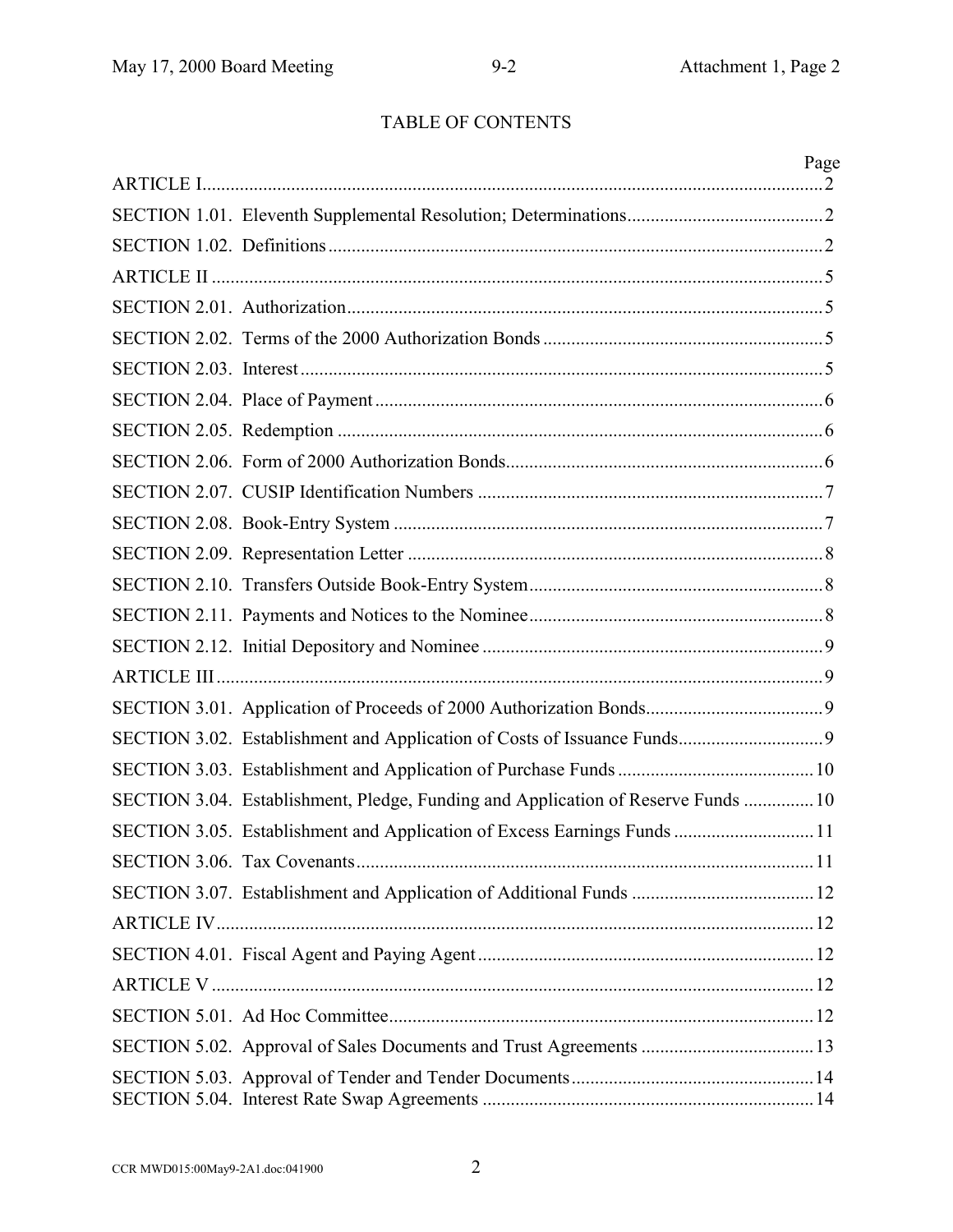# TABLE OF CONTENTS

| | Page |
|---|---|
| ARTICLE I | 2 |
| SECTION 1.01. Eleventh Supplemental Resolution; Determinations | 2 |
| SECTION 1.02. Definitions | 2 |
| ARTICLE II | 5 |
| SECTION 2.01. Authorization | 5 |
| SECTION 2.02. Terms of the 2000 Authorization Bonds | 5 |
| SECTION 2.03. Interest | 5 |
| SECTION 2.04. Place of Payment | 6 |
| SECTION 2.05. Redemption | 6 |
| SECTION 2.06. Form of 2000 Authorization Bonds | 6 |
| SECTION 2.07. CUSIP Identification Numbers | 7 |
| SECTION 2.08. Book-Entry System | 7 |
| SECTION 2.09. Representation Letter | 8 |
| SECTION 2.10. Transfers Outside Book-Entry System | 8 |
| SECTION 2.11. Payments and Notices to the Nominee | 8 |
| SECTION 2.12. Initial Depository and Nominee | 9 |
| ARTICLE III | 9 |
| SECTION 3.01. Application of Proceeds of 2000 Authorization Bonds | 9 |
| SECTION 3.02. Establishment and Application of Costs of Issuance Funds | 9 |
| SECTION 3.03. Establishment and Application of Purchase Funds | 10 |
| SECTION 3.04. Establishment, Pledge, Funding and Application of Reserve Funds | 10 |
| SECTION 3.05. Establishment and Application of Excess Earnings Funds | 11 |
| SECTION 3.06. Tax Covenants | 11 |
| SECTION 3.07. Establishment and Application of Additional Funds | 12 |
| ARTICLE IV | 12 |
| SECTION 4.01. Fiscal Agent and Paying Agent | 12 |
| ARTICLE V | 12 |
| SECTION 5.01. Ad Hoc Committee | 12 |
| SECTION 5.02. Approval of Sales Documents and Trust Agreements | 13 |
| SECTION 5.03. Approval of Tender and Tender Documents | 14 |
| SECTION 5.04. Interest Rate Swap Agreements | 14 |

CCR MWD015:00May9-2A1.doc:041900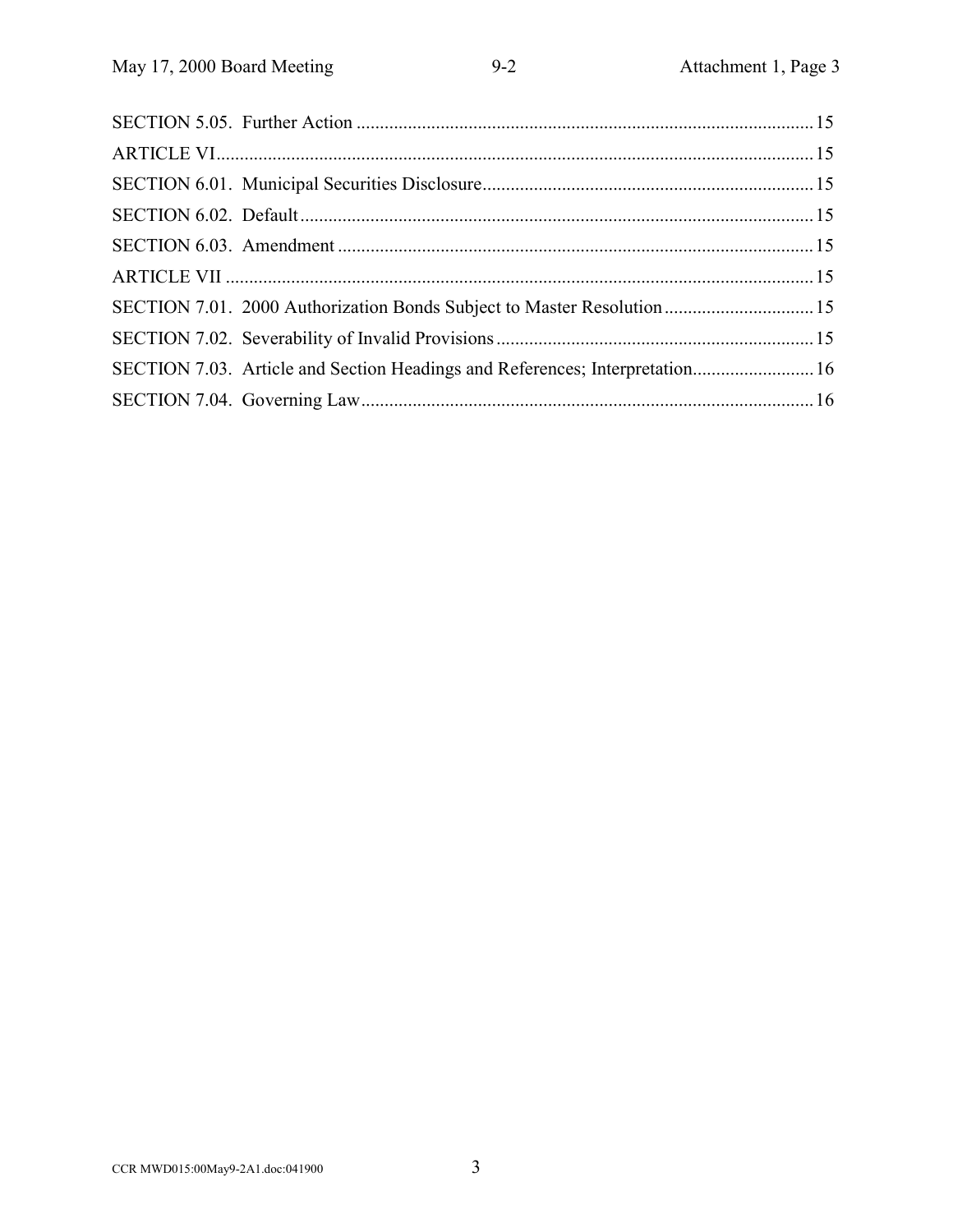SECTION 5.05. Further Action ........................................................................................................ 15

ARTICLE VI ...................................................................................................................................... 15

SECTION 6.01. Municipal Securities Disclosure ........................................................................ 15

SECTION 6.02. Default ................................................................................................................... 15

SECTION 6.03. Amendment .......................................................................................................... 15

ARTICLE VII ..................................................................................................................................... 15

SECTION 7.01. 2000 Authorization Bonds Subject to Master Resolution ................................ 15

SECTION 7.02. Severability of Invalid Provisions .................................................................... 15

SECTION 7.03. Article and Section Headings and References; Interpretation .......................... 16

SECTION 7.04. Governing Law ..................................................................................................... 16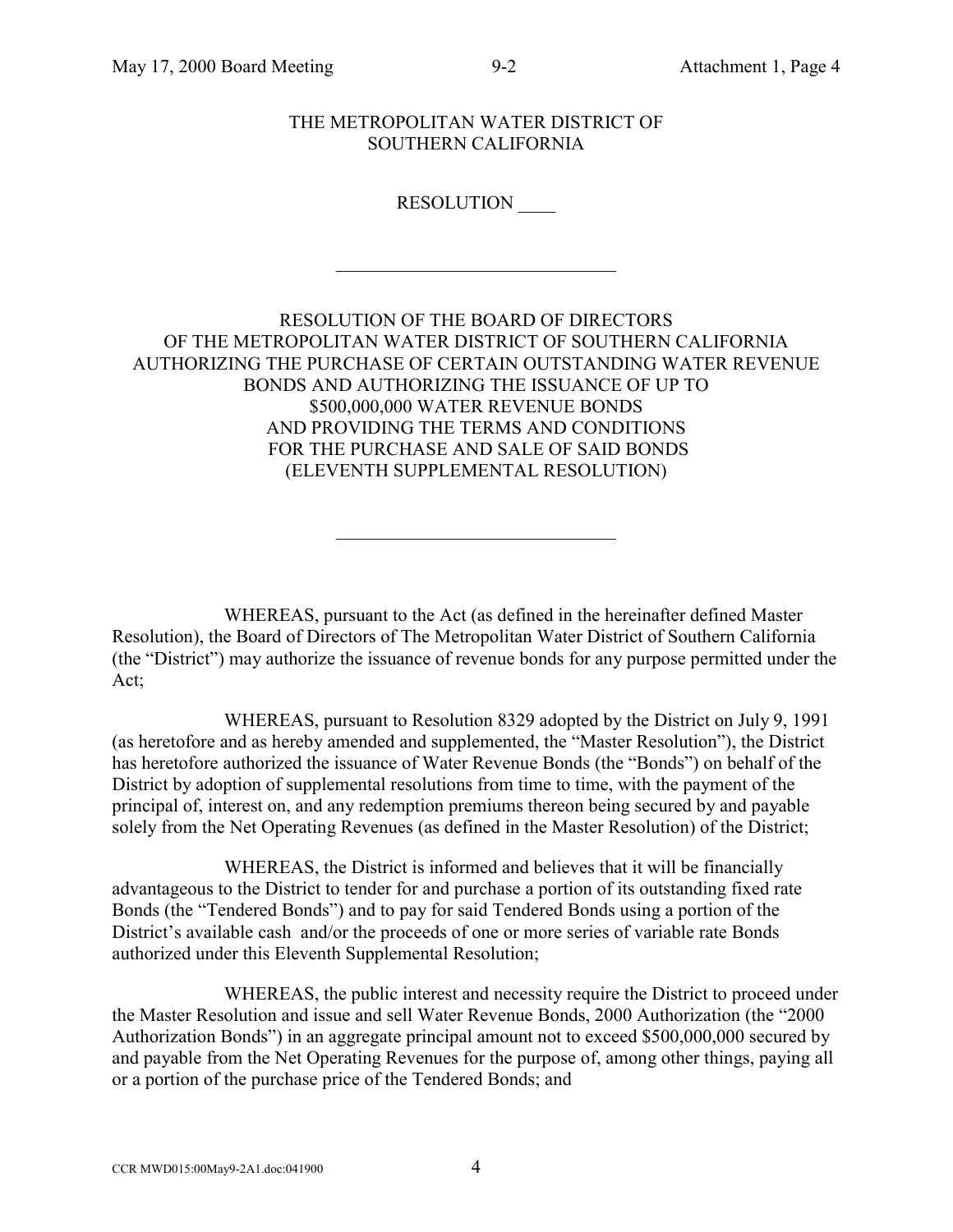THE METROPOLITAN WATER DISTRICT OF SOUTHERN CALIFORNIA

RESOLUTION ____

---

RESOLUTION OF THE BOARD OF DIRECTORS OF THE METROPOLITAN WATER DISTRICT OF SOUTHERN CALIFORNIA AUTHORIZING THE PURCHASE OF CERTAIN OUTSTANDING WATER REVENUE BONDS AND AUTHORIZING THE ISSUANCE OF UP TO $500,000,000 WATER REVENUE BONDS AND PROVIDING THE TERMS AND CONDITIONS FOR THE PURCHASE AND SALE OF SAID BONDS (ELEVENTH SUPPLEMENTAL RESOLUTION)

---

WHEREAS, pursuant to the Act (as defined in the hereinafter defined Master Resolution), the Board of Directors of The Metropolitan Water District of Southern California (the "District") may authorize the issuance of revenue bonds for any purpose permitted under the Act;

WHEREAS, pursuant to Resolution 8329 adopted by the District on July 9, 1991 (as heretofore and as hereby amended and supplemented, the "Master Resolution"), the District has heretofore authorized the issuance of Water Revenue Bonds (the "Bonds") on behalf of the District by adoption of supplemental resolutions from time to time, with the payment of the principal of, interest on, and any redemption premiums thereon being secured by and payable solely from the Net Operating Revenues (as defined in the Master Resolution) of the District;

WHEREAS, the District is informed and believes that it will be financially advantageous to the District to tender for and purchase a portion of its outstanding fixed rate Bonds (the "Tendered Bonds") and to pay for said Tendered Bonds using a portion of the District's available cash and/or the proceeds of one or more series of variable rate Bonds authorized under this Eleventh Supplemental Resolution;

WHEREAS, the public interest and necessity require the District to proceed under the Master Resolution and issue and sell Water Revenue Bonds, 2000 Authorization (the "2000 Authorization Bonds") in an aggregate principal amount not to exceed $500,000,000 secured by and payable from the Net Operating Revenues for the purpose of, among other things, paying all or a portion of the purchase price of the Tendered Bonds; and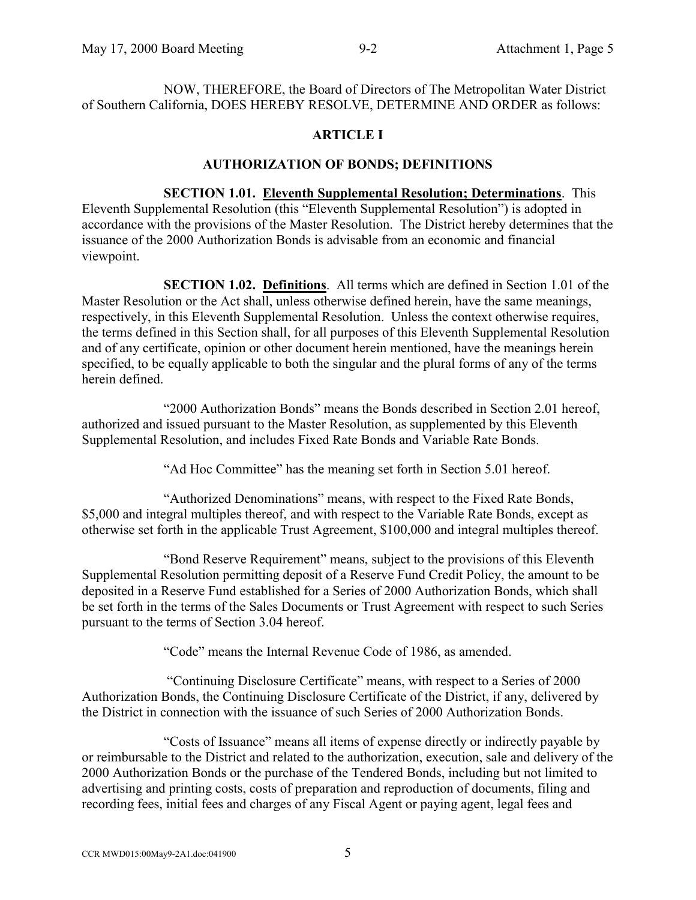NOW, THEREFORE, the Board of Directors of The Metropolitan Water District of Southern California, DOES HEREBY RESOLVE, DETERMINE AND ORDER as follows:

## ARTICLE I

## AUTHORIZATION OF BONDS; DEFINITIONS

**SECTION 1.01. <u>Eleventh Supplemental Resolution; Determinations</u>**. This Eleventh Supplemental Resolution (this "Eleventh Supplemental Resolution") is adopted in accordance with the provisions of the Master Resolution. The District hereby determines that the issuance of the 2000 Authorization Bonds is advisable from an economic and financial viewpoint.

**SECTION 1.02. <u>Definitions</u>**. All terms which are defined in Section 1.01 of the Master Resolution or the Act shall, unless otherwise defined herein, have the same meanings, respectively, in this Eleventh Supplemental Resolution. Unless the context otherwise requires, the terms defined in this Section shall, for all purposes of this Eleventh Supplemental Resolution and of any certificate, opinion or other document herein mentioned, have the meanings herein specified, to be equally applicable to both the singular and the plural forms of any of the terms herein defined.

"2000 Authorization Bonds" means the Bonds described in Section 2.01 hereof, authorized and issued pursuant to the Master Resolution, as supplemented by this Eleventh Supplemental Resolution, and includes Fixed Rate Bonds and Variable Rate Bonds.

"Ad Hoc Committee" has the meaning set forth in Section 5.01 hereof.

"Authorized Denominations" means, with respect to the Fixed Rate Bonds, \$5,000 and integral multiples thereof, and with respect to the Variable Rate Bonds, except as otherwise set forth in the applicable Trust Agreement, \$100,000 and integral multiples thereof.

"Bond Reserve Requirement" means, subject to the provisions of this Eleventh Supplemental Resolution permitting deposit of a Reserve Fund Credit Policy, the amount to be deposited in a Reserve Fund established for a Series of 2000 Authorization Bonds, which shall be set forth in the terms of the Sales Documents or Trust Agreement with respect to such Series pursuant to the terms of Section 3.04 hereof.

"Code" means the Internal Revenue Code of 1986, as amended.

"Continuing Disclosure Certificate" means, with respect to a Series of 2000 Authorization Bonds, the Continuing Disclosure Certificate of the District, if any, delivered by the District in connection with the issuance of such Series of 2000 Authorization Bonds.

"Costs of Issuance" means all items of expense directly or indirectly payable by or reimbursable to the District and related to the authorization, execution, sale and delivery of the 2000 Authorization Bonds or the purchase of the Tendered Bonds, including but not limited to advertising and printing costs, costs of preparation and reproduction of documents, filing and recording fees, initial fees and charges of any Fiscal Agent or paying agent, legal fees and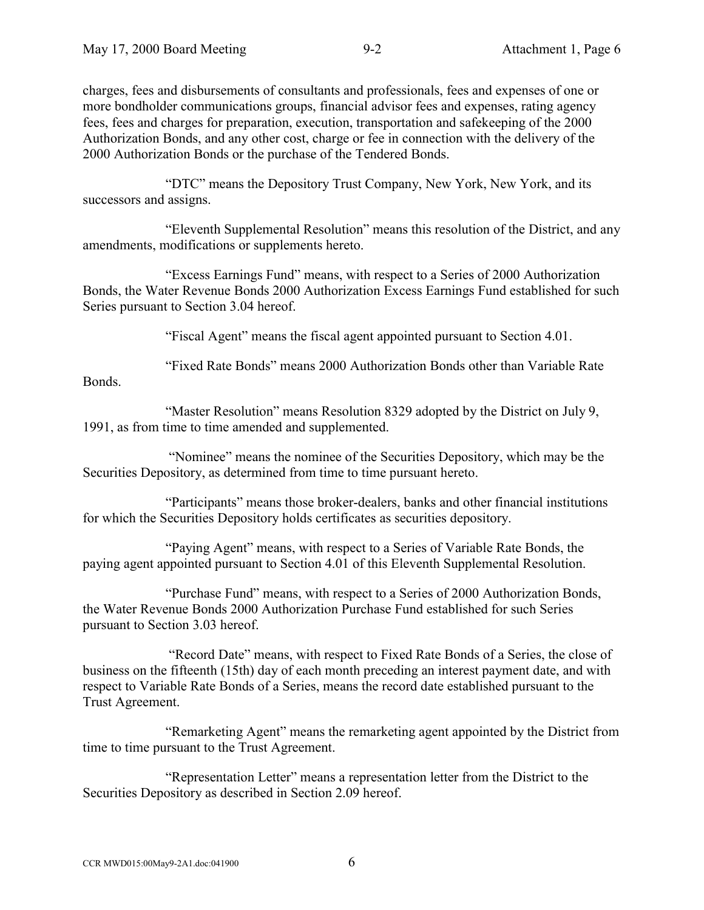charges, fees and disbursements of consultants and professionals, fees and expenses of one or more bondholder communications groups, financial advisor fees and expenses, rating agency fees, fees and charges for preparation, execution, transportation and safekeeping of the 2000 Authorization Bonds, and any other cost, charge or fee in connection with the delivery of the 2000 Authorization Bonds or the purchase of the Tendered Bonds.

"DTC" means the Depository Trust Company, New York, New York, and its successors and assigns.

"Eleventh Supplemental Resolution" means this resolution of the District, and any amendments, modifications or supplements hereto.

"Excess Earnings Fund" means, with respect to a Series of 2000 Authorization Bonds, the Water Revenue Bonds 2000 Authorization Excess Earnings Fund established for such Series pursuant to Section 3.04 hereof.

"Fiscal Agent" means the fiscal agent appointed pursuant to Section 4.01.

"Fixed Rate Bonds" means 2000 Authorization Bonds other than Variable Rate Bonds.

"Master Resolution" means Resolution 8329 adopted by the District on July 9, 1991, as from time to time amended and supplemented.

"Nominee" means the nominee of the Securities Depository, which may be the Securities Depository, as determined from time to time pursuant hereto.

"Participants" means those broker-dealers, banks and other financial institutions for which the Securities Depository holds certificates as securities depository.

"Paying Agent" means, with respect to a Series of Variable Rate Bonds, the paying agent appointed pursuant to Section 4.01 of this Eleventh Supplemental Resolution.

"Purchase Fund" means, with respect to a Series of 2000 Authorization Bonds, the Water Revenue Bonds 2000 Authorization Purchase Fund established for such Series pursuant to Section 3.03 hereof.

"Record Date" means, with respect to Fixed Rate Bonds of a Series, the close of business on the fifteenth (15th) day of each month preceding an interest payment date, and with respect to Variable Rate Bonds of a Series, means the record date established pursuant to the Trust Agreement.

"Remarketing Agent" means the remarketing agent appointed by the District from time to time pursuant to the Trust Agreement.

"Representation Letter" means a representation letter from the District to the Securities Depository as described in Section 2.09 hereof.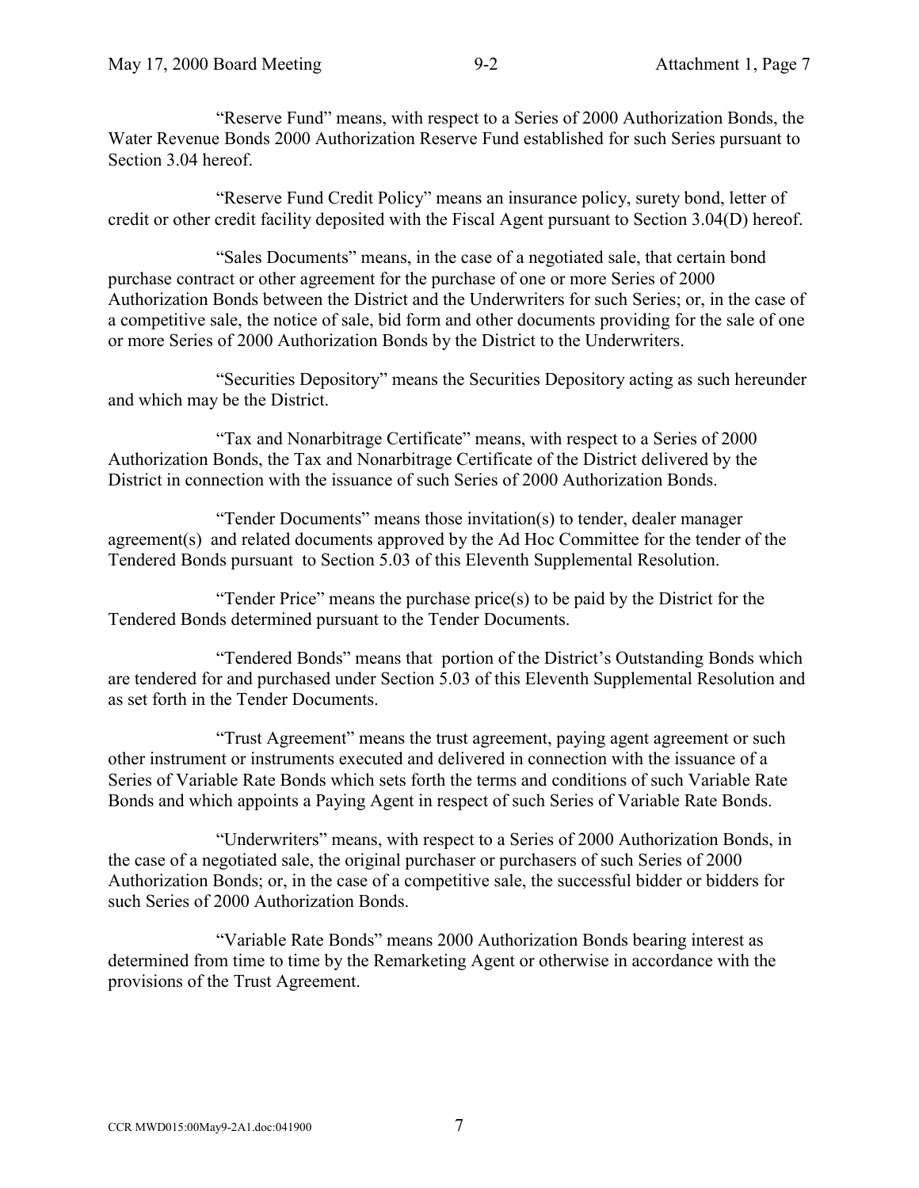"Reserve Fund" means, with respect to a Series of 2000 Authorization Bonds, the Water Revenue Bonds 2000 Authorization Reserve Fund established for such Series pursuant to Section 3.04 hereof.

"Reserve Fund Credit Policy" means an insurance policy, surety bond, letter of credit or other credit facility deposited with the Fiscal Agent pursuant to Section 3.04(D) hereof.

"Sales Documents" means, in the case of a negotiated sale, that certain bond purchase contract or other agreement for the purchase of one or more Series of 2000 Authorization Bonds between the District and the Underwriters for such Series; or, in the case of a competitive sale, the notice of sale, bid form and other documents providing for the sale of one or more Series of 2000 Authorization Bonds by the District to the Underwriters.

"Securities Depository" means the Securities Depository acting as such hereunder and which may be the District.

"Tax and Nonarbitrage Certificate" means, with respect to a Series of 2000 Authorization Bonds, the Tax and Nonarbitrage Certificate of the District delivered by the District in connection with the issuance of such Series of 2000 Authorization Bonds.

"Tender Documents" means those invitation(s) to tender, dealer manager agreement(s) and related documents approved by the Ad Hoc Committee for the tender of the Tendered Bonds pursuant to Section 5.03 of this Eleventh Supplemental Resolution.

"Tender Price" means the purchase price(s) to be paid by the District for the Tendered Bonds determined pursuant to the Tender Documents.

"Tendered Bonds" means that portion of the District's Outstanding Bonds which are tendered for and purchased under Section 5.03 of this Eleventh Supplemental Resolution and as set forth in the Tender Documents.

"Trust Agreement" means the trust agreement, paying agent agreement or such other instrument or instruments executed and delivered in connection with the issuance of a Series of Variable Rate Bonds which sets forth the terms and conditions of such Variable Rate Bonds and which appoints a Paying Agent in respect of such Series of Variable Rate Bonds.

"Underwriters" means, with respect to a Series of 2000 Authorization Bonds, in the case of a negotiated sale, the original purchaser or purchasers of such Series of 2000 Authorization Bonds; or, in the case of a competitive sale, the successful bidder or bidders for such Series of 2000 Authorization Bonds.

"Variable Rate Bonds" means 2000 Authorization Bonds bearing interest as determined from time to time by the Remarketing Agent or otherwise in accordance with the provisions of the Trust Agreement.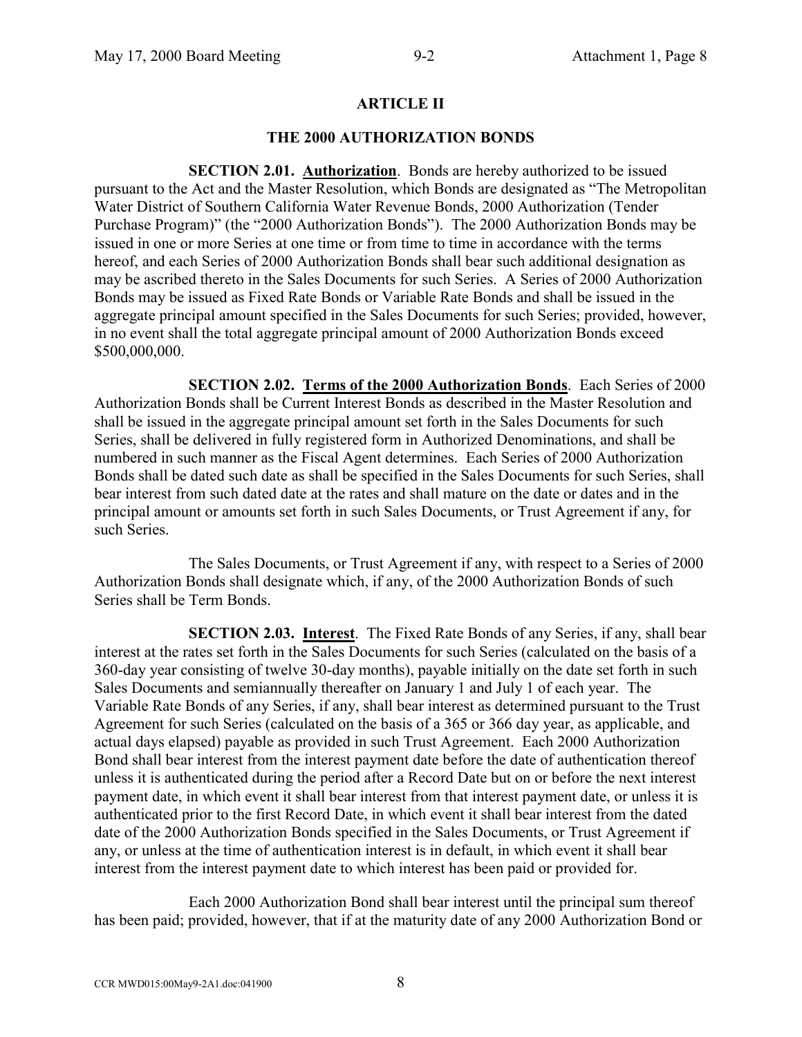## ARTICLE II

## THE 2000 AUTHORIZATION BONDS

**SECTION 2.01. Authorization**. Bonds are hereby authorized to be issued pursuant to the Act and the Master Resolution, which Bonds are designated as "The Metropolitan Water District of Southern California Water Revenue Bonds, 2000 Authorization (Tender Purchase Program)" (the "2000 Authorization Bonds"). The 2000 Authorization Bonds may be issued in one or more Series at one time or from time to time in accordance with the terms hereof, and each Series of 2000 Authorization Bonds shall bear such additional designation as may be ascribed thereto in the Sales Documents for such Series. A Series of 2000 Authorization Bonds may be issued as Fixed Rate Bonds or Variable Rate Bonds and shall be issued in the aggregate principal amount specified in the Sales Documents for such Series; provided, however, in no event shall the total aggregate principal amount of 2000 Authorization Bonds exceed $500,000,000.

**SECTION 2.02. Terms of the 2000 Authorization Bonds**. Each Series of 2000 Authorization Bonds shall be Current Interest Bonds as described in the Master Resolution and shall be issued in the aggregate principal amount set forth in the Sales Documents for such Series, shall be delivered in fully registered form in Authorized Denominations, and shall be numbered in such manner as the Fiscal Agent determines. Each Series of 2000 Authorization Bonds shall be dated such date as shall be specified in the Sales Documents for such Series, shall bear interest from such dated date at the rates and shall mature on the date or dates and in the principal amount or amounts set forth in such Sales Documents, or Trust Agreement if any, for such Series.

The Sales Documents, or Trust Agreement if any, with respect to a Series of 2000 Authorization Bonds shall designate which, if any, of the 2000 Authorization Bonds of such Series shall be Term Bonds.

**SECTION 2.03. Interest**. The Fixed Rate Bonds of any Series, if any, shall bear interest at the rates set forth in the Sales Documents for such Series (calculated on the basis of a 360-day year consisting of twelve 30-day months), payable initially on the date set forth in such Sales Documents and semiannually thereafter on January 1 and July 1 of each year. The Variable Rate Bonds of any Series, if any, shall bear interest as determined pursuant to the Trust Agreement for such Series (calculated on the basis of a 365 or 366 day year, as applicable, and actual days elapsed) payable as provided in such Trust Agreement. Each 2000 Authorization Bond shall bear interest from the interest payment date before the date of authentication thereof unless it is authenticated during the period after a Record Date but on or before the next interest payment date, in which event it shall bear interest from that interest payment date, or unless it is authenticated prior to the first Record Date, in which event it shall bear interest from the dated date of the 2000 Authorization Bonds specified in the Sales Documents, or Trust Agreement if any, or unless at the time of authentication interest is in default, in which event it shall bear interest from the interest payment date to which interest has been paid or provided for.

Each 2000 Authorization Bond shall bear interest until the principal sum thereof has been paid; provided, however, that if at the maturity date of any 2000 Authorization Bond or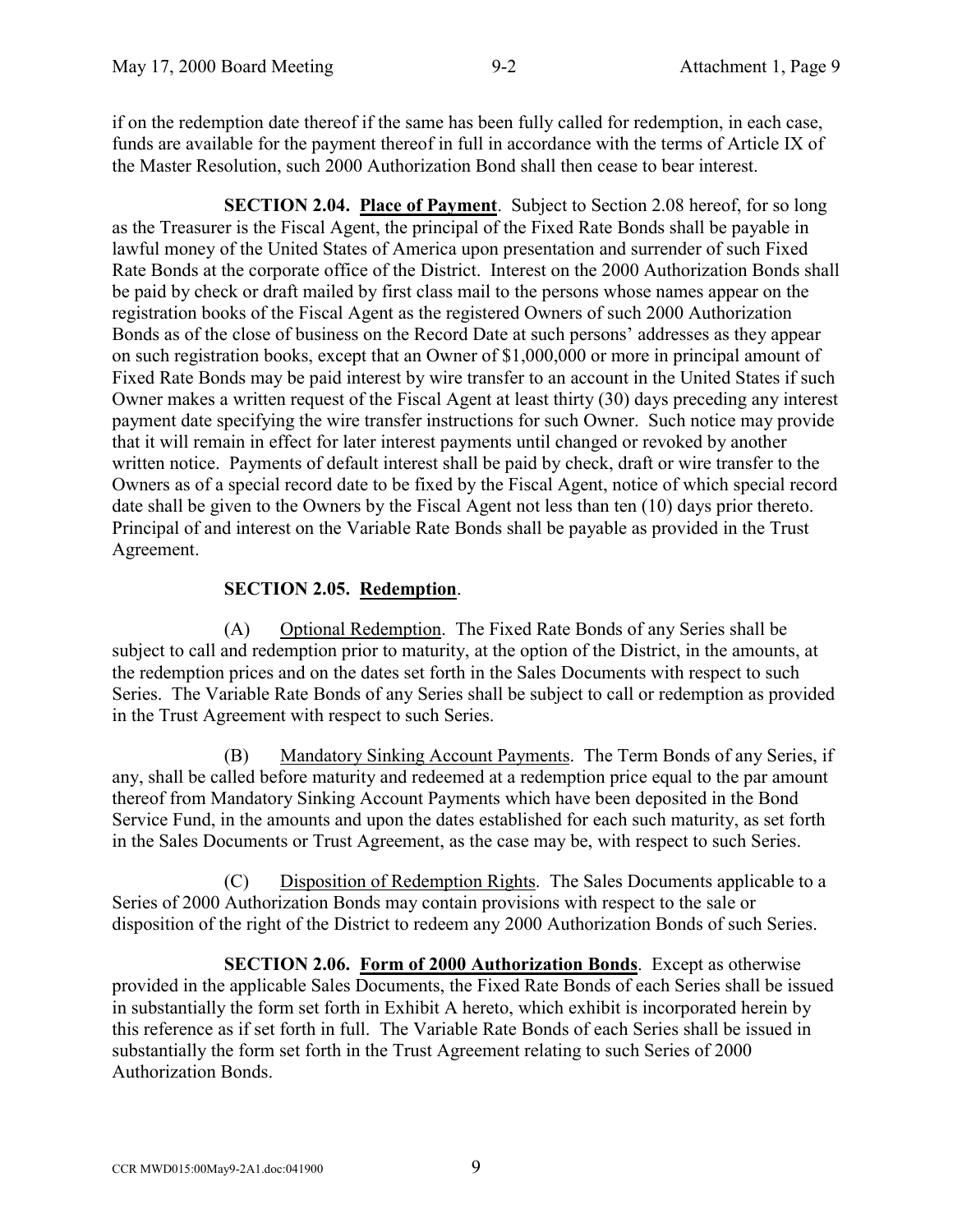if on the redemption date thereof if the same has been fully called for redemption, in each case, funds are available for the payment thereof in full in accordance with the terms of Article IX of the Master Resolution, such 2000 Authorization Bond shall then cease to bear interest.

**SECTION 2.04. Place of Payment**. Subject to Section 2.08 hereof, for so long as the Treasurer is the Fiscal Agent, the principal of the Fixed Rate Bonds shall be payable in lawful money of the United States of America upon presentation and surrender of such Fixed Rate Bonds at the corporate office of the District. Interest on the 2000 Authorization Bonds shall be paid by check or draft mailed by first class mail to the persons whose names appear on the registration books of the Fiscal Agent as the registered Owners of such 2000 Authorization Bonds as of the close of business on the Record Date at such persons' addresses as they appear on such registration books, except that an Owner of $1,000,000 or more in principal amount of Fixed Rate Bonds may be paid interest by wire transfer to an account in the United States if such Owner makes a written request of the Fiscal Agent at least thirty (30) days preceding any interest payment date specifying the wire transfer instructions for such Owner. Such notice may provide that it will remain in effect for later interest payments until changed or revoked by another written notice. Payments of default interest shall be paid by check, draft or wire transfer to the Owners as of a special record date to be fixed by the Fiscal Agent, notice of which special record date shall be given to the Owners by the Fiscal Agent not less than ten (10) days prior thereto. Principal of and interest on the Variable Rate Bonds shall be payable as provided in the Trust Agreement.

**SECTION 2.05. Redemption**.

(A) Optional Redemption. The Fixed Rate Bonds of any Series shall be subject to call and redemption prior to maturity, at the option of the District, in the amounts, at the redemption prices and on the dates set forth in the Sales Documents with respect to such Series. The Variable Rate Bonds of any Series shall be subject to call or redemption as provided in the Trust Agreement with respect to such Series.

(B) Mandatory Sinking Account Payments. The Term Bonds of any Series, if any, shall be called before maturity and redeemed at a redemption price equal to the par amount thereof from Mandatory Sinking Account Payments which have been deposited in the Bond Service Fund, in the amounts and upon the dates established for each such maturity, as set forth in the Sales Documents or Trust Agreement, as the case may be, with respect to such Series.

(C) Disposition of Redemption Rights. The Sales Documents applicable to a Series of 2000 Authorization Bonds may contain provisions with respect to the sale or disposition of the right of the District to redeem any 2000 Authorization Bonds of such Series.

**SECTION 2.06. Form of 2000 Authorization Bonds**. Except as otherwise provided in the applicable Sales Documents, the Fixed Rate Bonds of each Series shall be issued in substantially the form set forth in Exhibit A hereto, which exhibit is incorporated herein by this reference as if set forth in full. The Variable Rate Bonds of each Series shall be issued in substantially the form set forth in the Trust Agreement relating to such Series of 2000 Authorization Bonds.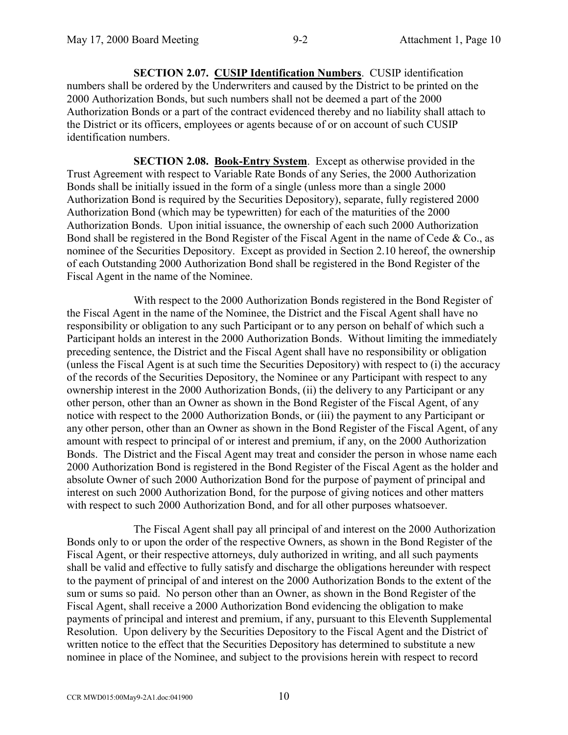**SECTION 2.07. <u>CUSIP Identification Numbers</u>**. CUSIP identification numbers shall be ordered by the Underwriters and caused by the District to be printed on the 2000 Authorization Bonds, but such numbers shall not be deemed a part of the 2000 Authorization Bonds or a part of the contract evidenced thereby and no liability shall attach to the District or its officers, employees or agents because of or on account of such CUSIP identification numbers.

**SECTION 2.08. <u>Book-Entry System</u>**. Except as otherwise provided in the Trust Agreement with respect to Variable Rate Bonds of any Series, the 2000 Authorization Bonds shall be initially issued in the form of a single (unless more than a single 2000 Authorization Bond is required by the Securities Depository), separate, fully registered 2000 Authorization Bond (which may be typewritten) for each of the maturities of the 2000 Authorization Bonds. Upon initial issuance, the ownership of each such 2000 Authorization Bond shall be registered in the Bond Register of the Fiscal Agent in the name of Cede & Co., as nominee of the Securities Depository. Except as provided in Section 2.10 hereof, the ownership of each Outstanding 2000 Authorization Bond shall be registered in the Bond Register of the Fiscal Agent in the name of the Nominee.

With respect to the 2000 Authorization Bonds registered in the Bond Register of the Fiscal Agent in the name of the Nominee, the District and the Fiscal Agent shall have no responsibility or obligation to any such Participant or to any person on behalf of which such a Participant holds an interest in the 2000 Authorization Bonds. Without limiting the immediately preceding sentence, the District and the Fiscal Agent shall have no responsibility or obligation (unless the Fiscal Agent is at such time the Securities Depository) with respect to (i) the accuracy of the records of the Securities Depository, the Nominee or any Participant with respect to any ownership interest in the 2000 Authorization Bonds, (ii) the delivery to any Participant or any other person, other than an Owner as shown in the Bond Register of the Fiscal Agent, of any notice with respect to the 2000 Authorization Bonds, or (iii) the payment to any Participant or any other person, other than an Owner as shown in the Bond Register of the Fiscal Agent, of any amount with respect to principal of or interest and premium, if any, on the 2000 Authorization Bonds. The District and the Fiscal Agent may treat and consider the person in whose name each 2000 Authorization Bond is registered in the Bond Register of the Fiscal Agent as the holder and absolute Owner of such 2000 Authorization Bond for the purpose of payment of principal and interest on such 2000 Authorization Bond, for the purpose of giving notices and other matters with respect to such 2000 Authorization Bond, and for all other purposes whatsoever.

The Fiscal Agent shall pay all principal of and interest on the 2000 Authorization Bonds only to or upon the order of the respective Owners, as shown in the Bond Register of the Fiscal Agent, or their respective attorneys, duly authorized in writing, and all such payments shall be valid and effective to fully satisfy and discharge the obligations hereunder with respect to the payment of principal of and interest on the 2000 Authorization Bonds to the extent of the sum or sums so paid. No person other than an Owner, as shown in the Bond Register of the Fiscal Agent, shall receive a 2000 Authorization Bond evidencing the obligation to make payments of principal and interest and premium, if any, pursuant to this Eleventh Supplemental Resolution. Upon delivery by the Securities Depository to the Fiscal Agent and the District of written notice to the effect that the Securities Depository has determined to substitute a new nominee in place of the Nominee, and subject to the provisions herein with respect to record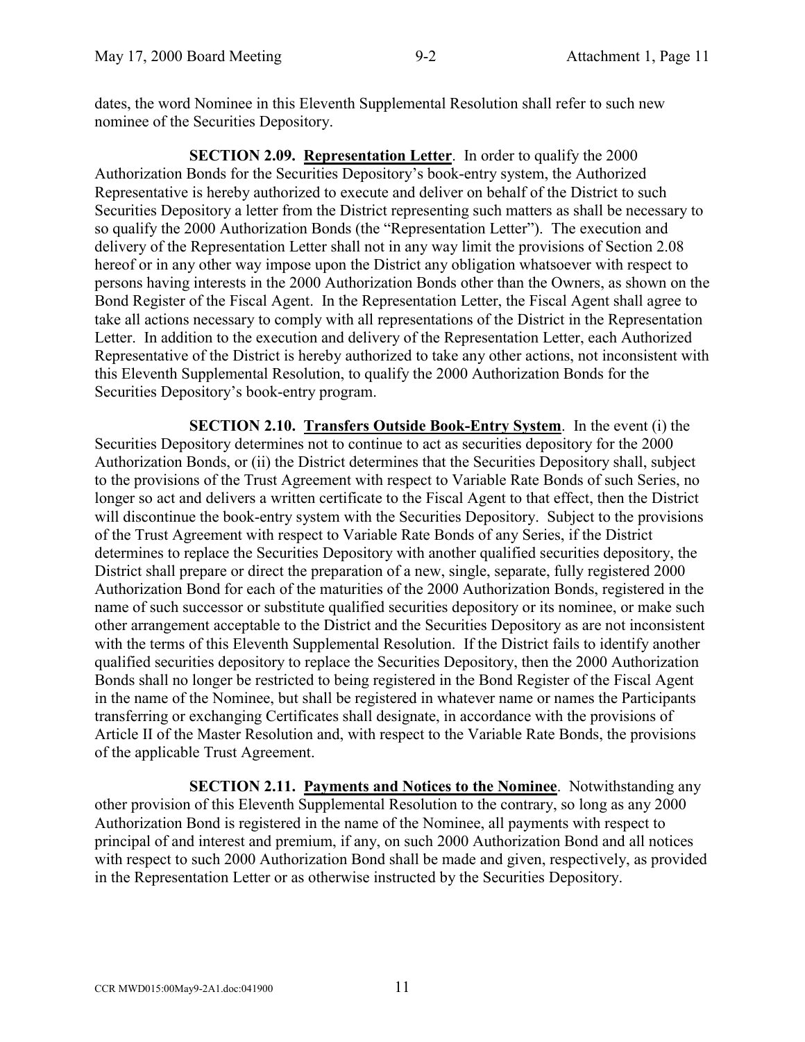dates, the word Nominee in this Eleventh Supplemental Resolution shall refer to such new nominee of the Securities Depository.

**SECTION 2.09. Representation Letter**. In order to qualify the 2000 Authorization Bonds for the Securities Depository's book-entry system, the Authorized Representative is hereby authorized to execute and deliver on behalf of the District to such Securities Depository a letter from the District representing such matters as shall be necessary to so qualify the 2000 Authorization Bonds (the "Representation Letter"). The execution and delivery of the Representation Letter shall not in any way limit the provisions of Section 2.08 hereof or in any other way impose upon the District any obligation whatsoever with respect to persons having interests in the 2000 Authorization Bonds other than the Owners, as shown on the Bond Register of the Fiscal Agent. In the Representation Letter, the Fiscal Agent shall agree to take all actions necessary to comply with all representations of the District in the Representation Letter. In addition to the execution and delivery of the Representation Letter, each Authorized Representative of the District is hereby authorized to take any other actions, not inconsistent with this Eleventh Supplemental Resolution, to qualify the 2000 Authorization Bonds for the Securities Depository's book-entry program.

**SECTION 2.10. Transfers Outside Book-Entry System**. In the event (i) the Securities Depository determines not to continue to act as securities depository for the 2000 Authorization Bonds, or (ii) the District determines that the Securities Depository shall, subject to the provisions of the Trust Agreement with respect to Variable Rate Bonds of such Series, no longer so act and delivers a written certificate to the Fiscal Agent to that effect, then the District will discontinue the book-entry system with the Securities Depository. Subject to the provisions of the Trust Agreement with respect to Variable Rate Bonds of any Series, if the District determines to replace the Securities Depository with another qualified securities depository, the District shall prepare or direct the preparation of a new, single, separate, fully registered 2000 Authorization Bond for each of the maturities of the 2000 Authorization Bonds, registered in the name of such successor or substitute qualified securities depository or its nominee, or make such other arrangement acceptable to the District and the Securities Depository as are not inconsistent with the terms of this Eleventh Supplemental Resolution. If the District fails to identify another qualified securities depository to replace the Securities Depository, then the 2000 Authorization Bonds shall no longer be restricted to being registered in the Bond Register of the Fiscal Agent in the name of the Nominee, but shall be registered in whatever name or names the Participants transferring or exchanging Certificates shall designate, in accordance with the provisions of Article II of the Master Resolution and, with respect to the Variable Rate Bonds, the provisions of the applicable Trust Agreement.

**SECTION 2.11. Payments and Notices to the Nominee**. Notwithstanding any other provision of this Eleventh Supplemental Resolution to the contrary, so long as any 2000 Authorization Bond is registered in the name of the Nominee, all payments with respect to principal of and interest and premium, if any, on such 2000 Authorization Bond and all notices with respect to such 2000 Authorization Bond shall be made and given, respectively, as provided in the Representation Letter or as otherwise instructed by the Securities Depository.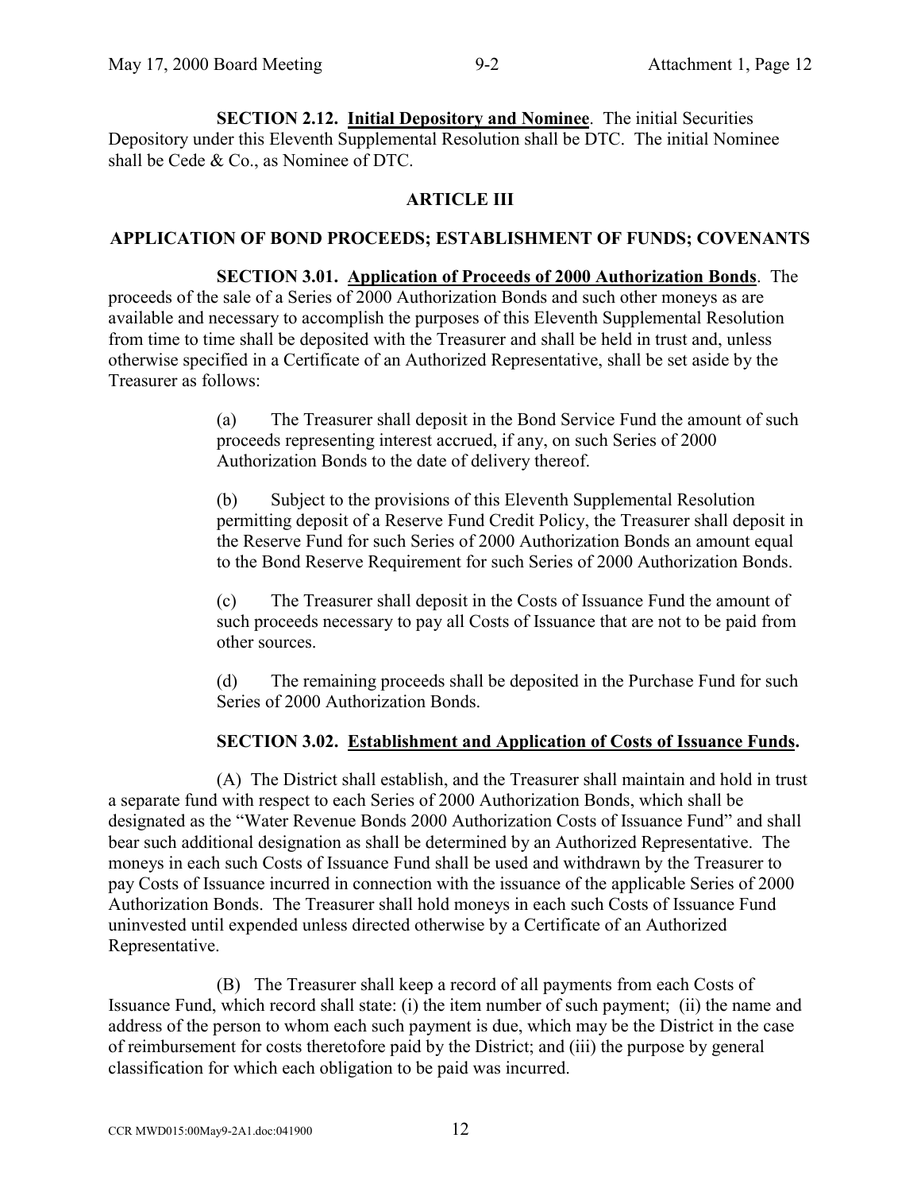**SECTION 2.12. <u>Initial Depository and Nominee</u>**. The initial Securities Depository under this Eleventh Supplemental Resolution shall be DTC. The initial Nominee shall be Cede & Co., as Nominee of DTC.

## ARTICLE III

## APPLICATION OF BOND PROCEEDS; ESTABLISHMENT OF FUNDS; COVENANTS

**SECTION 3.01. <u>Application of Proceeds of 2000 Authorization Bonds</u>**. The proceeds of the sale of a Series of 2000 Authorization Bonds and such other moneys as are available and necessary to accomplish the purposes of this Eleventh Supplemental Resolution from time to time shall be deposited with the Treasurer and shall be held in trust and, unless otherwise specified in a Certificate of an Authorized Representative, shall be set aside by the Treasurer as follows:

(a) The Treasurer shall deposit in the Bond Service Fund the amount of such proceeds representing interest accrued, if any, on such Series of 2000 Authorization Bonds to the date of delivery thereof.

(b) Subject to the provisions of this Eleventh Supplemental Resolution permitting deposit of a Reserve Fund Credit Policy, the Treasurer shall deposit in the Reserve Fund for such Series of 2000 Authorization Bonds an amount equal to the Bond Reserve Requirement for such Series of 2000 Authorization Bonds.

(c) The Treasurer shall deposit in the Costs of Issuance Fund the amount of such proceeds necessary to pay all Costs of Issuance that are not to be paid from other sources.

(d) The remaining proceeds shall be deposited in the Purchase Fund for such Series of 2000 Authorization Bonds.

**SECTION 3.02. <u>Establishment and Application of Costs of Issuance Funds</u>.**

(A) The District shall establish, and the Treasurer shall maintain and hold in trust a separate fund with respect to each Series of 2000 Authorization Bonds, which shall be designated as the "Water Revenue Bonds 2000 Authorization Costs of Issuance Fund" and shall bear such additional designation as shall be determined by an Authorized Representative. The moneys in each such Costs of Issuance Fund shall be used and withdrawn by the Treasurer to pay Costs of Issuance incurred in connection with the issuance of the applicable Series of 2000 Authorization Bonds. The Treasurer shall hold moneys in each such Costs of Issuance Fund uninvested until expended unless directed otherwise by a Certificate of an Authorized Representative.

(B) The Treasurer shall keep a record of all payments from each Costs of Issuance Fund, which record shall state: (i) the item number of such payment; (ii) the name and address of the person to whom each such payment is due, which may be the District in the case of reimbursement for costs theretofore paid by the District; and (iii) the purpose by general classification for which each obligation to be paid was incurred.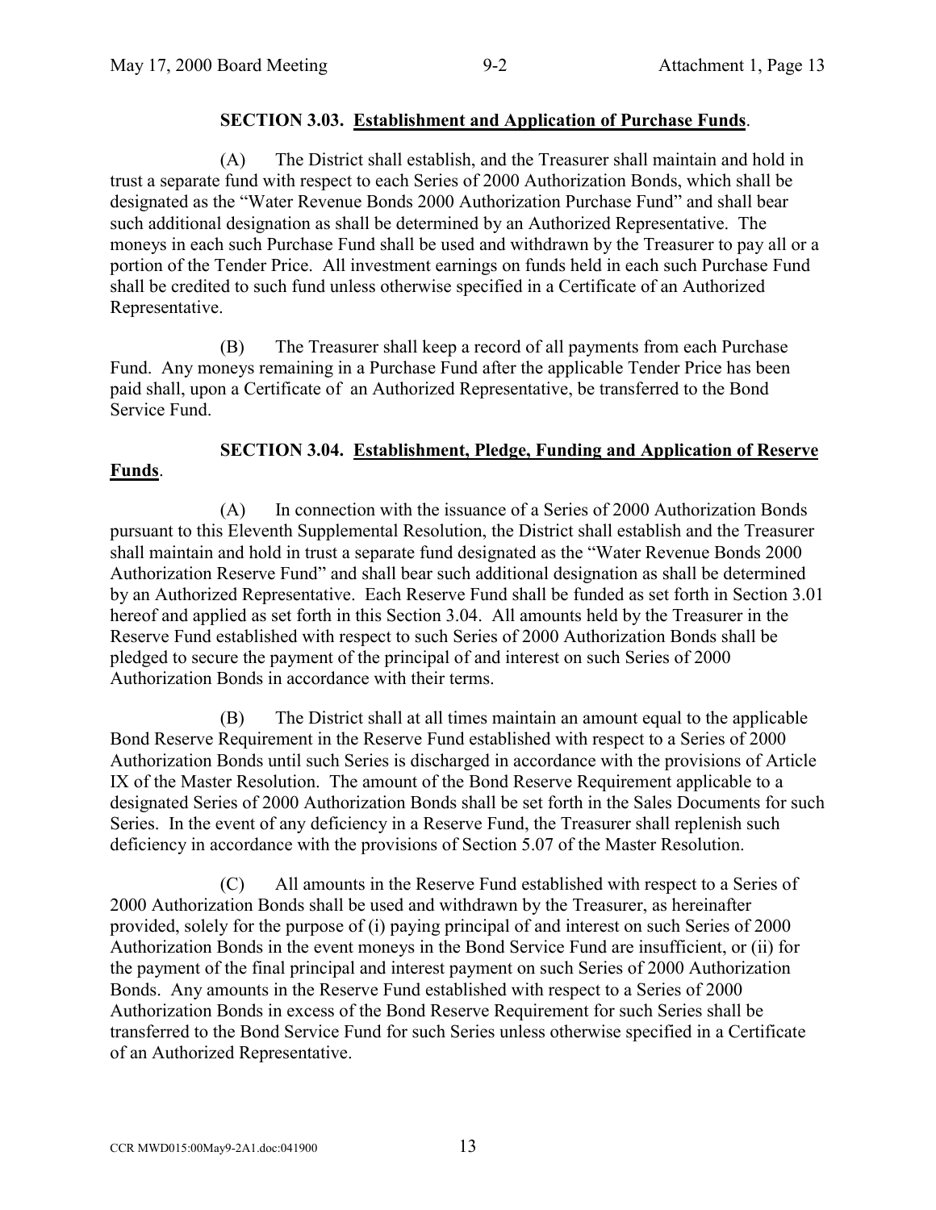**SECTION 3.03. Establishment and Application of Purchase Funds**.

(A) The District shall establish, and the Treasurer shall maintain and hold in trust a separate fund with respect to each Series of 2000 Authorization Bonds, which shall be designated as the "Water Revenue Bonds 2000 Authorization Purchase Fund" and shall bear such additional designation as shall be determined by an Authorized Representative. The moneys in each such Purchase Fund shall be used and withdrawn by the Treasurer to pay all or a portion of the Tender Price. All investment earnings on funds held in each such Purchase Fund shall be credited to such fund unless otherwise specified in a Certificate of an Authorized Representative.

(B) The Treasurer shall keep a record of all payments from each Purchase Fund. Any moneys remaining in a Purchase Fund after the applicable Tender Price has been paid shall, upon a Certificate of an Authorized Representative, be transferred to the Bond Service Fund.

**SECTION 3.04. Establishment, Pledge, Funding and Application of Reserve Funds**.

(A) In connection with the issuance of a Series of 2000 Authorization Bonds pursuant to this Eleventh Supplemental Resolution, the District shall establish and the Treasurer shall maintain and hold in trust a separate fund designated as the "Water Revenue Bonds 2000 Authorization Reserve Fund" and shall bear such additional designation as shall be determined by an Authorized Representative. Each Reserve Fund shall be funded as set forth in Section 3.01 hereof and applied as set forth in this Section 3.04. All amounts held by the Treasurer in the Reserve Fund established with respect to such Series of 2000 Authorization Bonds shall be pledged to secure the payment of the principal of and interest on such Series of 2000 Authorization Bonds in accordance with their terms.

(B) The District shall at all times maintain an amount equal to the applicable Bond Reserve Requirement in the Reserve Fund established with respect to a Series of 2000 Authorization Bonds until such Series is discharged in accordance with the provisions of Article IX of the Master Resolution. The amount of the Bond Reserve Requirement applicable to a designated Series of 2000 Authorization Bonds shall be set forth in the Sales Documents for such Series. In the event of any deficiency in a Reserve Fund, the Treasurer shall replenish such deficiency in accordance with the provisions of Section 5.07 of the Master Resolution.

(C) All amounts in the Reserve Fund established with respect to a Series of 2000 Authorization Bonds shall be used and withdrawn by the Treasurer, as hereinafter provided, solely for the purpose of (i) paying principal of and interest on such Series of 2000 Authorization Bonds in the event moneys in the Bond Service Fund are insufficient, or (ii) for the payment of the final principal and interest payment on such Series of 2000 Authorization Bonds. Any amounts in the Reserve Fund established with respect to a Series of 2000 Authorization Bonds in excess of the Bond Reserve Requirement for such Series shall be transferred to the Bond Service Fund for such Series unless otherwise specified in a Certificate of an Authorized Representative.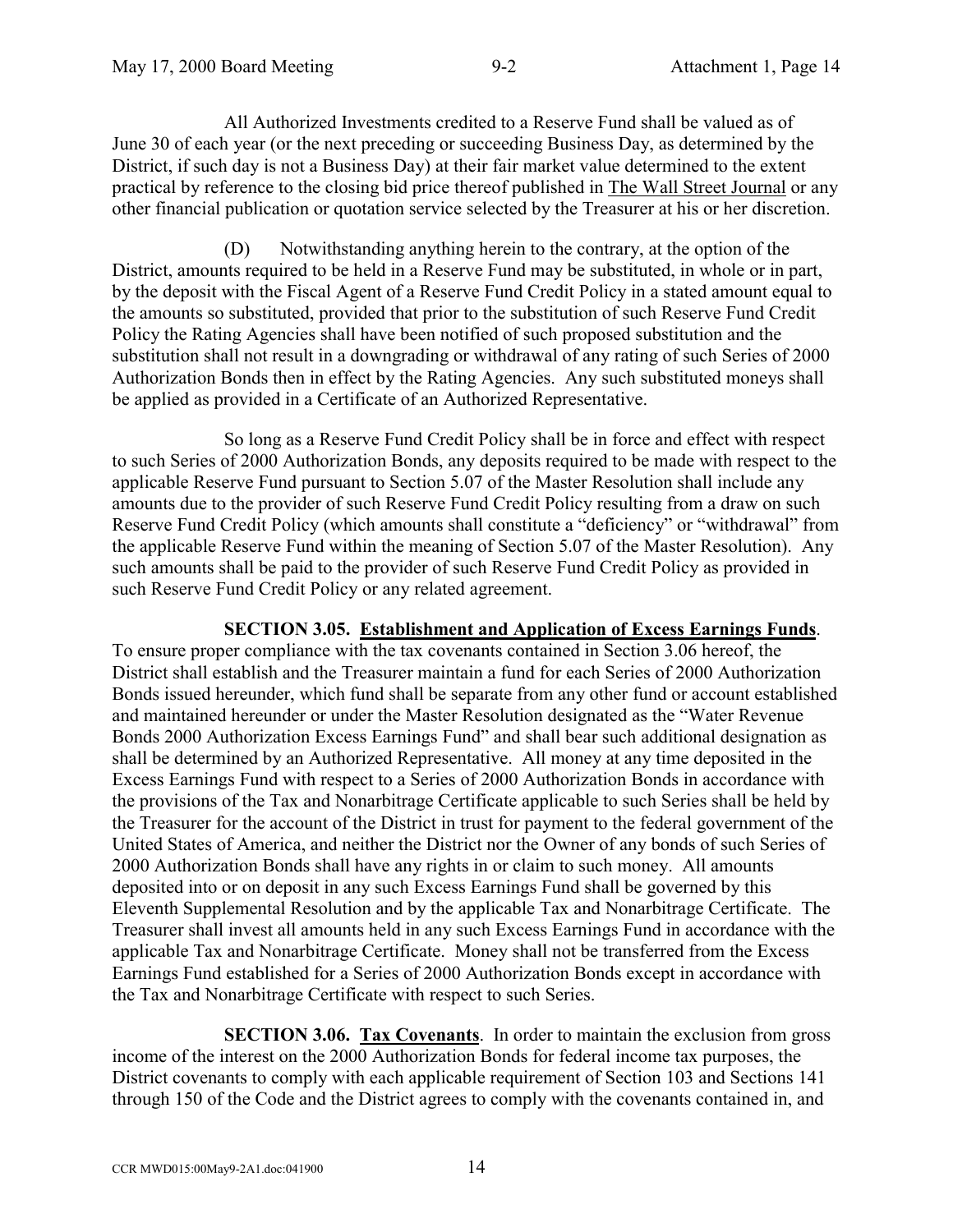All Authorized Investments credited to a Reserve Fund shall be valued as of June 30 of each year (or the next preceding or succeeding Business Day, as determined by the District, if such day is not a Business Day) at their fair market value determined to the extent practical by reference to the closing bid price thereof published in The Wall Street Journal or any other financial publication or quotation service selected by the Treasurer at his or her discretion.

(D) Notwithstanding anything herein to the contrary, at the option of the District, amounts required to be held in a Reserve Fund may be substituted, in whole or in part, by the deposit with the Fiscal Agent of a Reserve Fund Credit Policy in a stated amount equal to the amounts so substituted, provided that prior to the substitution of such Reserve Fund Credit Policy the Rating Agencies shall have been notified of such proposed substitution and the substitution shall not result in a downgrading or withdrawal of any rating of such Series of 2000 Authorization Bonds then in effect by the Rating Agencies. Any such substituted moneys shall be applied as provided in a Certificate of an Authorized Representative.

So long as a Reserve Fund Credit Policy shall be in force and effect with respect to such Series of 2000 Authorization Bonds, any deposits required to be made with respect to the applicable Reserve Fund pursuant to Section 5.07 of the Master Resolution shall include any amounts due to the provider of such Reserve Fund Credit Policy resulting from a draw on such Reserve Fund Credit Policy (which amounts shall constitute a "deficiency" or "withdrawal" from the applicable Reserve Fund within the meaning of Section 5.07 of the Master Resolution). Any such amounts shall be paid to the provider of such Reserve Fund Credit Policy as provided in such Reserve Fund Credit Policy or any related agreement.

**SECTION 3.05. Establishment and Application of Excess Earnings Funds**. To ensure proper compliance with the tax covenants contained in Section 3.06 hereof, the District shall establish and the Treasurer maintain a fund for each Series of 2000 Authorization Bonds issued hereunder, which fund shall be separate from any other fund or account established and maintained hereunder or under the Master Resolution designated as the "Water Revenue Bonds 2000 Authorization Excess Earnings Fund" and shall bear such additional designation as shall be determined by an Authorized Representative. All money at any time deposited in the Excess Earnings Fund with respect to a Series of 2000 Authorization Bonds in accordance with the provisions of the Tax and Nonarbitrage Certificate applicable to such Series shall be held by the Treasurer for the account of the District in trust for payment to the federal government of the United States of America, and neither the District nor the Owner of any bonds of such Series of 2000 Authorization Bonds shall have any rights in or claim to such money. All amounts deposited into or on deposit in any such Excess Earnings Fund shall be governed by this Eleventh Supplemental Resolution and by the applicable Tax and Nonarbitrage Certificate. The Treasurer shall invest all amounts held in any such Excess Earnings Fund in accordance with the applicable Tax and Nonarbitrage Certificate. Money shall not be transferred from the Excess Earnings Fund established for a Series of 2000 Authorization Bonds except in accordance with the Tax and Nonarbitrage Certificate with respect to such Series.

**SECTION 3.06. Tax Covenants**. In order to maintain the exclusion from gross income of the interest on the 2000 Authorization Bonds for federal income tax purposes, the District covenants to comply with each applicable requirement of Section 103 and Sections 141 through 150 of the Code and the District agrees to comply with the covenants contained in, and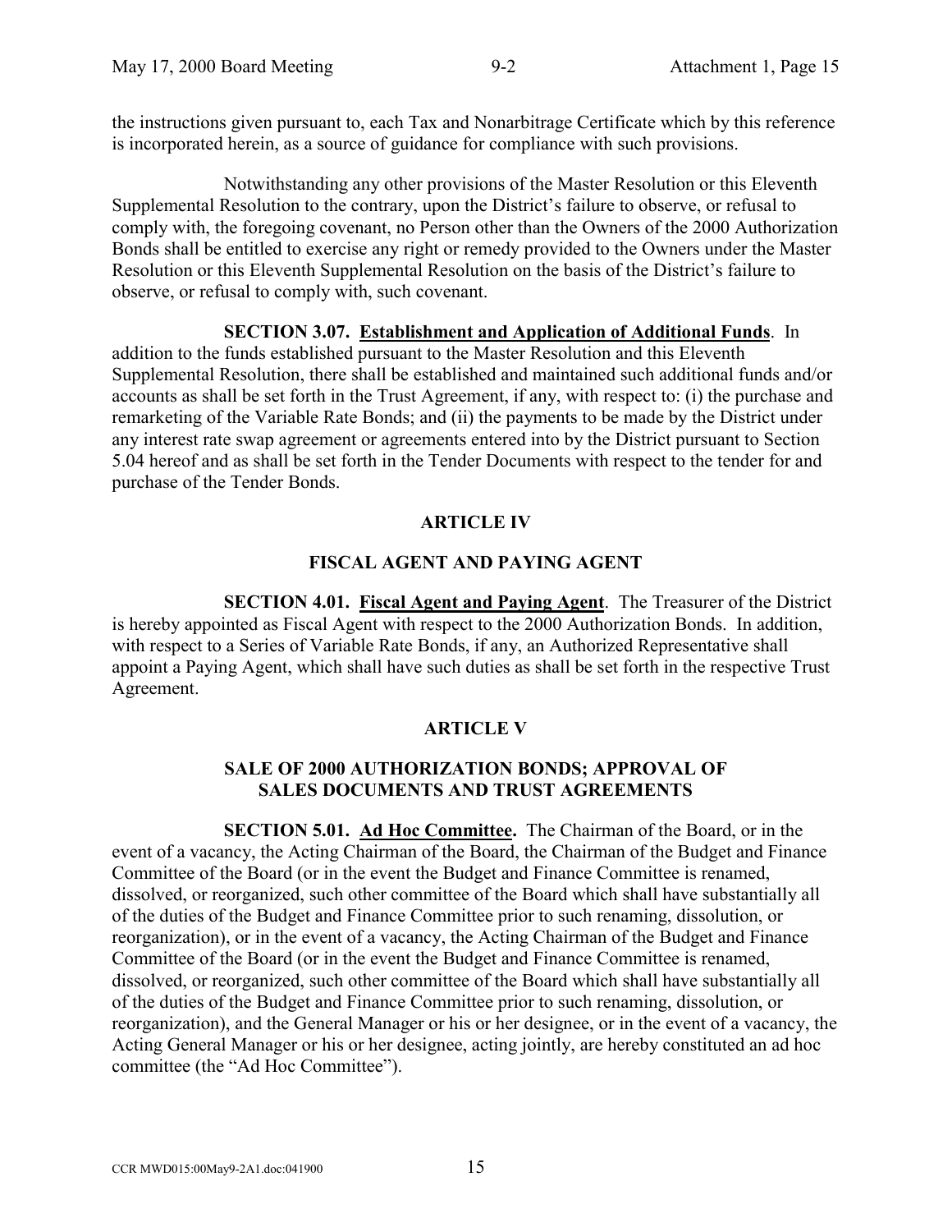the instructions given pursuant to, each Tax and Nonarbitrage Certificate which by this reference is incorporated herein, as a source of guidance for compliance with such provisions.

Notwithstanding any other provisions of the Master Resolution or this Eleventh Supplemental Resolution to the contrary, upon the District's failure to observe, or refusal to comply with, the foregoing covenant, no Person other than the Owners of the 2000 Authorization Bonds shall be entitled to exercise any right or remedy provided to the Owners under the Master Resolution or this Eleventh Supplemental Resolution on the basis of the District's failure to observe, or refusal to comply with, such covenant.

**SECTION 3.07. Establishment and Application of Additional Funds**. In addition to the funds established pursuant to the Master Resolution and this Eleventh Supplemental Resolution, there shall be established and maintained such additional funds and/or accounts as shall be set forth in the Trust Agreement, if any, with respect to: (i) the purchase and remarketing of the Variable Rate Bonds; and (ii) the payments to be made by the District under any interest rate swap agreement or agreements entered into by the District pursuant to Section 5.04 hereof and as shall be set forth in the Tender Documents with respect to the tender for and purchase of the Tender Bonds.

## ARTICLE IV

## FISCAL AGENT AND PAYING AGENT

**SECTION 4.01. Fiscal Agent and Paying Agent**. The Treasurer of the District is hereby appointed as Fiscal Agent with respect to the 2000 Authorization Bonds. In addition, with respect to a Series of Variable Rate Bonds, if any, an Authorized Representative shall appoint a Paying Agent, which shall have such duties as shall be set forth in the respective Trust Agreement.

## ARTICLE V

## SALE OF 2000 AUTHORIZATION BONDS; APPROVAL OF SALES DOCUMENTS AND TRUST AGREEMENTS

**SECTION 5.01. Ad Hoc Committee.** The Chairman of the Board, or in the event of a vacancy, the Acting Chairman of the Board, the Chairman of the Budget and Finance Committee of the Board (or in the event the Budget and Finance Committee is renamed, dissolved, or reorganized, such other committee of the Board which shall have substantially all of the duties of the Budget and Finance Committee prior to such renaming, dissolution, or reorganization), or in the event of a vacancy, the Acting Chairman of the Budget and Finance Committee of the Board (or in the event the Budget and Finance Committee is renamed, dissolved, or reorganized, such other committee of the Board which shall have substantially all of the duties of the Budget and Finance Committee prior to such renaming, dissolution, or reorganization), and the General Manager or his or her designee, or in the event of a vacancy, the Acting General Manager or his or her designee, acting jointly, are hereby constituted an ad hoc committee (the "Ad Hoc Committee").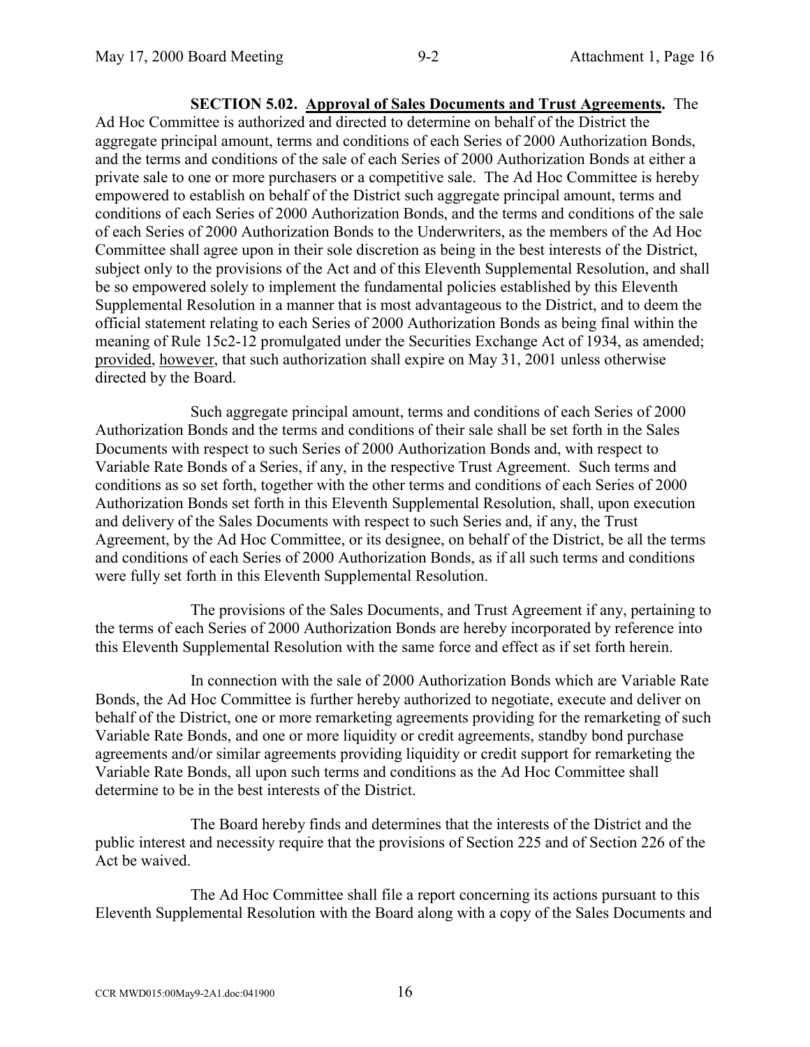**SECTION 5.02. Approval of Sales Documents and Trust Agreements.** The Ad Hoc Committee is authorized and directed to determine on behalf of the District the aggregate principal amount, terms and conditions of each Series of 2000 Authorization Bonds, and the terms and conditions of the sale of each Series of 2000 Authorization Bonds at either a private sale to one or more purchasers or a competitive sale. The Ad Hoc Committee is hereby empowered to establish on behalf of the District such aggregate principal amount, terms and conditions of each Series of 2000 Authorization Bonds, and the terms and conditions of the sale of each Series of 2000 Authorization Bonds to the Underwriters, as the members of the Ad Hoc Committee shall agree upon in their sole discretion as being in the best interests of the District, subject only to the provisions of the Act and of this Eleventh Supplemental Resolution, and shall be so empowered solely to implement the fundamental policies established by this Eleventh Supplemental Resolution in a manner that is most advantageous to the District, and to deem the official statement relating to each Series of 2000 Authorization Bonds as being final within the meaning of Rule 15c2-12 promulgated under the Securities Exchange Act of 1934, as amended; provided, however, that such authorization shall expire on May 31, 2001 unless otherwise directed by the Board.

Such aggregate principal amount, terms and conditions of each Series of 2000 Authorization Bonds and the terms and conditions of their sale shall be set forth in the Sales Documents with respect to such Series of 2000 Authorization Bonds and, with respect to Variable Rate Bonds of a Series, if any, in the respective Trust Agreement. Such terms and conditions as so set forth, together with the other terms and conditions of each Series of 2000 Authorization Bonds set forth in this Eleventh Supplemental Resolution, shall, upon execution and delivery of the Sales Documents with respect to such Series and, if any, the Trust Agreement, by the Ad Hoc Committee, or its designee, on behalf of the District, be all the terms and conditions of each Series of 2000 Authorization Bonds, as if all such terms and conditions were fully set forth in this Eleventh Supplemental Resolution.

The provisions of the Sales Documents, and Trust Agreement if any, pertaining to the terms of each Series of 2000 Authorization Bonds are hereby incorporated by reference into this Eleventh Supplemental Resolution with the same force and effect as if set forth herein.

In connection with the sale of 2000 Authorization Bonds which are Variable Rate Bonds, the Ad Hoc Committee is further hereby authorized to negotiate, execute and deliver on behalf of the District, one or more remarketing agreements providing for the remarketing of such Variable Rate Bonds, and one or more liquidity or credit agreements, standby bond purchase agreements and/or similar agreements providing liquidity or credit support for remarketing the Variable Rate Bonds, all upon such terms and conditions as the Ad Hoc Committee shall determine to be in the best interests of the District.

The Board hereby finds and determines that the interests of the District and the public interest and necessity require that the provisions of Section 225 and of Section 226 of the Act be waived.

The Ad Hoc Committee shall file a report concerning its actions pursuant to this Eleventh Supplemental Resolution with the Board along with a copy of the Sales Documents and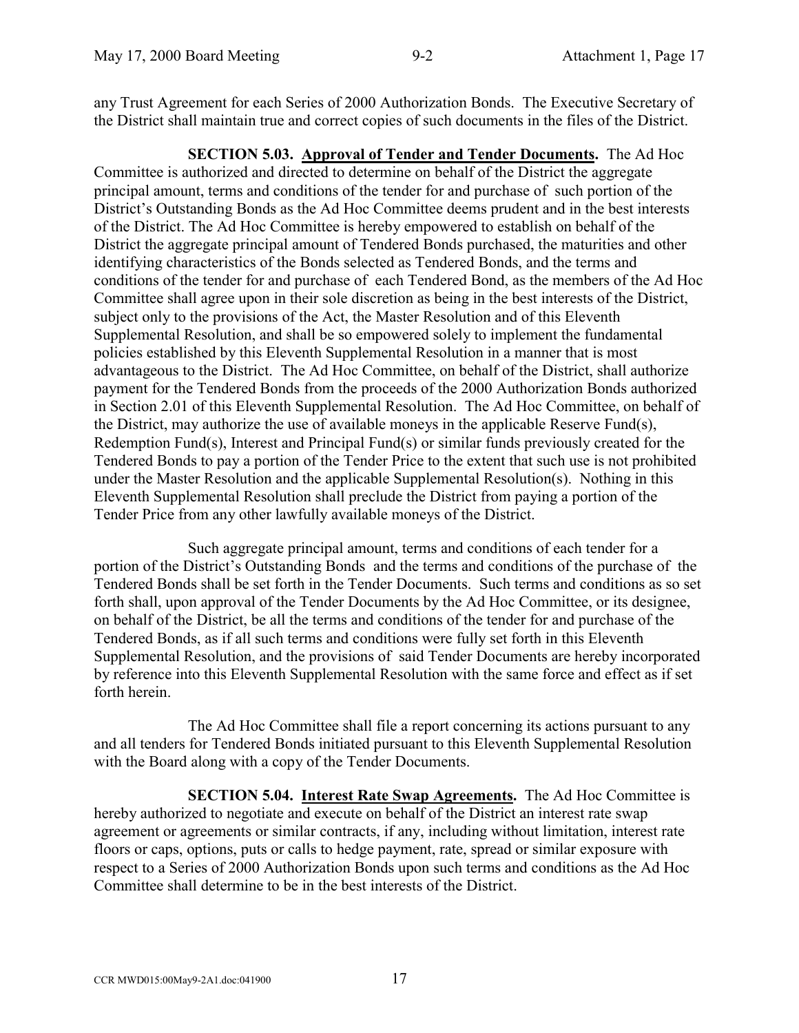any Trust Agreement for each Series of 2000 Authorization Bonds. The Executive Secretary of the District shall maintain true and correct copies of such documents in the files of the District.

**SECTION 5.03. <u>Approval of Tender and Tender Documents</u>.** The Ad Hoc Committee is authorized and directed to determine on behalf of the District the aggregate principal amount, terms and conditions of the tender for and purchase of such portion of the District's Outstanding Bonds as the Ad Hoc Committee deems prudent and in the best interests of the District. The Ad Hoc Committee is hereby empowered to establish on behalf of the District the aggregate principal amount of Tendered Bonds purchased, the maturities and other identifying characteristics of the Bonds selected as Tendered Bonds, and the terms and conditions of the tender for and purchase of each Tendered Bond, as the members of the Ad Hoc Committee shall agree upon in their sole discretion as being in the best interests of the District, subject only to the provisions of the Act, the Master Resolution and of this Eleventh Supplemental Resolution, and shall be so empowered solely to implement the fundamental policies established by this Eleventh Supplemental Resolution in a manner that is most advantageous to the District. The Ad Hoc Committee, on behalf of the District, shall authorize payment for the Tendered Bonds from the proceeds of the 2000 Authorization Bonds authorized in Section 2.01 of this Eleventh Supplemental Resolution. The Ad Hoc Committee, on behalf of the District, may authorize the use of available moneys in the applicable Reserve Fund(s), Redemption Fund(s), Interest and Principal Fund(s) or similar funds previously created for the Tendered Bonds to pay a portion of the Tender Price to the extent that such use is not prohibited under the Master Resolution and the applicable Supplemental Resolution(s). Nothing in this Eleventh Supplemental Resolution shall preclude the District from paying a portion of the Tender Price from any other lawfully available moneys of the District.

Such aggregate principal amount, terms and conditions of each tender for a portion of the District's Outstanding Bonds and the terms and conditions of the purchase of the Tendered Bonds shall be set forth in the Tender Documents. Such terms and conditions as so set forth shall, upon approval of the Tender Documents by the Ad Hoc Committee, or its designee, on behalf of the District, be all the terms and conditions of the tender for and purchase of the Tendered Bonds, as if all such terms and conditions were fully set forth in this Eleventh Supplemental Resolution, and the provisions of said Tender Documents are hereby incorporated by reference into this Eleventh Supplemental Resolution with the same force and effect as if set forth herein.

The Ad Hoc Committee shall file a report concerning its actions pursuant to any and all tenders for Tendered Bonds initiated pursuant to this Eleventh Supplemental Resolution with the Board along with a copy of the Tender Documents.

**SECTION 5.04. <u>Interest Rate Swap Agreements</u>.** The Ad Hoc Committee is hereby authorized to negotiate and execute on behalf of the District an interest rate swap agreement or agreements or similar contracts, if any, including without limitation, interest rate floors or caps, options, puts or calls to hedge payment, rate, spread or similar exposure with respect to a Series of 2000 Authorization Bonds upon such terms and conditions as the Ad Hoc Committee shall determine to be in the best interests of the District.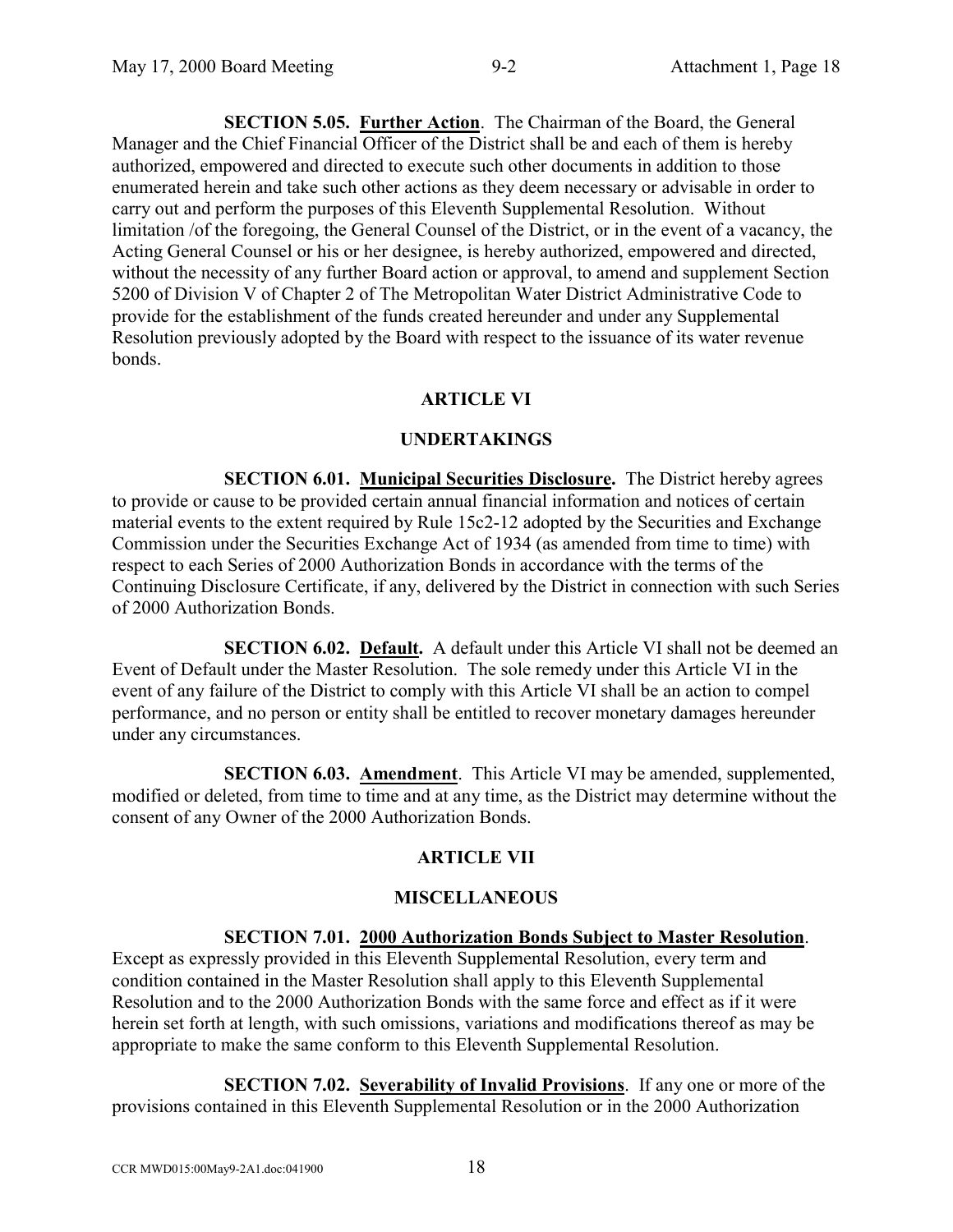**SECTION 5.05. Further Action**. The Chairman of the Board, the General Manager and the Chief Financial Officer of the District shall be and each of them is hereby authorized, empowered and directed to execute such other documents in addition to those enumerated herein and take such other actions as they deem necessary or advisable in order to carry out and perform the purposes of this Eleventh Supplemental Resolution. Without limitation /of the foregoing, the General Counsel of the District, or in the event of a vacancy, the Acting General Counsel or his or her designee, is hereby authorized, empowered and directed, without the necessity of any further Board action or approval, to amend and supplement Section 5200 of Division V of Chapter 2 of The Metropolitan Water District Administrative Code to provide for the establishment of the funds created hereunder and under any Supplemental Resolution previously adopted by the Board with respect to the issuance of its water revenue bonds.

## ARTICLE VI

## UNDERTAKINGS

**SECTION 6.01. Municipal Securities Disclosure.** The District hereby agrees to provide or cause to be provided certain annual financial information and notices of certain material events to the extent required by Rule 15c2-12 adopted by the Securities and Exchange Commission under the Securities Exchange Act of 1934 (as amended from time to time) with respect to each Series of 2000 Authorization Bonds in accordance with the terms of the Continuing Disclosure Certificate, if any, delivered by the District in connection with such Series of 2000 Authorization Bonds.

**SECTION 6.02. Default.** A default under this Article VI shall not be deemed an Event of Default under the Master Resolution. The sole remedy under this Article VI in the event of any failure of the District to comply with this Article VI shall be an action to compel performance, and no person or entity shall be entitled to recover monetary damages hereunder under any circumstances.

**SECTION 6.03. Amendment**. This Article VI may be amended, supplemented, modified or deleted, from time to time and at any time, as the District may determine without the consent of any Owner of the 2000 Authorization Bonds.

## ARTICLE VII

## MISCELLANEOUS

**SECTION 7.01. 2000 Authorization Bonds Subject to Master Resolution**. Except as expressly provided in this Eleventh Supplemental Resolution, every term and condition contained in the Master Resolution shall apply to this Eleventh Supplemental Resolution and to the 2000 Authorization Bonds with the same force and effect as if it were herein set forth at length, with such omissions, variations and modifications thereof as may be appropriate to make the same conform to this Eleventh Supplemental Resolution.

**SECTION 7.02. Severability of Invalid Provisions**. If any one or more of the provisions contained in this Eleventh Supplemental Resolution or in the 2000 Authorization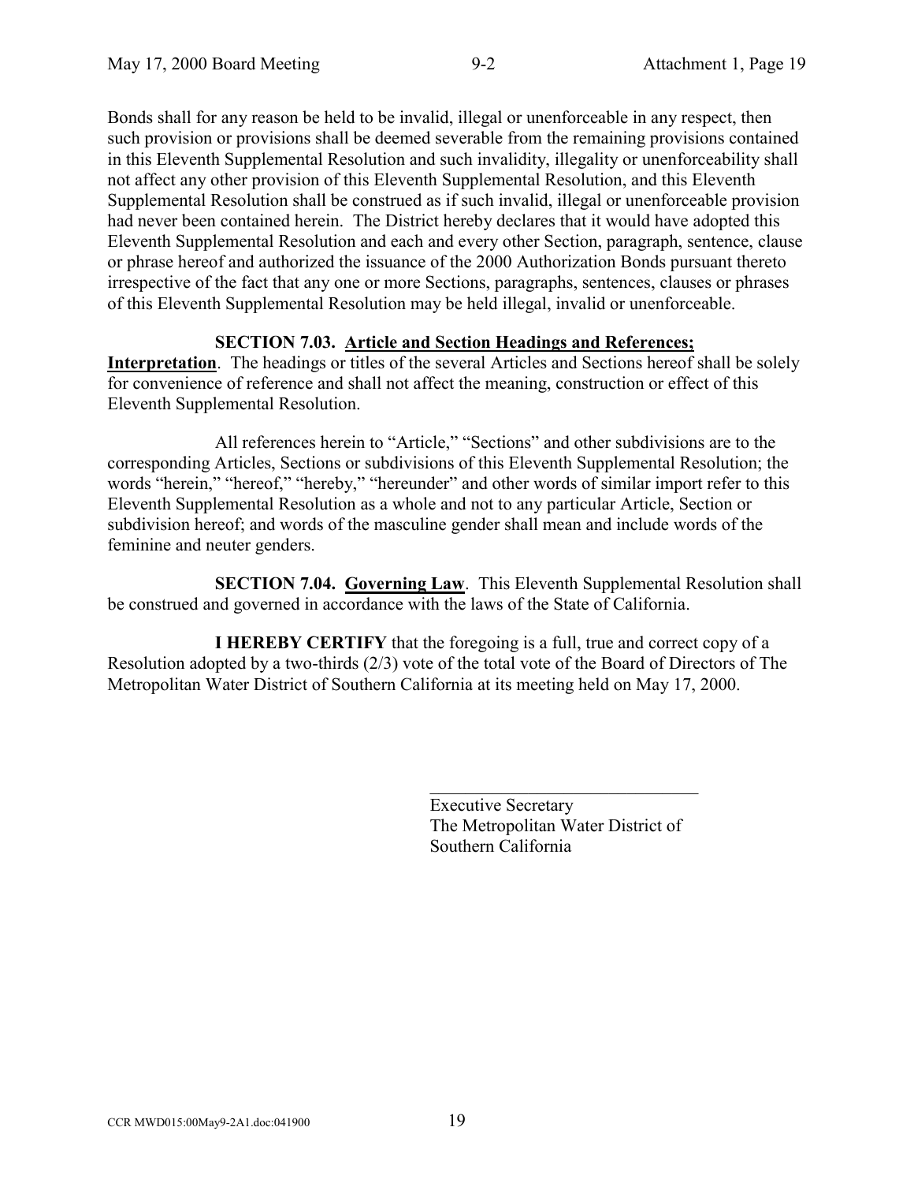Bonds shall for any reason be held to be invalid, illegal or unenforceable in any respect, then such provision or provisions shall be deemed severable from the remaining provisions contained in this Eleventh Supplemental Resolution and such invalidity, illegality or unenforceability shall not affect any other provision of this Eleventh Supplemental Resolution, and this Eleventh Supplemental Resolution shall be construed as if such invalid, illegal or unenforceable provision had never been contained herein. The District hereby declares that it would have adopted this Eleventh Supplemental Resolution and each and every other Section, paragraph, sentence, clause or phrase hereof and authorized the issuance of the 2000 Authorization Bonds pursuant thereto irrespective of the fact that any one or more Sections, paragraphs, sentences, clauses or phrases of this Eleventh Supplemental Resolution may be held illegal, invalid or unenforceable.

**SECTION 7.03. Article and Section Headings and References; Interpretation**. The headings or titles of the several Articles and Sections hereof shall be solely for convenience of reference and shall not affect the meaning, construction or effect of this Eleventh Supplemental Resolution.

All references herein to "Article," "Sections" and other subdivisions are to the corresponding Articles, Sections or subdivisions of this Eleventh Supplemental Resolution; the words "herein," "hereof," "hereby," "hereunder" and other words of similar import refer to this Eleventh Supplemental Resolution as a whole and not to any particular Article, Section or subdivision hereof; and words of the masculine gender shall mean and include words of the feminine and neuter genders.

**SECTION 7.04. Governing Law**. This Eleventh Supplemental Resolution shall be construed and governed in accordance with the laws of the State of California.

**I HEREBY CERTIFY** that the foregoing is a full, true and correct copy of a Resolution adopted by a two-thirds (2/3) vote of the total vote of the Board of Directors of The Metropolitan Water District of Southern California at its meeting held on May 17, 2000.

\_\_\_\_\_\_\_\_\_\_\_\_\_\_\_\_\_\_\_\_\_\_\_\_\_\_\_\_\_\_
Executive Secretary
The Metropolitan Water District of
Southern California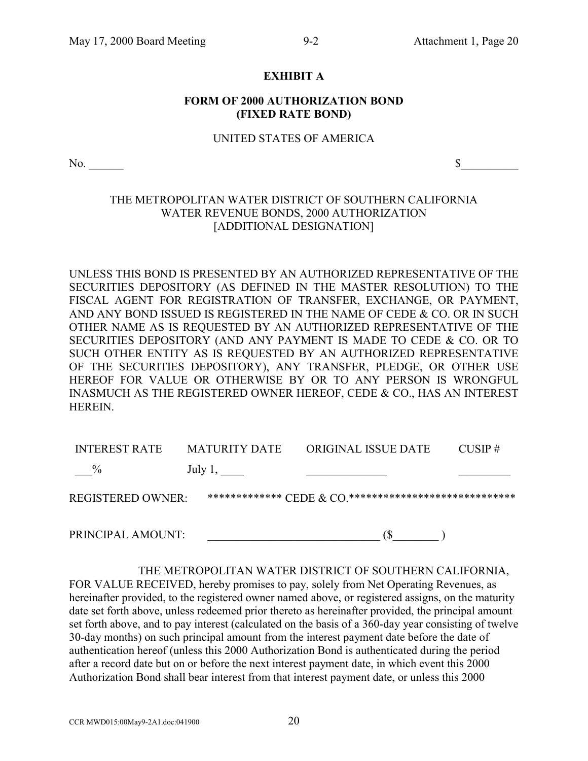**EXHIBIT A**

**FORM OF 2000 AUTHORIZATION BOND (FIXED RATE BOND)**

UNITED STATES OF AMERICA

No. ______ $__________

THE METROPOLITAN WATER DISTRICT OF SOUTHERN CALIFORNIA
WATER REVENUE BONDS, 2000 AUTHORIZATION
[ADDITIONAL DESIGNATION]

UNLESS THIS BOND IS PRESENTED BY AN AUTHORIZED REPRESENTATIVE OF THE SECURITIES DEPOSITORY (AS DEFINED IN THE MASTER RESOLUTION) TO THE FISCAL AGENT FOR REGISTRATION OF TRANSFER, EXCHANGE, OR PAYMENT, AND ANY BOND ISSUED IS REGISTERED IN THE NAME OF CEDE & CO. OR IN SUCH OTHER NAME AS IS REQUESTED BY AN AUTHORIZED REPRESENTATIVE OF THE SECURITIES DEPOSITORY (AND ANY PAYMENT IS MADE TO CEDE & CO. OR TO SUCH OTHER ENTITY AS IS REQUESTED BY AN AUTHORIZED REPRESENTATIVE OF THE SECURITIES DEPOSITORY), ANY TRANSFER, PLEDGE, OR OTHER USE HEREOF FOR VALUE OR OTHERWISE BY OR TO ANY PERSON IS WRONGFUL INASMUCH AS THE REGISTERED OWNER HEREOF, CEDE & CO., HAS AN INTEREST HEREIN.

| INTEREST RATE | MATURITY DATE | ORIGINAL ISSUE DATE | CUSIP # |
|---|---|---|---|
| ___% | July 1, ____ | ______________ | _________ |

REGISTERED OWNER: ************* CEDE & CO.*****************************

PRINCIPAL AMOUNT: _____________________________ ($________ )

THE METROPOLITAN WATER DISTRICT OF SOUTHERN CALIFORNIA, FOR VALUE RECEIVED, hereby promises to pay, solely from Net Operating Revenues, as hereinafter provided, to the registered owner named above, or registered assigns, on the maturity date set forth above, unless redeemed prior thereto as hereinafter provided, the principal amount set forth above, and to pay interest (calculated on the basis of a 360-day year consisting of twelve 30-day months) on such principal amount from the interest payment date before the date of authentication hereof (unless this 2000 Authorization Bond is authenticated during the period after a record date but on or before the next interest payment date, in which event this 2000 Authorization Bond shall bear interest from that interest payment date, or unless this 2000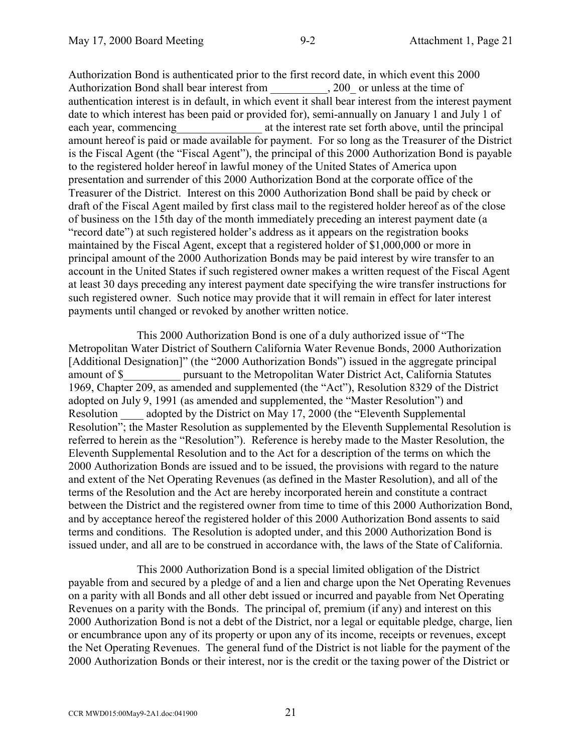Authorization Bond is authenticated prior to the first record date, in which event this 2000 Authorization Bond shall bear interest from __________, 200_ or unless at the time of authentication interest is in default, in which event it shall bear interest from the interest payment date to which interest has been paid or provided for), semi-annually on January 1 and July 1 of each year, commencing_______________ at the interest rate set forth above, until the principal amount hereof is paid or made available for payment. For so long as the Treasurer of the District is the Fiscal Agent (the "Fiscal Agent"), the principal of this 2000 Authorization Bond is payable to the registered holder hereof in lawful money of the United States of America upon presentation and surrender of this 2000 Authorization Bond at the corporate office of the Treasurer of the District. Interest on this 2000 Authorization Bond shall be paid by check or draft of the Fiscal Agent mailed by first class mail to the registered holder hereof as of the close of business on the 15th day of the month immediately preceding an interest payment date (a "record date") at such registered holder's address as it appears on the registration books maintained by the Fiscal Agent, except that a registered holder of $1,000,000 or more in principal amount of the 2000 Authorization Bonds may be paid interest by wire transfer to an account in the United States if such registered owner makes a written request of the Fiscal Agent at least 30 days preceding any interest payment date specifying the wire transfer instructions for such registered owner. Such notice may provide that it will remain in effect for later interest payments until changed or revoked by another written notice.

This 2000 Authorization Bond is one of a duly authorized issue of "The Metropolitan Water District of Southern California Water Revenue Bonds, 2000 Authorization [Additional Designation]" (the "2000 Authorization Bonds") issued in the aggregate principal amount of $__________ pursuant to the Metropolitan Water District Act, California Statutes 1969, Chapter 209, as amended and supplemented (the "Act"), Resolution 8329 of the District adopted on July 9, 1991 (as amended and supplemented, the "Master Resolution") and Resolution ____ adopted by the District on May 17, 2000 (the "Eleventh Supplemental Resolution"; the Master Resolution as supplemented by the Eleventh Supplemental Resolution is referred to herein as the "Resolution"). Reference is hereby made to the Master Resolution, the Eleventh Supplemental Resolution and to the Act for a description of the terms on which the 2000 Authorization Bonds are issued and to be issued, the provisions with regard to the nature and extent of the Net Operating Revenues (as defined in the Master Resolution), and all of the terms of the Resolution and the Act are hereby incorporated herein and constitute a contract between the District and the registered owner from time to time of this 2000 Authorization Bond, and by acceptance hereof the registered holder of this 2000 Authorization Bond assents to said terms and conditions. The Resolution is adopted under, and this 2000 Authorization Bond is issued under, and all are to be construed in accordance with, the laws of the State of California.

This 2000 Authorization Bond is a special limited obligation of the District payable from and secured by a pledge of and a lien and charge upon the Net Operating Revenues on a parity with all Bonds and all other debt issued or incurred and payable from Net Operating Revenues on a parity with the Bonds. The principal of, premium (if any) and interest on this 2000 Authorization Bond is not a debt of the District, nor a legal or equitable pledge, charge, lien or encumbrance upon any of its property or upon any of its income, receipts or revenues, except the Net Operating Revenues. The general fund of the District is not liable for the payment of the 2000 Authorization Bonds or their interest, nor is the credit or the taxing power of the District or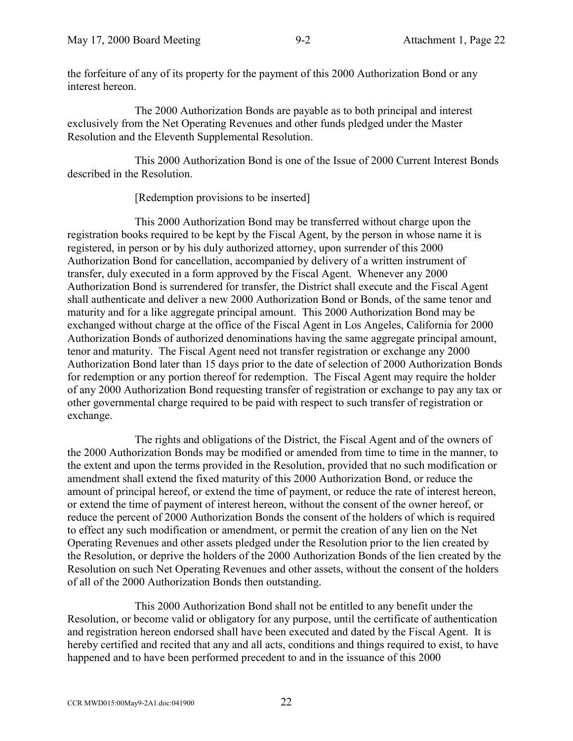the forfeiture of any of its property for the payment of this 2000 Authorization Bond or any interest hereon.

The 2000 Authorization Bonds are payable as to both principal and interest exclusively from the Net Operating Revenues and other funds pledged under the Master Resolution and the Eleventh Supplemental Resolution.

This 2000 Authorization Bond is one of the Issue of 2000 Current Interest Bonds described in the Resolution.

[Redemption provisions to be inserted]

This 2000 Authorization Bond may be transferred without charge upon the registration books required to be kept by the Fiscal Agent, by the person in whose name it is registered, in person or by his duly authorized attorney, upon surrender of this 2000 Authorization Bond for cancellation, accompanied by delivery of a written instrument of transfer, duly executed in a form approved by the Fiscal Agent. Whenever any 2000 Authorization Bond is surrendered for transfer, the District shall execute and the Fiscal Agent shall authenticate and deliver a new 2000 Authorization Bond or Bonds, of the same tenor and maturity and for a like aggregate principal amount. This 2000 Authorization Bond may be exchanged without charge at the office of the Fiscal Agent in Los Angeles, California for 2000 Authorization Bonds of authorized denominations having the same aggregate principal amount, tenor and maturity. The Fiscal Agent need not transfer registration or exchange any 2000 Authorization Bond later than 15 days prior to the date of selection of 2000 Authorization Bonds for redemption or any portion thereof for redemption. The Fiscal Agent may require the holder of any 2000 Authorization Bond requesting transfer of registration or exchange to pay any tax or other governmental charge required to be paid with respect to such transfer of registration or exchange.

The rights and obligations of the District, the Fiscal Agent and of the owners of the 2000 Authorization Bonds may be modified or amended from time to time in the manner, to the extent and upon the terms provided in the Resolution, provided that no such modification or amendment shall extend the fixed maturity of this 2000 Authorization Bond, or reduce the amount of principal hereof, or extend the time of payment, or reduce the rate of interest hereon, or extend the time of payment of interest hereon, without the consent of the owner hereof, or reduce the percent of 2000 Authorization Bonds the consent of the holders of which is required to effect any such modification or amendment, or permit the creation of any lien on the Net Operating Revenues and other assets pledged under the Resolution prior to the lien created by the Resolution, or deprive the holders of the 2000 Authorization Bonds of the lien created by the Resolution on such Net Operating Revenues and other assets, without the consent of the holders of all of the 2000 Authorization Bonds then outstanding.

This 2000 Authorization Bond shall not be entitled to any benefit under the Resolution, or become valid or obligatory for any purpose, until the certificate of authentication and registration hereon endorsed shall have been executed and dated by the Fiscal Agent. It is hereby certified and recited that any and all acts, conditions and things required to exist, to have happened and to have been performed precedent to and in the issuance of this 2000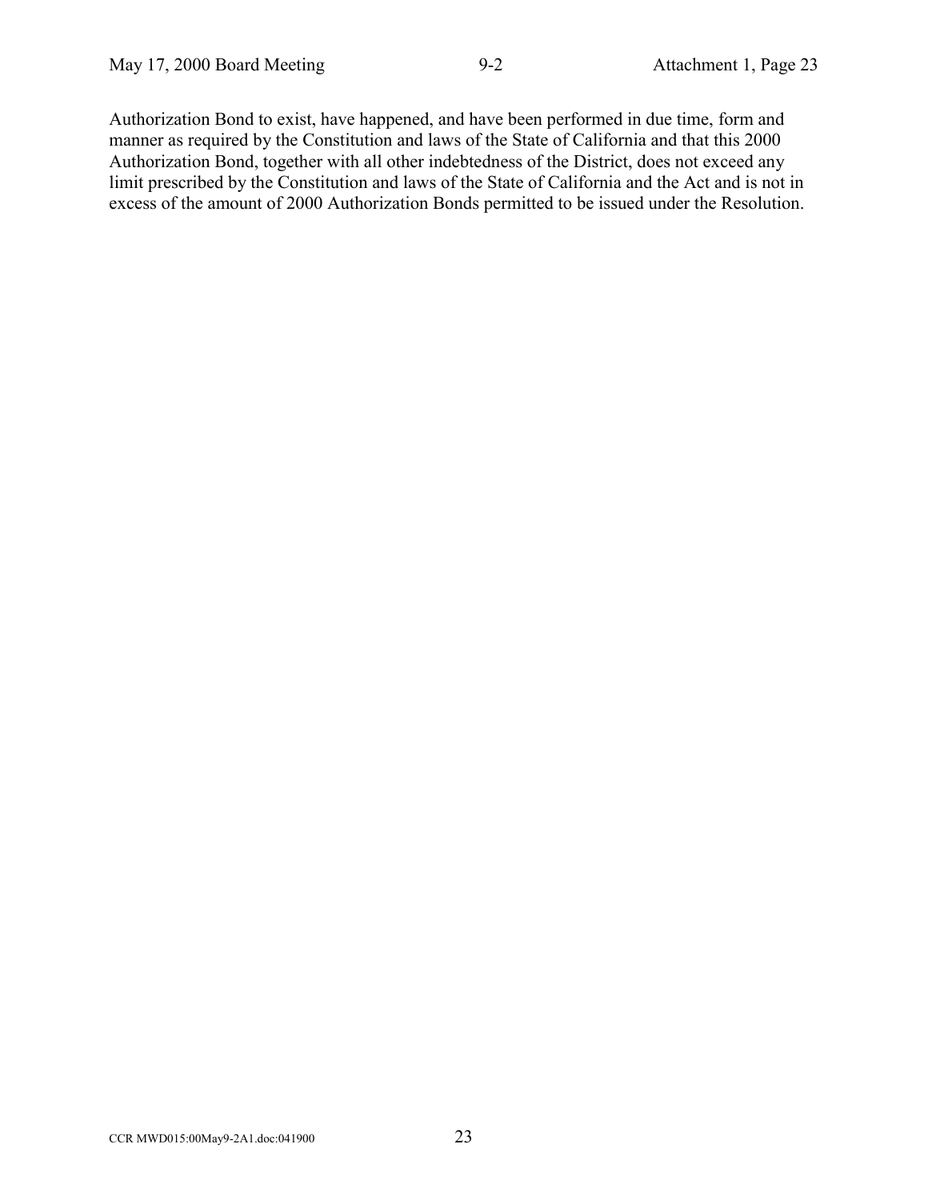Authorization Bond to exist, have happened, and have been performed in due time, form and manner as required by the Constitution and laws of the State of California and that this 2000 Authorization Bond, together with all other indebtedness of the District, does not exceed any limit prescribed by the Constitution and laws of the State of California and the Act and is not in excess of the amount of 2000 Authorization Bonds permitted to be issued under the Resolution.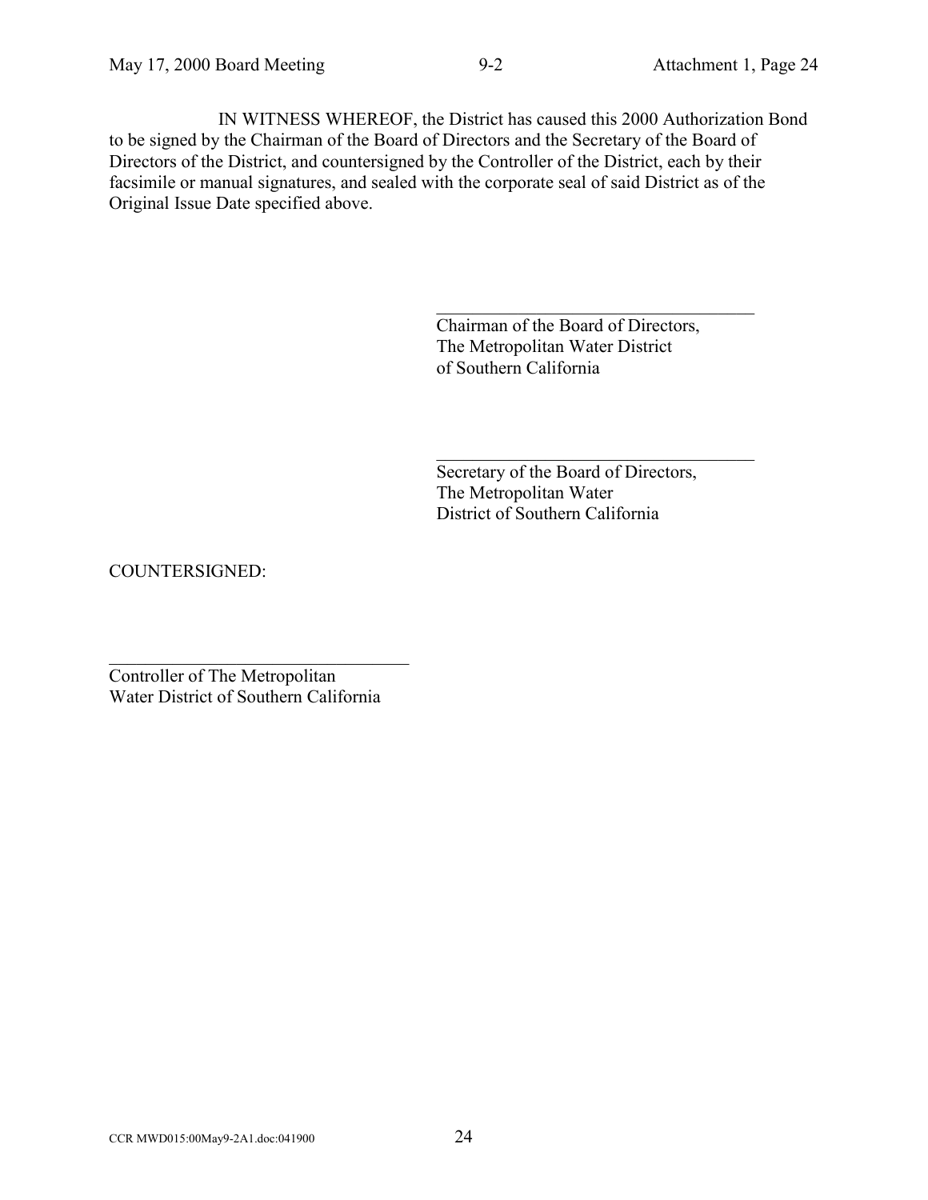IN WITNESS WHEREOF, the District has caused this 2000 Authorization Bond to be signed by the Chairman of the Board of Directors and the Secretary of the Board of Directors of the District, and countersigned by the Controller of the District, each by their facsimile or manual signatures, and sealed with the corporate seal of said District as of the Original Issue Date specified above.

\_\_\_\_\_\_\_\_\_\_\_\_\_\_\_\_\_\_\_\_\_\_\_\_\_\_\_\_\_\_\_\_\_\_\_\_\_\_
Chairman of the Board of Directors,
The Metropolitan Water District
of Southern California

\_\_\_\_\_\_\_\_\_\_\_\_\_\_\_\_\_\_\_\_\_\_\_\_\_\_\_\_\_\_\_\_\_\_\_\_\_\_
Secretary of the Board of Directors,
The Metropolitan Water
District of Southern California

COUNTERSIGNED:

\_\_\_\_\_\_\_\_\_\_\_\_\_\_\_\_\_\_\_\_\_\_\_\_\_\_\_\_\_\_\_\_\_\_\_\_
Controller of The Metropolitan
Water District of Southern California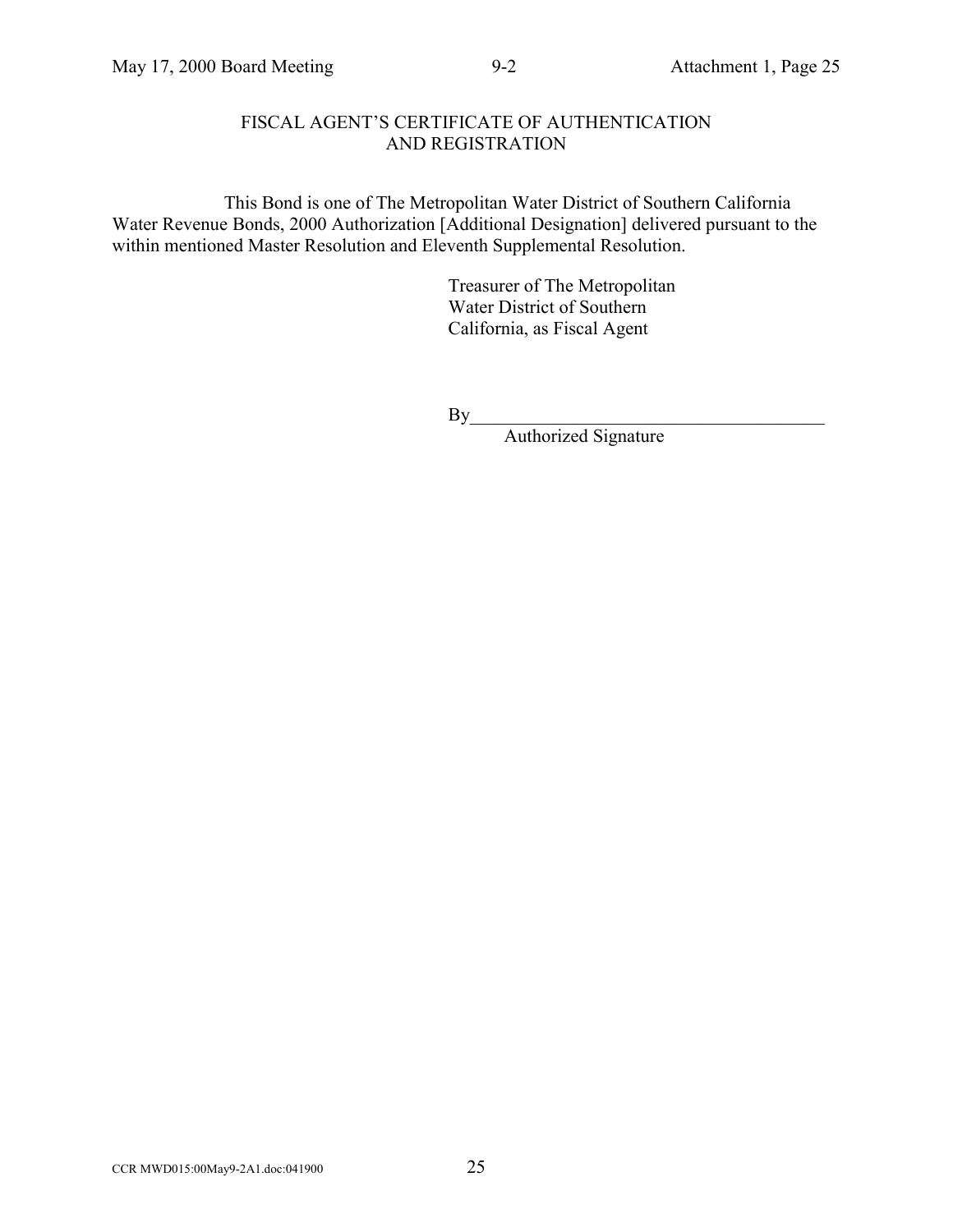FISCAL AGENT'S CERTIFICATE OF AUTHENTICATION AND REGISTRATION

This Bond is one of The Metropolitan Water District of Southern California Water Revenue Bonds, 2000 Authorization [Additional Designation] delivered pursuant to the within mentioned Master Resolution and Eleventh Supplemental Resolution.

Treasurer of The Metropolitan
Water District of Southern
California, as Fiscal Agent

By\_\_\_\_\_\_\_\_\_\_\_\_\_\_\_\_\_\_\_\_\_\_\_\_\_\_\_\_\_\_\_\_\_\_\_\_\_\_
Authorized Signature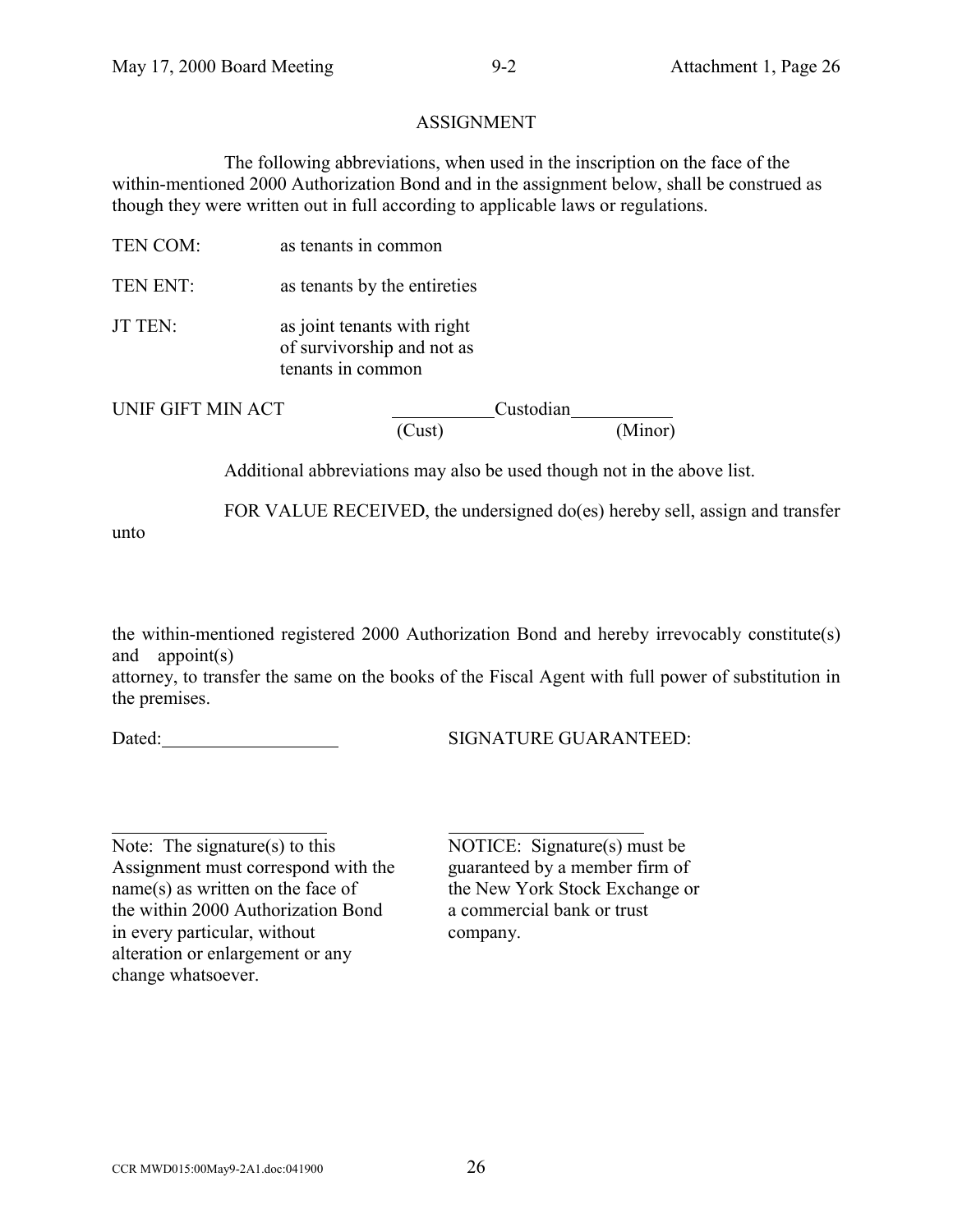# ASSIGNMENT

The following abbreviations, when used in the inscription on the face of the within-mentioned 2000 Authorization Bond and in the assignment below, shall be construed as though they were written out in full according to applicable laws or regulations.

| | |
|---|---|
| TEN COM: | as tenants in common |
| TEN ENT: | as tenants by the entireties |
| JT TEN: | as joint tenants with right of survivorship and not as tenants in common |

UNIF GIFT MIN ACT ____________ Custodian ____________
(Cust) (Minor)

Additional abbreviations may also be used though not in the above list.

FOR VALUE RECEIVED, the undersigned do(es) hereby sell, assign and transfer unto

the within-mentioned registered 2000 Authorization Bond and hereby irrevocably constitute(s) and appoint(s)

attorney, to transfer the same on the books of the Fiscal Agent with full power of substitution in the premises.

Dated: ____________________

SIGNATURE GUARANTEED:

________________________

Note: The signature(s) to this Assignment must correspond with the name(s) as written on the face of the within 2000 Authorization Bond in every particular, without alteration or enlargement or any change whatsoever.

________________________

NOTICE: Signature(s) must be guaranteed by a member firm of the New York Stock Exchange or a commercial bank or trust company.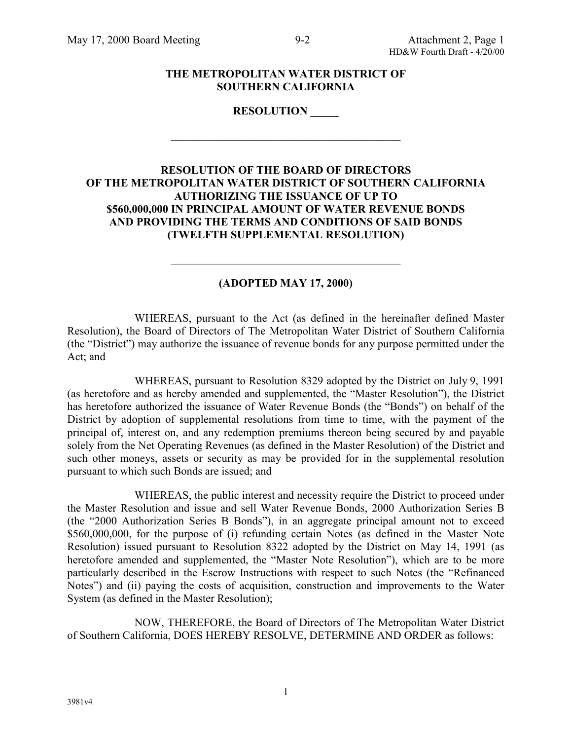**THE METROPOLITAN WATER DISTRICT OF SOUTHERN CALIFORNIA**

**RESOLUTION _____**

---

**RESOLUTION OF THE BOARD OF DIRECTORS OF THE METROPOLITAN WATER DISTRICT OF SOUTHERN CALIFORNIA AUTHORIZING THE ISSUANCE OF UP TO $560,000,000 IN PRINCIPAL AMOUNT OF WATER REVENUE BONDS AND PROVIDING THE TERMS AND CONDITIONS OF SAID BONDS (TWELFTH SUPPLEMENTAL RESOLUTION)**

---

**(ADOPTED MAY 17, 2000)**

WHEREAS, pursuant to the Act (as defined in the hereinafter defined Master Resolution), the Board of Directors of The Metropolitan Water District of Southern California (the "District") may authorize the issuance of revenue bonds for any purpose permitted under the Act; and

WHEREAS, pursuant to Resolution 8329 adopted by the District on July 9, 1991 (as heretofore and as hereby amended and supplemented, the "Master Resolution"), the District has heretofore authorized the issuance of Water Revenue Bonds (the "Bonds") on behalf of the District by adoption of supplemental resolutions from time to time, with the payment of the principal of, interest on, and any redemption premiums thereon being secured by and payable solely from the Net Operating Revenues (as defined in the Master Resolution) of the District and such other moneys, assets or security as may be provided for in the supplemental resolution pursuant to which such Bonds are issued; and

WHEREAS, the public interest and necessity require the District to proceed under the Master Resolution and issue and sell Water Revenue Bonds, 2000 Authorization Series B (the "2000 Authorization Series B Bonds"), in an aggregate principal amount not to exceed $560,000,000, for the purpose of (i) refunding certain Notes (as defined in the Master Note Resolution) issued pursuant to Resolution 8322 adopted by the District on May 14, 1991 (as heretofore amended and supplemented, the "Master Note Resolution"), which are to be more particularly described in the Escrow Instructions with respect to such Notes (the "Refinanced Notes") and (ii) paying the costs of acquisition, construction and improvements to the Water System (as defined in the Master Resolution);

NOW, THEREFORE, the Board of Directors of The Metropolitan Water District of Southern California, DOES HEREBY RESOLVE, DETERMINE AND ORDER as follows: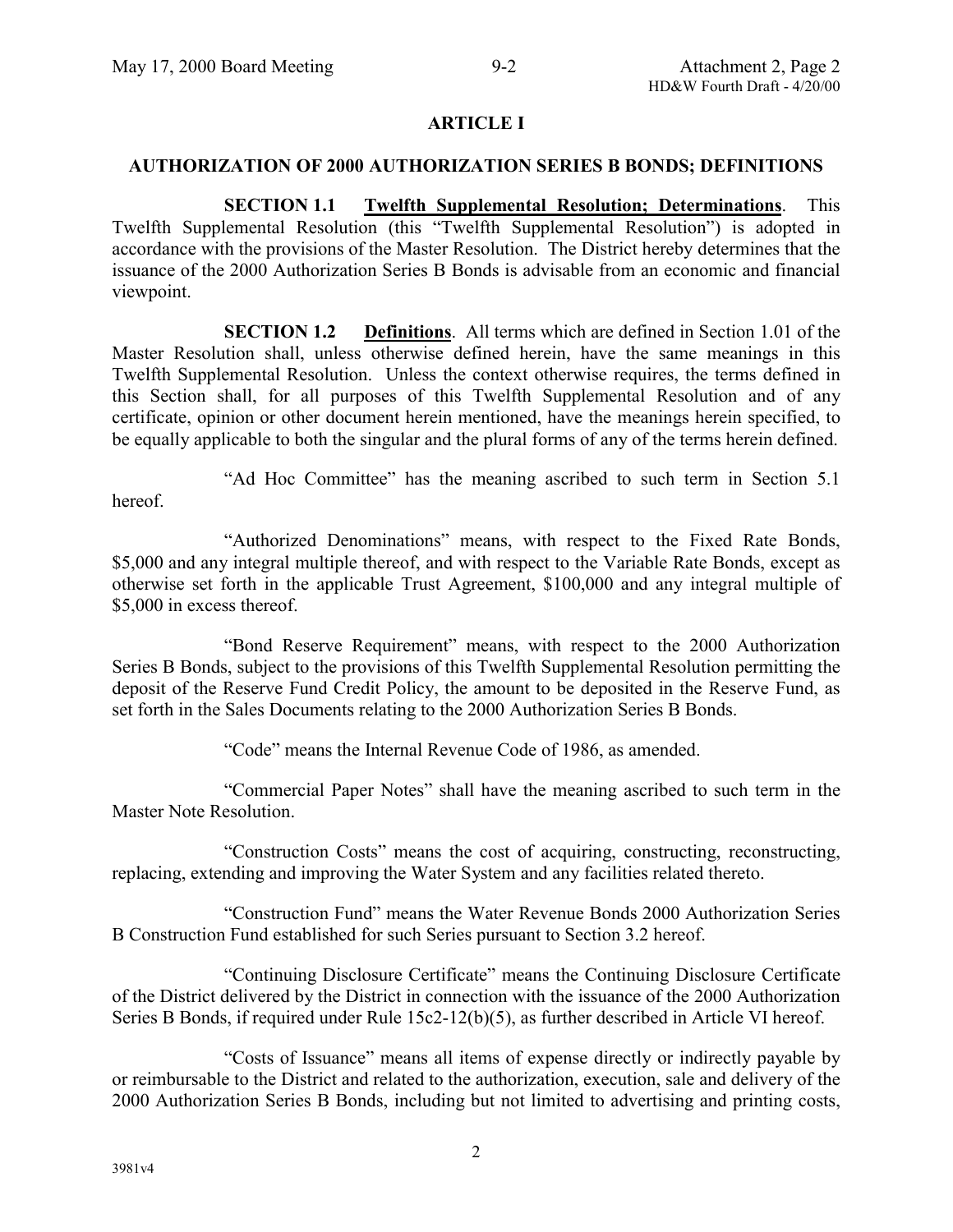## ARTICLE I

### AUTHORIZATION OF 2000 AUTHORIZATION SERIES B BONDS; DEFINITIONS

**SECTION 1.1 Twelfth Supplemental Resolution; Determinations**. This Twelfth Supplemental Resolution (this "Twelfth Supplemental Resolution") is adopted in accordance with the provisions of the Master Resolution. The District hereby determines that the issuance of the 2000 Authorization Series B Bonds is advisable from an economic and financial viewpoint.

**SECTION 1.2 Definitions**. All terms which are defined in Section 1.01 of the Master Resolution shall, unless otherwise defined herein, have the same meanings in this Twelfth Supplemental Resolution. Unless the context otherwise requires, the terms defined in this Section shall, for all purposes of this Twelfth Supplemental Resolution and of any certificate, opinion or other document herein mentioned, have the meanings herein specified, to be equally applicable to both the singular and the plural forms of any of the terms herein defined.

"Ad Hoc Committee" has the meaning ascribed to such term in Section 5.1 hereof.

"Authorized Denominations" means, with respect to the Fixed Rate Bonds, \$5,000 and any integral multiple thereof, and with respect to the Variable Rate Bonds, except as otherwise set forth in the applicable Trust Agreement, \$100,000 and any integral multiple of \$5,000 in excess thereof.

"Bond Reserve Requirement" means, with respect to the 2000 Authorization Series B Bonds, subject to the provisions of this Twelfth Supplemental Resolution permitting the deposit of the Reserve Fund Credit Policy, the amount to be deposited in the Reserve Fund, as set forth in the Sales Documents relating to the 2000 Authorization Series B Bonds.

"Code" means the Internal Revenue Code of 1986, as amended.

"Commercial Paper Notes" shall have the meaning ascribed to such term in the Master Note Resolution.

"Construction Costs" means the cost of acquiring, constructing, reconstructing, replacing, extending and improving the Water System and any facilities related thereto.

"Construction Fund" means the Water Revenue Bonds 2000 Authorization Series B Construction Fund established for such Series pursuant to Section 3.2 hereof.

"Continuing Disclosure Certificate" means the Continuing Disclosure Certificate of the District delivered by the District in connection with the issuance of the 2000 Authorization Series B Bonds, if required under Rule 15c2-12(b)(5), as further described in Article VI hereof.

"Costs of Issuance" means all items of expense directly or indirectly payable by or reimbursable to the District and related to the authorization, execution, sale and delivery of the 2000 Authorization Series B Bonds, including but not limited to advertising and printing costs,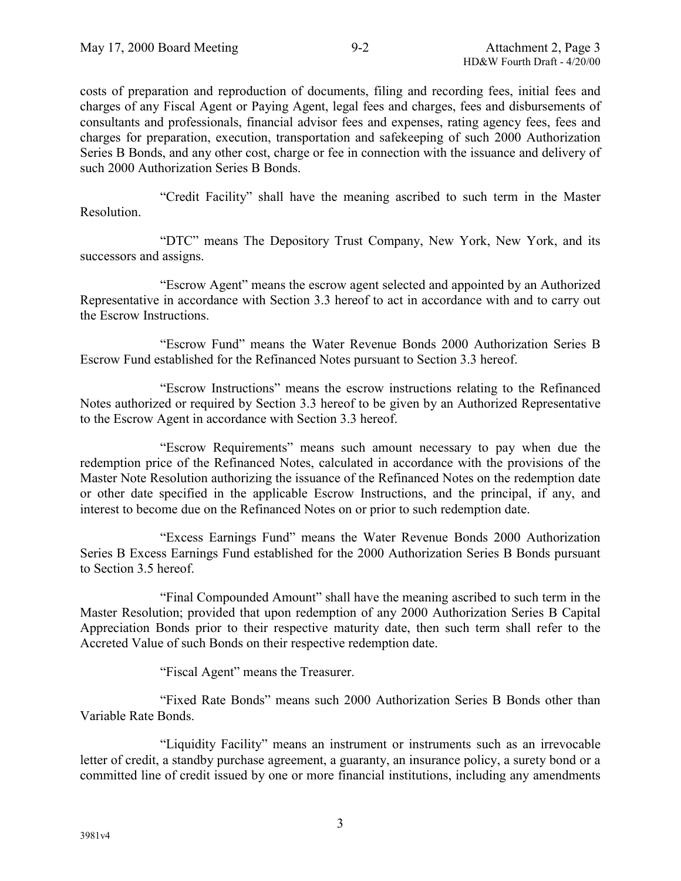costs of preparation and reproduction of documents, filing and recording fees, initial fees and charges of any Fiscal Agent or Paying Agent, legal fees and charges, fees and disbursements of consultants and professionals, financial advisor fees and expenses, rating agency fees, fees and charges for preparation, execution, transportation and safekeeping of such 2000 Authorization Series B Bonds, and any other cost, charge or fee in connection with the issuance and delivery of such 2000 Authorization Series B Bonds.

"Credit Facility" shall have the meaning ascribed to such term in the Master Resolution.

"DTC" means The Depository Trust Company, New York, New York, and its successors and assigns.

"Escrow Agent" means the escrow agent selected and appointed by an Authorized Representative in accordance with Section 3.3 hereof to act in accordance with and to carry out the Escrow Instructions.

"Escrow Fund" means the Water Revenue Bonds 2000 Authorization Series B Escrow Fund established for the Refinanced Notes pursuant to Section 3.3 hereof.

"Escrow Instructions" means the escrow instructions relating to the Refinanced Notes authorized or required by Section 3.3 hereof to be given by an Authorized Representative to the Escrow Agent in accordance with Section 3.3 hereof.

"Escrow Requirements" means such amount necessary to pay when due the redemption price of the Refinanced Notes, calculated in accordance with the provisions of the Master Note Resolution authorizing the issuance of the Refinanced Notes on the redemption date or other date specified in the applicable Escrow Instructions, and the principal, if any, and interest to become due on the Refinanced Notes on or prior to such redemption date.

"Excess Earnings Fund" means the Water Revenue Bonds 2000 Authorization Series B Excess Earnings Fund established for the 2000 Authorization Series B Bonds pursuant to Section 3.5 hereof.

"Final Compounded Amount" shall have the meaning ascribed to such term in the Master Resolution; provided that upon redemption of any 2000 Authorization Series B Capital Appreciation Bonds prior to their respective maturity date, then such term shall refer to the Accreted Value of such Bonds on their respective redemption date.

"Fiscal Agent" means the Treasurer.

"Fixed Rate Bonds" means such 2000 Authorization Series B Bonds other than Variable Rate Bonds.

"Liquidity Facility" means an instrument or instruments such as an irrevocable letter of credit, a standby purchase agreement, a guaranty, an insurance policy, a surety bond or a committed line of credit issued by one or more financial institutions, including any amendments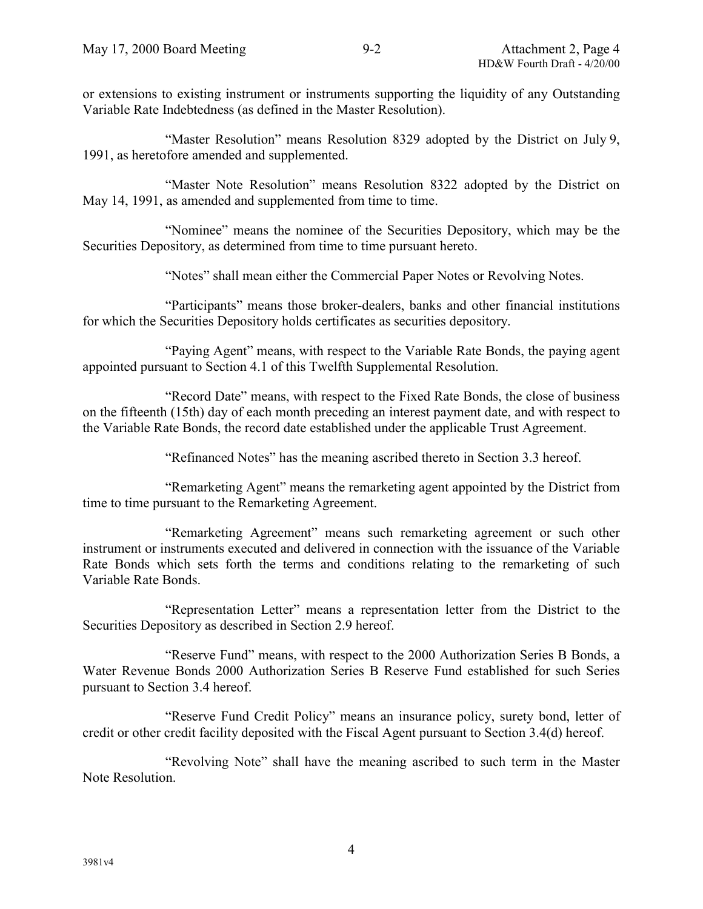or extensions to existing instrument or instruments supporting the liquidity of any Outstanding Variable Rate Indebtedness (as defined in the Master Resolution).

"Master Resolution" means Resolution 8329 adopted by the District on July 9, 1991, as heretofore amended and supplemented.

"Master Note Resolution" means Resolution 8322 adopted by the District on May 14, 1991, as amended and supplemented from time to time.

"Nominee" means the nominee of the Securities Depository, which may be the Securities Depository, as determined from time to time pursuant hereto.

"Notes" shall mean either the Commercial Paper Notes or Revolving Notes.

"Participants" means those broker-dealers, banks and other financial institutions for which the Securities Depository holds certificates as securities depository.

"Paying Agent" means, with respect to the Variable Rate Bonds, the paying agent appointed pursuant to Section 4.1 of this Twelfth Supplemental Resolution.

"Record Date" means, with respect to the Fixed Rate Bonds, the close of business on the fifteenth (15th) day of each month preceding an interest payment date, and with respect to the Variable Rate Bonds, the record date established under the applicable Trust Agreement.

"Refinanced Notes" has the meaning ascribed thereto in Section 3.3 hereof.

"Remarketing Agent" means the remarketing agent appointed by the District from time to time pursuant to the Remarketing Agreement.

"Remarketing Agreement" means such remarketing agreement or such other instrument or instruments executed and delivered in connection with the issuance of the Variable Rate Bonds which sets forth the terms and conditions relating to the remarketing of such Variable Rate Bonds.

"Representation Letter" means a representation letter from the District to the Securities Depository as described in Section 2.9 hereof.

"Reserve Fund" means, with respect to the 2000 Authorization Series B Bonds, a Water Revenue Bonds 2000 Authorization Series B Reserve Fund established for such Series pursuant to Section 3.4 hereof.

"Reserve Fund Credit Policy" means an insurance policy, surety bond, letter of credit or other credit facility deposited with the Fiscal Agent pursuant to Section 3.4(d) hereof.

"Revolving Note" shall have the meaning ascribed to such term in the Master Note Resolution.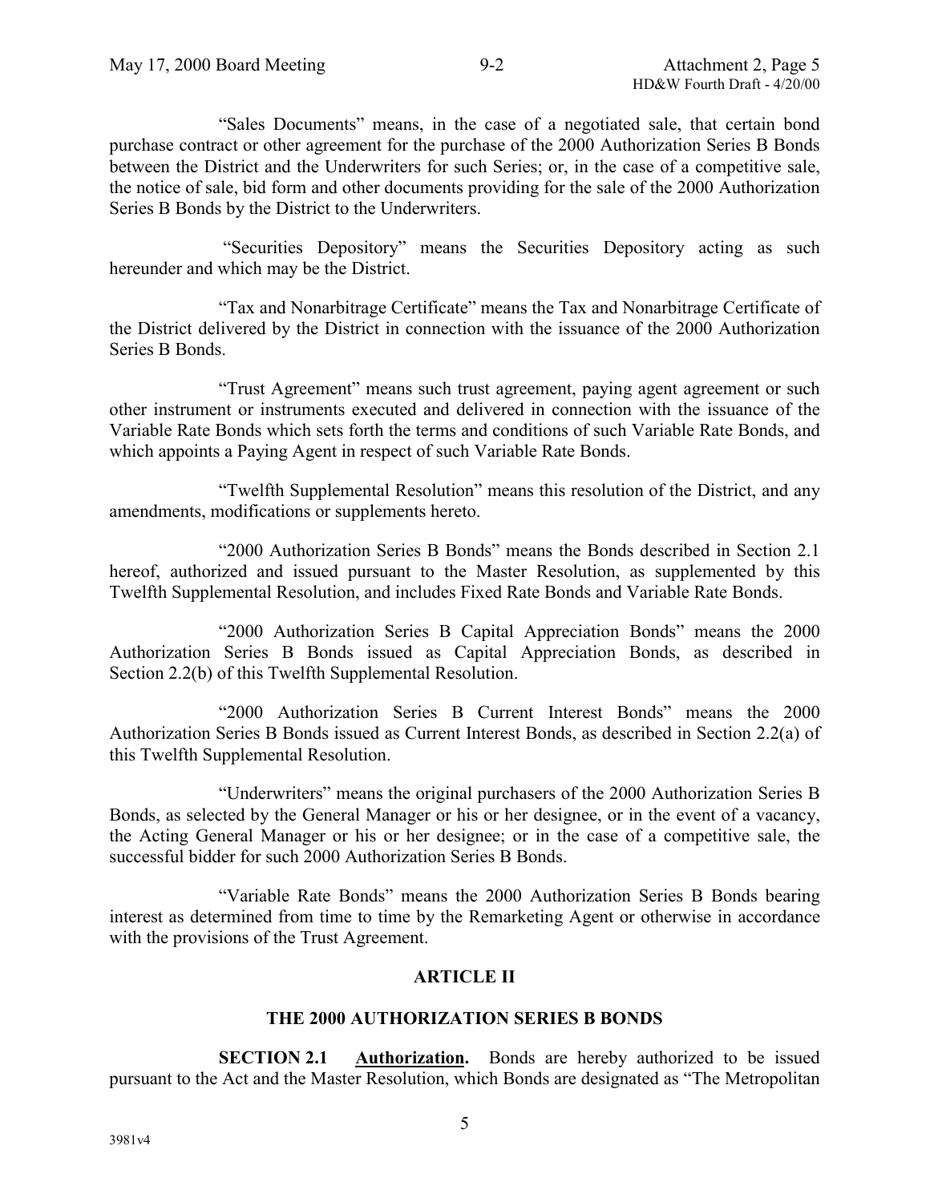"Sales Documents" means, in the case of a negotiated sale, that certain bond purchase contract or other agreement for the purchase of the 2000 Authorization Series B Bonds between the District and the Underwriters for such Series; or, in the case of a competitive sale, the notice of sale, bid form and other documents providing for the sale of the 2000 Authorization Series B Bonds by the District to the Underwriters.

"Securities Depository" means the Securities Depository acting as such hereunder and which may be the District.

"Tax and Nonarbitrage Certificate" means the Tax and Nonarbitrage Certificate of the District delivered by the District in connection with the issuance of the 2000 Authorization Series B Bonds.

"Trust Agreement" means such trust agreement, paying agent agreement or such other instrument or instruments executed and delivered in connection with the issuance of the Variable Rate Bonds which sets forth the terms and conditions of such Variable Rate Bonds, and which appoints a Paying Agent in respect of such Variable Rate Bonds.

"Twelfth Supplemental Resolution" means this resolution of the District, and any amendments, modifications or supplements hereto.

"2000 Authorization Series B Bonds" means the Bonds described in Section 2.1 hereof, authorized and issued pursuant to the Master Resolution, as supplemented by this Twelfth Supplemental Resolution, and includes Fixed Rate Bonds and Variable Rate Bonds.

"2000 Authorization Series B Capital Appreciation Bonds" means the 2000 Authorization Series B Bonds issued as Capital Appreciation Bonds, as described in Section 2.2(b) of this Twelfth Supplemental Resolution.

"2000 Authorization Series B Current Interest Bonds" means the 2000 Authorization Series B Bonds issued as Current Interest Bonds, as described in Section 2.2(a) of this Twelfth Supplemental Resolution.

"Underwriters" means the original purchasers of the 2000 Authorization Series B Bonds, as selected by the General Manager or his or her designee, or in the event of a vacancy, the Acting General Manager or his or her designee; or in the case of a competitive sale, the successful bidder for such 2000 Authorization Series B Bonds.

"Variable Rate Bonds" means the 2000 Authorization Series B Bonds bearing interest as determined from time to time by the Remarketing Agent or otherwise in accordance with the provisions of the Trust Agreement.

## ARTICLE II

## THE 2000 AUTHORIZATION SERIES B BONDS

**SECTION 2.1** **Authorization.** Bonds are hereby authorized to be issued pursuant to the Act and the Master Resolution, which Bonds are designated as "The Metropolitan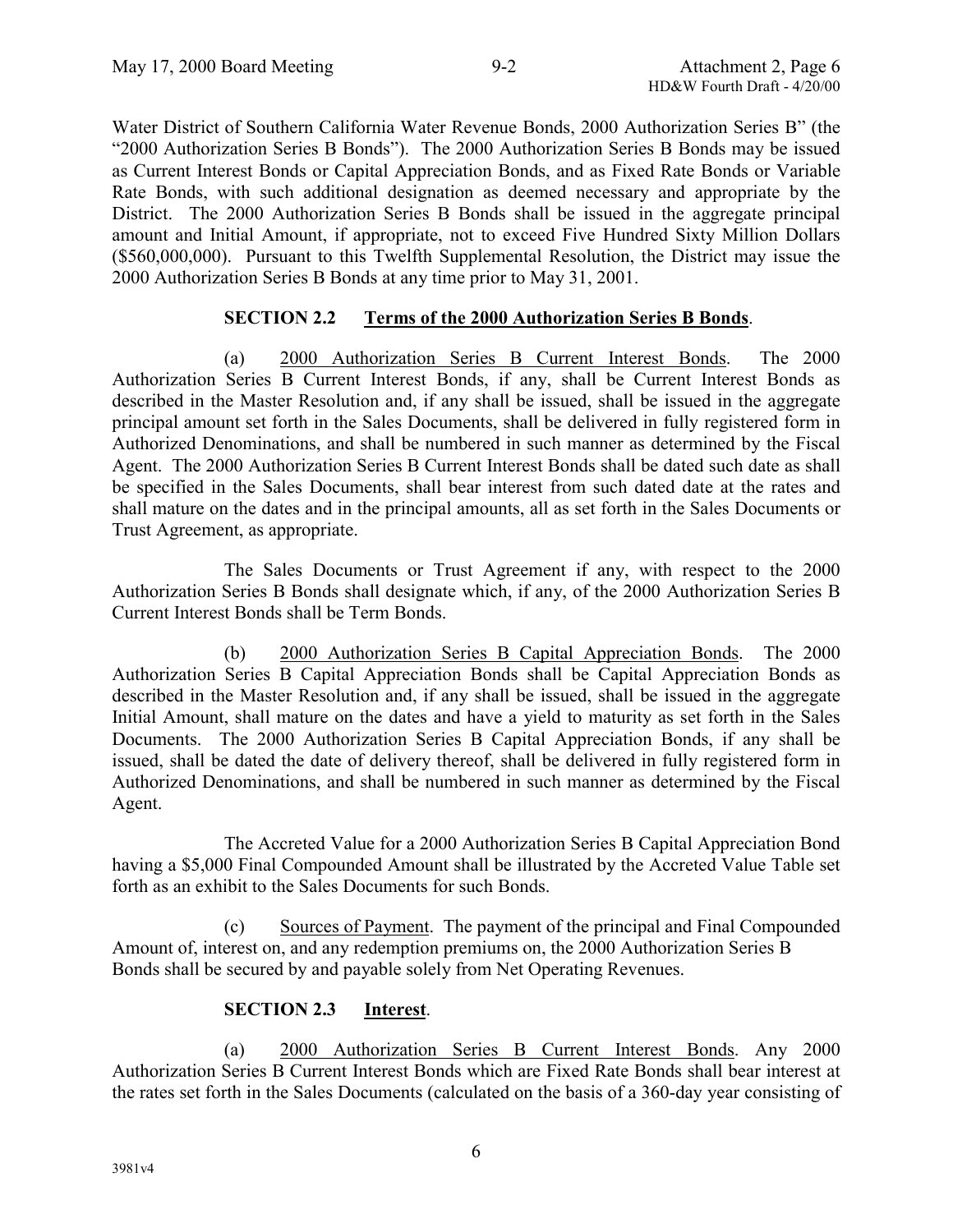Water District of Southern California Water Revenue Bonds, 2000 Authorization Series B" (the "2000 Authorization Series B Bonds"). The 2000 Authorization Series B Bonds may be issued as Current Interest Bonds or Capital Appreciation Bonds, and as Fixed Rate Bonds or Variable Rate Bonds, with such additional designation as deemed necessary and appropriate by the District. The 2000 Authorization Series B Bonds shall be issued in the aggregate principal amount and Initial Amount, if appropriate, not to exceed Five Hundred Sixty Million Dollars ($560,000,000). Pursuant to this Twelfth Supplemental Resolution, the District may issue the 2000 Authorization Series B Bonds at any time prior to May 31, 2001.

**SECTION 2.2 Terms of the 2000 Authorization Series B Bonds.**

(a) 2000 Authorization Series B Current Interest Bonds. The 2000 Authorization Series B Current Interest Bonds, if any, shall be Current Interest Bonds as described in the Master Resolution and, if any shall be issued, shall be issued in the aggregate principal amount set forth in the Sales Documents, shall be delivered in fully registered form in Authorized Denominations, and shall be numbered in such manner as determined by the Fiscal Agent. The 2000 Authorization Series B Current Interest Bonds shall be dated such date as shall be specified in the Sales Documents, shall bear interest from such dated date at the rates and shall mature on the dates and in the principal amounts, all as set forth in the Sales Documents or Trust Agreement, as appropriate.

The Sales Documents or Trust Agreement if any, with respect to the 2000 Authorization Series B Bonds shall designate which, if any, of the 2000 Authorization Series B Current Interest Bonds shall be Term Bonds.

(b) 2000 Authorization Series B Capital Appreciation Bonds. The 2000 Authorization Series B Capital Appreciation Bonds shall be Capital Appreciation Bonds as described in the Master Resolution and, if any shall be issued, shall be issued in the aggregate Initial Amount, shall mature on the dates and have a yield to maturity as set forth in the Sales Documents. The 2000 Authorization Series B Capital Appreciation Bonds, if any shall be issued, shall be dated the date of delivery thereof, shall be delivered in fully registered form in Authorized Denominations, and shall be numbered in such manner as determined by the Fiscal Agent.

The Accreted Value for a 2000 Authorization Series B Capital Appreciation Bond having a $5,000 Final Compounded Amount shall be illustrated by the Accreted Value Table set forth as an exhibit to the Sales Documents for such Bonds.

(c) Sources of Payment. The payment of the principal and Final Compounded Amount of, interest on, and any redemption premiums on, the 2000 Authorization Series B Bonds shall be secured by and payable solely from Net Operating Revenues.

**SECTION 2.3 Interest.**

(a) 2000 Authorization Series B Current Interest Bonds. Any 2000 Authorization Series B Current Interest Bonds which are Fixed Rate Bonds shall bear interest at the rates set forth in the Sales Documents (calculated on the basis of a 360-day year consisting of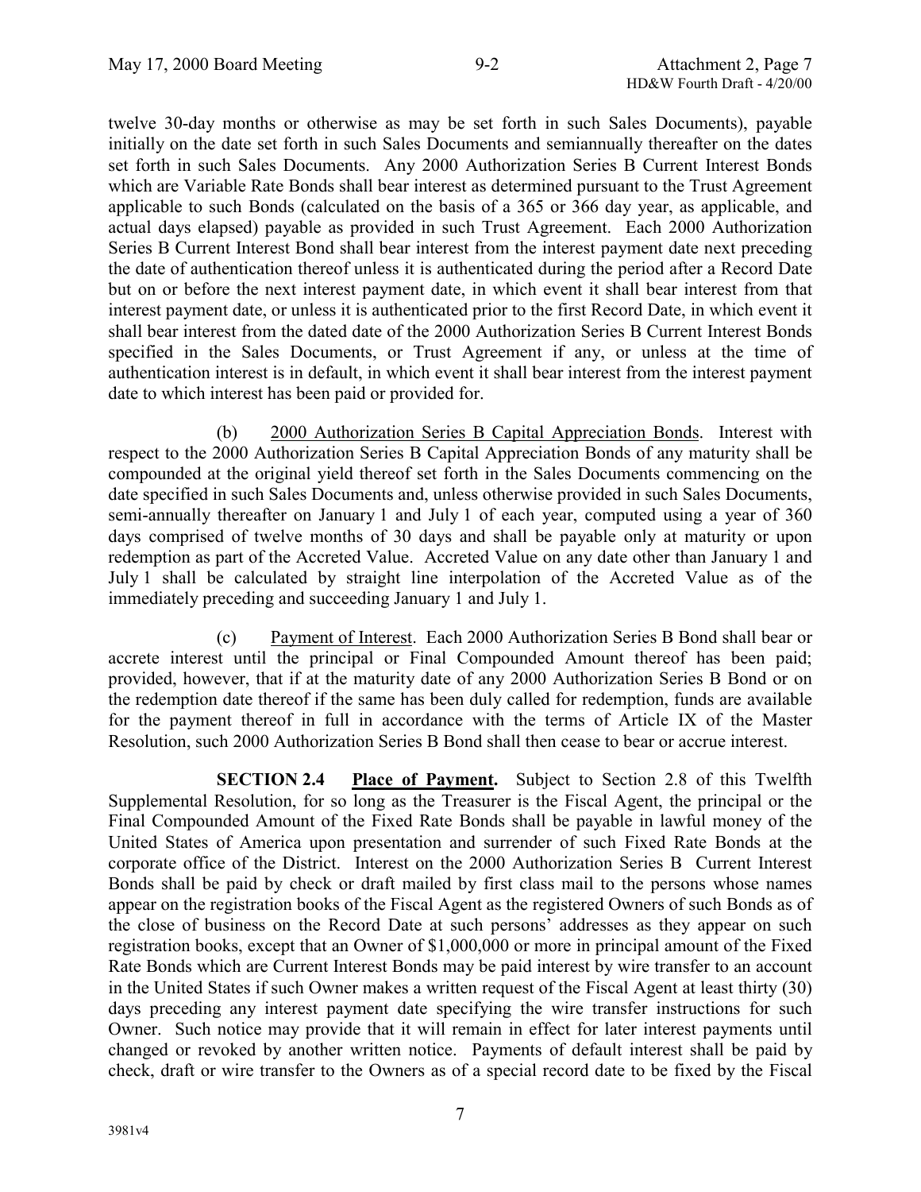twelve 30-day months or otherwise as may be set forth in such Sales Documents), payable initially on the date set forth in such Sales Documents and semiannually thereafter on the dates set forth in such Sales Documents. Any 2000 Authorization Series B Current Interest Bonds which are Variable Rate Bonds shall bear interest as determined pursuant to the Trust Agreement applicable to such Bonds (calculated on the basis of a 365 or 366 day year, as applicable, and actual days elapsed) payable as provided in such Trust Agreement. Each 2000 Authorization Series B Current Interest Bond shall bear interest from the interest payment date next preceding the date of authentication thereof unless it is authenticated during the period after a Record Date but on or before the next interest payment date, in which event it shall bear interest from that interest payment date, or unless it is authenticated prior to the first Record Date, in which event it shall bear interest from the dated date of the 2000 Authorization Series B Current Interest Bonds specified in the Sales Documents, or Trust Agreement if any, or unless at the time of authentication interest is in default, in which event it shall bear interest from the interest payment date to which interest has been paid or provided for.

(b) 2000 Authorization Series B Capital Appreciation Bonds. Interest with respect to the 2000 Authorization Series B Capital Appreciation Bonds of any maturity shall be compounded at the original yield thereof set forth in the Sales Documents commencing on the date specified in such Sales Documents and, unless otherwise provided in such Sales Documents, semi-annually thereafter on January 1 and July 1 of each year, computed using a year of 360 days comprised of twelve months of 30 days and shall be payable only at maturity or upon redemption as part of the Accreted Value. Accreted Value on any date other than January 1 and July 1 shall be calculated by straight line interpolation of the Accreted Value as of the immediately preceding and succeeding January 1 and July 1.

(c) Payment of Interest. Each 2000 Authorization Series B Bond shall bear or accrete interest until the principal or Final Compounded Amount thereof has been paid; provided, however, that if at the maturity date of any 2000 Authorization Series B Bond or on the redemption date thereof if the same has been duly called for redemption, funds are available for the payment thereof in full in accordance with the terms of Article IX of the Master Resolution, such 2000 Authorization Series B Bond shall then cease to bear or accrue interest.

**SECTION 2.4 Place of Payment.** Subject to Section 2.8 of this Twelfth Supplemental Resolution, for so long as the Treasurer is the Fiscal Agent, the principal or the Final Compounded Amount of the Fixed Rate Bonds shall be payable in lawful money of the United States of America upon presentation and surrender of such Fixed Rate Bonds at the corporate office of the District. Interest on the 2000 Authorization Series B Current Interest Bonds shall be paid by check or draft mailed by first class mail to the persons whose names appear on the registration books of the Fiscal Agent as the registered Owners of such Bonds as of the close of business on the Record Date at such persons' addresses as they appear on such registration books, except that an Owner of $1,000,000 or more in principal amount of the Fixed Rate Bonds which are Current Interest Bonds may be paid interest by wire transfer to an account in the United States if such Owner makes a written request of the Fiscal Agent at least thirty (30) days preceding any interest payment date specifying the wire transfer instructions for such Owner. Such notice may provide that it will remain in effect for later interest payments until changed or revoked by another written notice. Payments of default interest shall be paid by check, draft or wire transfer to the Owners as of a special record date to be fixed by the Fiscal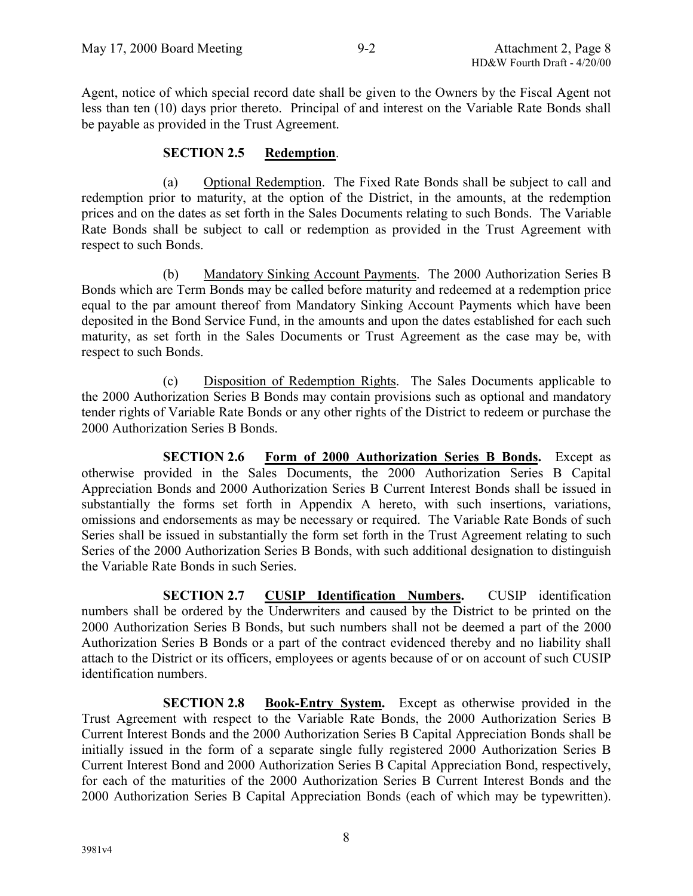Agent, notice of which special record date shall be given to the Owners by the Fiscal Agent not less than ten (10) days prior thereto. Principal of and interest on the Variable Rate Bonds shall be payable as provided in the Trust Agreement.

**SECTION 2.5 Redemption.**

(a) Optional Redemption. The Fixed Rate Bonds shall be subject to call and redemption prior to maturity, at the option of the District, in the amounts, at the redemption prices and on the dates as set forth in the Sales Documents relating to such Bonds. The Variable Rate Bonds shall be subject to call or redemption as provided in the Trust Agreement with respect to such Bonds.

(b) Mandatory Sinking Account Payments. The 2000 Authorization Series B Bonds which are Term Bonds may be called before maturity and redeemed at a redemption price equal to the par amount thereof from Mandatory Sinking Account Payments which have been deposited in the Bond Service Fund, in the amounts and upon the dates established for each such maturity, as set forth in the Sales Documents or Trust Agreement as the case may be, with respect to such Bonds.

(c) Disposition of Redemption Rights. The Sales Documents applicable to the 2000 Authorization Series B Bonds may contain provisions such as optional and mandatory tender rights of Variable Rate Bonds or any other rights of the District to redeem or purchase the 2000 Authorization Series B Bonds.

**SECTION 2.6 Form of 2000 Authorization Series B Bonds.** Except as otherwise provided in the Sales Documents, the 2000 Authorization Series B Capital Appreciation Bonds and 2000 Authorization Series B Current Interest Bonds shall be issued in substantially the forms set forth in Appendix A hereto, with such insertions, variations, omissions and endorsements as may be necessary or required. The Variable Rate Bonds of such Series shall be issued in substantially the form set forth in the Trust Agreement relating to such Series of the 2000 Authorization Series B Bonds, with such additional designation to distinguish the Variable Rate Bonds in such Series.

**SECTION 2.7 CUSIP Identification Numbers.** CUSIP identification numbers shall be ordered by the Underwriters and caused by the District to be printed on the 2000 Authorization Series B Bonds, but such numbers shall not be deemed a part of the 2000 Authorization Series B Bonds or a part of the contract evidenced thereby and no liability shall attach to the District or its officers, employees or agents because of or on account of such CUSIP identification numbers.

**SECTION 2.8 Book-Entry System.** Except as otherwise provided in the Trust Agreement with respect to the Variable Rate Bonds, the 2000 Authorization Series B Current Interest Bonds and the 2000 Authorization Series B Capital Appreciation Bonds shall be initially issued in the form of a separate single fully registered 2000 Authorization Series B Current Interest Bond and 2000 Authorization Series B Capital Appreciation Bond, respectively, for each of the maturities of the 2000 Authorization Series B Current Interest Bonds and the 2000 Authorization Series B Capital Appreciation Bonds (each of which may be typewritten).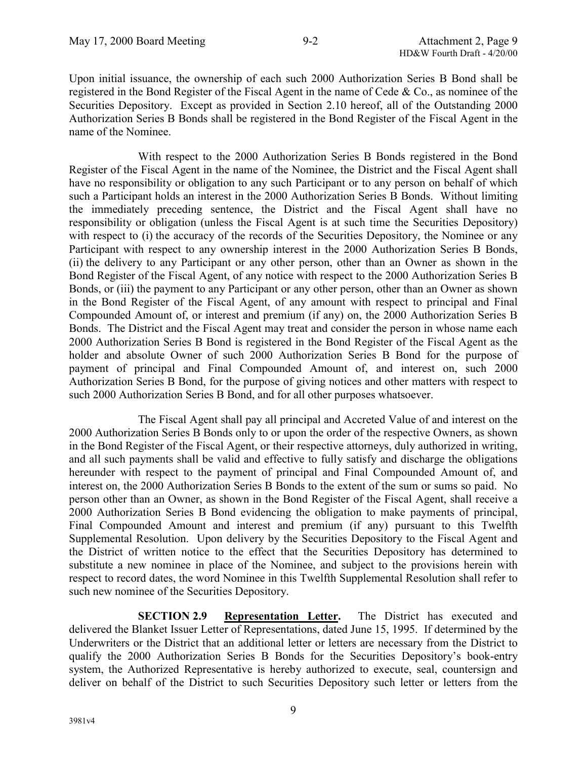Upon initial issuance, the ownership of each such 2000 Authorization Series B Bond shall be registered in the Bond Register of the Fiscal Agent in the name of Cede & Co., as nominee of the Securities Depository. Except as provided in Section 2.10 hereof, all of the Outstanding 2000 Authorization Series B Bonds shall be registered in the Bond Register of the Fiscal Agent in the name of the Nominee.

With respect to the 2000 Authorization Series B Bonds registered in the Bond Register of the Fiscal Agent in the name of the Nominee, the District and the Fiscal Agent shall have no responsibility or obligation to any such Participant or to any person on behalf of which such a Participant holds an interest in the 2000 Authorization Series B Bonds. Without limiting the immediately preceding sentence, the District and the Fiscal Agent shall have no responsibility or obligation (unless the Fiscal Agent is at such time the Securities Depository) with respect to (i) the accuracy of the records of the Securities Depository, the Nominee or any Participant with respect to any ownership interest in the 2000 Authorization Series B Bonds, (ii) the delivery to any Participant or any other person, other than an Owner as shown in the Bond Register of the Fiscal Agent, of any notice with respect to the 2000 Authorization Series B Bonds, or (iii) the payment to any Participant or any other person, other than an Owner as shown in the Bond Register of the Fiscal Agent, of any amount with respect to principal and Final Compounded Amount of, or interest and premium (if any) on, the 2000 Authorization Series B Bonds. The District and the Fiscal Agent may treat and consider the person in whose name each 2000 Authorization Series B Bond is registered in the Bond Register of the Fiscal Agent as the holder and absolute Owner of such 2000 Authorization Series B Bond for the purpose of payment of principal and Final Compounded Amount of, and interest on, such 2000 Authorization Series B Bond, for the purpose of giving notices and other matters with respect to such 2000 Authorization Series B Bond, and for all other purposes whatsoever.

The Fiscal Agent shall pay all principal and Accreted Value of and interest on the 2000 Authorization Series B Bonds only to or upon the order of the respective Owners, as shown in the Bond Register of the Fiscal Agent, or their respective attorneys, duly authorized in writing, and all such payments shall be valid and effective to fully satisfy and discharge the obligations hereunder with respect to the payment of principal and Final Compounded Amount of, and interest on, the 2000 Authorization Series B Bonds to the extent of the sum or sums so paid. No person other than an Owner, as shown in the Bond Register of the Fiscal Agent, shall receive a 2000 Authorization Series B Bond evidencing the obligation to make payments of principal, Final Compounded Amount and interest and premium (if any) pursuant to this Twelfth Supplemental Resolution. Upon delivery by the Securities Depository to the Fiscal Agent and the District of written notice to the effect that the Securities Depository has determined to substitute a new nominee in place of the Nominee, and subject to the provisions herein with respect to record dates, the word Nominee in this Twelfth Supplemental Resolution shall refer to such new nominee of the Securities Depository.

**SECTION 2.9 Representation Letter.** The District has executed and delivered the Blanket Issuer Letter of Representations, dated June 15, 1995. If determined by the Underwriters or the District that an additional letter or letters are necessary from the District to qualify the 2000 Authorization Series B Bonds for the Securities Depository's book-entry system, the Authorized Representative is hereby authorized to execute, seal, countersign and deliver on behalf of the District to such Securities Depository such letter or letters from the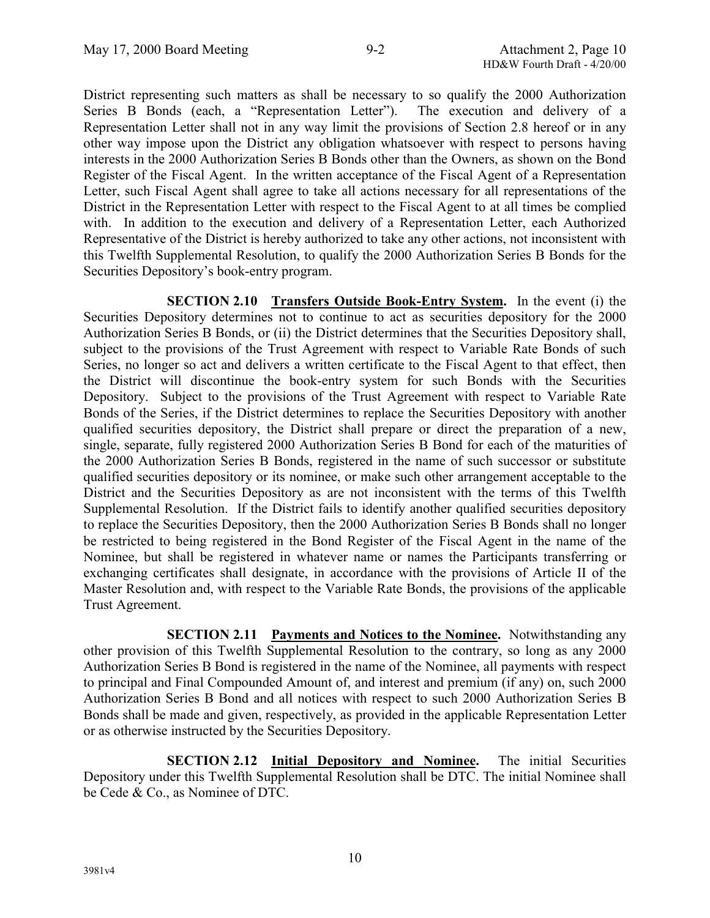District representing such matters as shall be necessary to so qualify the 2000 Authorization Series B Bonds (each, a "Representation Letter"). The execution and delivery of a Representation Letter shall not in any way limit the provisions of Section 2.8 hereof or in any other way impose upon the District any obligation whatsoever with respect to persons having interests in the 2000 Authorization Series B Bonds other than the Owners, as shown on the Bond Register of the Fiscal Agent. In the written acceptance of the Fiscal Agent of a Representation Letter, such Fiscal Agent shall agree to take all actions necessary for all representations of the District in the Representation Letter with respect to the Fiscal Agent to at all times be complied with. In addition to the execution and delivery of a Representation Letter, each Authorized Representative of the District is hereby authorized to take any other actions, not inconsistent with this Twelfth Supplemental Resolution, to qualify the 2000 Authorization Series B Bonds for the Securities Depository's book-entry program.

**SECTION 2.10 Transfers Outside Book-Entry System.** In the event (i) the Securities Depository determines not to continue to act as securities depository for the 2000 Authorization Series B Bonds, or (ii) the District determines that the Securities Depository shall, subject to the provisions of the Trust Agreement with respect to Variable Rate Bonds of such Series, no longer so act and delivers a written certificate to the Fiscal Agent to that effect, then the District will discontinue the book-entry system for such Bonds with the Securities Depository. Subject to the provisions of the Trust Agreement with respect to Variable Rate Bonds of the Series, if the District determines to replace the Securities Depository with another qualified securities depository, the District shall prepare or direct the preparation of a new, single, separate, fully registered 2000 Authorization Series B Bond for each of the maturities of the 2000 Authorization Series B Bonds, registered in the name of such successor or substitute qualified securities depository or its nominee, or make such other arrangement acceptable to the District and the Securities Depository as are not inconsistent with the terms of this Twelfth Supplemental Resolution. If the District fails to identify another qualified securities depository to replace the Securities Depository, then the 2000 Authorization Series B Bonds shall no longer be restricted to being registered in the Bond Register of the Fiscal Agent in the name of the Nominee, but shall be registered in whatever name or names the Participants transferring or exchanging certificates shall designate, in accordance with the provisions of Article II of the Master Resolution and, with respect to the Variable Rate Bonds, the provisions of the applicable Trust Agreement.

**SECTION 2.11 Payments and Notices to the Nominee.** Notwithstanding any other provision of this Twelfth Supplemental Resolution to the contrary, so long as any 2000 Authorization Series B Bond is registered in the name of the Nominee, all payments with respect to principal and Final Compounded Amount of, and interest and premium (if any) on, such 2000 Authorization Series B Bond and all notices with respect to such 2000 Authorization Series B Bonds shall be made and given, respectively, as provided in the applicable Representation Letter or as otherwise instructed by the Securities Depository.

**SECTION 2.12 Initial Depository and Nominee.** The initial Securities Depository under this Twelfth Supplemental Resolution shall be DTC. The initial Nominee shall be Cede & Co., as Nominee of DTC.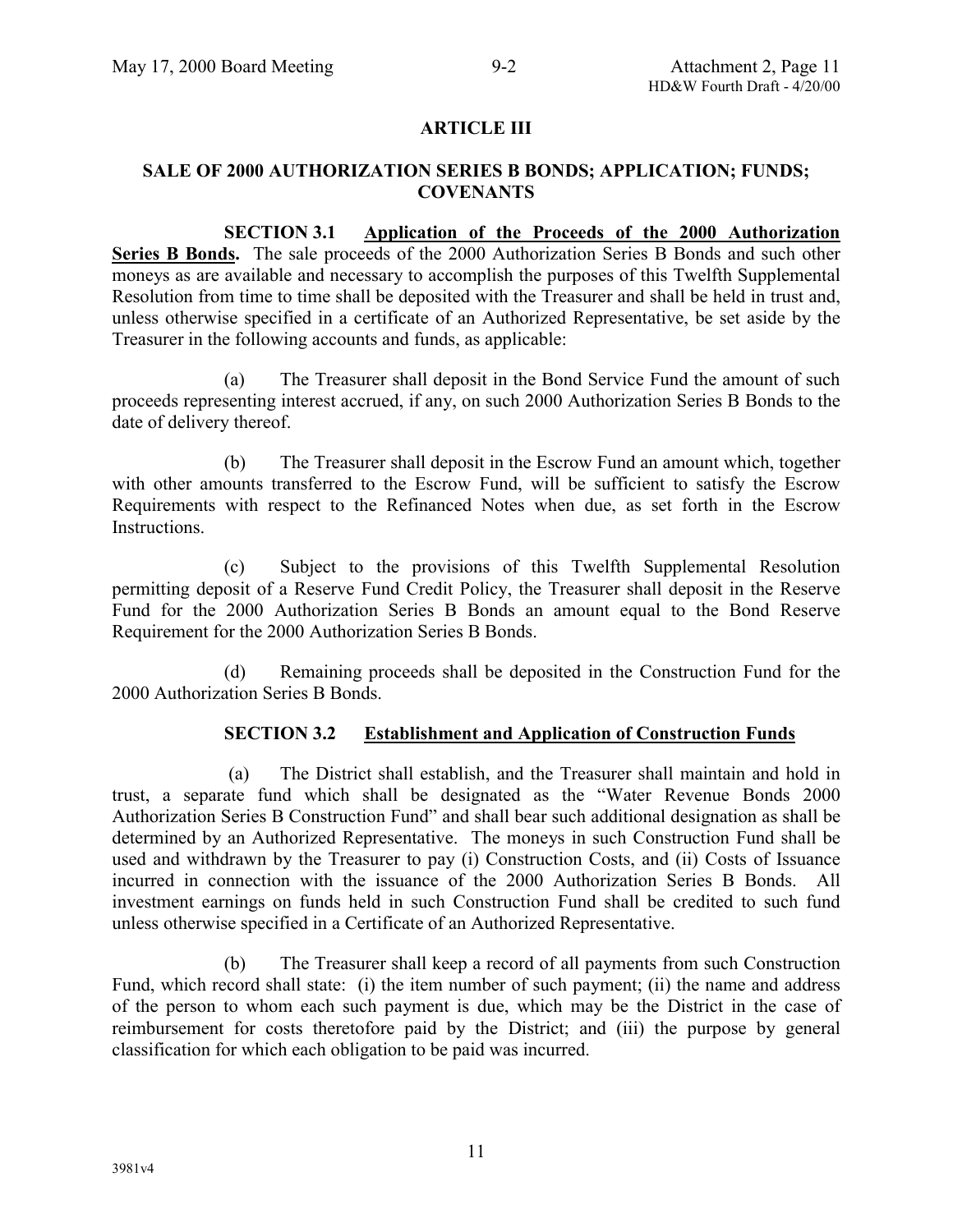## ARTICLE III

### SALE OF 2000 AUTHORIZATION SERIES B BONDS; APPLICATION; FUNDS; COVENANTS

**SECTION 3.1 Application of the Proceeds of the 2000 Authorization Series B Bonds.** The sale proceeds of the 2000 Authorization Series B Bonds and such other moneys as are available and necessary to accomplish the purposes of this Twelfth Supplemental Resolution from time to time shall be deposited with the Treasurer and shall be held in trust and, unless otherwise specified in a certificate of an Authorized Representative, be set aside by the Treasurer in the following accounts and funds, as applicable:

(a) The Treasurer shall deposit in the Bond Service Fund the amount of such proceeds representing interest accrued, if any, on such 2000 Authorization Series B Bonds to the date of delivery thereof.

(b) The Treasurer shall deposit in the Escrow Fund an amount which, together with other amounts transferred to the Escrow Fund, will be sufficient to satisfy the Escrow Requirements with respect to the Refinanced Notes when due, as set forth in the Escrow Instructions.

(c) Subject to the provisions of this Twelfth Supplemental Resolution permitting deposit of a Reserve Fund Credit Policy, the Treasurer shall deposit in the Reserve Fund for the 2000 Authorization Series B Bonds an amount equal to the Bond Reserve Requirement for the 2000 Authorization Series B Bonds.

(d) Remaining proceeds shall be deposited in the Construction Fund for the 2000 Authorization Series B Bonds.

**SECTION 3.2 Establishment and Application of Construction Funds**

(a) The District shall establish, and the Treasurer shall maintain and hold in trust, a separate fund which shall be designated as the "Water Revenue Bonds 2000 Authorization Series B Construction Fund" and shall bear such additional designation as shall be determined by an Authorized Representative. The moneys in such Construction Fund shall be used and withdrawn by the Treasurer to pay (i) Construction Costs, and (ii) Costs of Issuance incurred in connection with the issuance of the 2000 Authorization Series B Bonds. All investment earnings on funds held in such Construction Fund shall be credited to such fund unless otherwise specified in a Certificate of an Authorized Representative.

(b) The Treasurer shall keep a record of all payments from such Construction Fund, which record shall state: (i) the item number of such payment; (ii) the name and address of the person to whom each such payment is due, which may be the District in the case of reimbursement for costs theretofore paid by the District; and (iii) the purpose by general classification for which each obligation to be paid was incurred.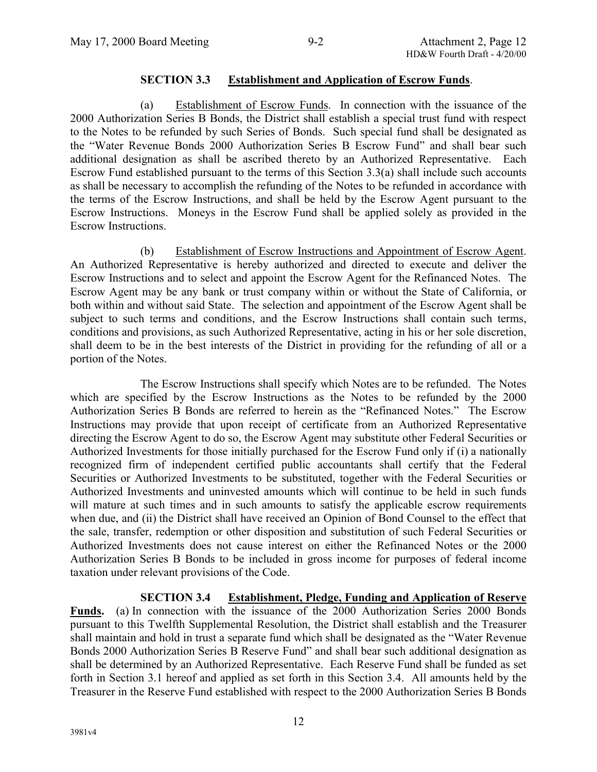**SECTION 3.3 Establishment and Application of Escrow Funds**.

(a) Establishment of Escrow Funds. In connection with the issuance of the 2000 Authorization Series B Bonds, the District shall establish a special trust fund with respect to the Notes to be refunded by such Series of Bonds. Such special fund shall be designated as the "Water Revenue Bonds 2000 Authorization Series B Escrow Fund" and shall bear such additional designation as shall be ascribed thereto by an Authorized Representative. Each Escrow Fund established pursuant to the terms of this Section 3.3(a) shall include such accounts as shall be necessary to accomplish the refunding of the Notes to be refunded in accordance with the terms of the Escrow Instructions, and shall be held by the Escrow Agent pursuant to the Escrow Instructions. Moneys in the Escrow Fund shall be applied solely as provided in the Escrow Instructions.

(b) Establishment of Escrow Instructions and Appointment of Escrow Agent. An Authorized Representative is hereby authorized and directed to execute and deliver the Escrow Instructions and to select and appoint the Escrow Agent for the Refinanced Notes. The Escrow Agent may be any bank or trust company within or without the State of California, or both within and without said State. The selection and appointment of the Escrow Agent shall be subject to such terms and conditions, and the Escrow Instructions shall contain such terms, conditions and provisions, as such Authorized Representative, acting in his or her sole discretion, shall deem to be in the best interests of the District in providing for the refunding of all or a portion of the Notes.

The Escrow Instructions shall specify which Notes are to be refunded. The Notes which are specified by the Escrow Instructions as the Notes to be refunded by the 2000 Authorization Series B Bonds are referred to herein as the "Refinanced Notes." The Escrow Instructions may provide that upon receipt of certificate from an Authorized Representative directing the Escrow Agent to do so, the Escrow Agent may substitute other Federal Securities or Authorized Investments for those initially purchased for the Escrow Fund only if (i) a nationally recognized firm of independent certified public accountants shall certify that the Federal Securities or Authorized Investments to be substituted, together with the Federal Securities or Authorized Investments and uninvested amounts which will continue to be held in such funds will mature at such times and in such amounts to satisfy the applicable escrow requirements when due, and (ii) the District shall have received an Opinion of Bond Counsel to the effect that the sale, transfer, redemption or other disposition and substitution of such Federal Securities or Authorized Investments does not cause interest on either the Refinanced Notes or the 2000 Authorization Series B Bonds to be included in gross income for purposes of federal income taxation under relevant provisions of the Code.

**SECTION 3.4 Establishment, Pledge, Funding and Application of Reserve Funds.** (a) In connection with the issuance of the 2000 Authorization Series 2000 Bonds pursuant to this Twelfth Supplemental Resolution, the District shall establish and the Treasurer shall maintain and hold in trust a separate fund which shall be designated as the "Water Revenue Bonds 2000 Authorization Series B Reserve Fund" and shall bear such additional designation as shall be determined by an Authorized Representative. Each Reserve Fund shall be funded as set forth in Section 3.1 hereof and applied as set forth in this Section 3.4. All amounts held by the Treasurer in the Reserve Fund established with respect to the 2000 Authorization Series B Bonds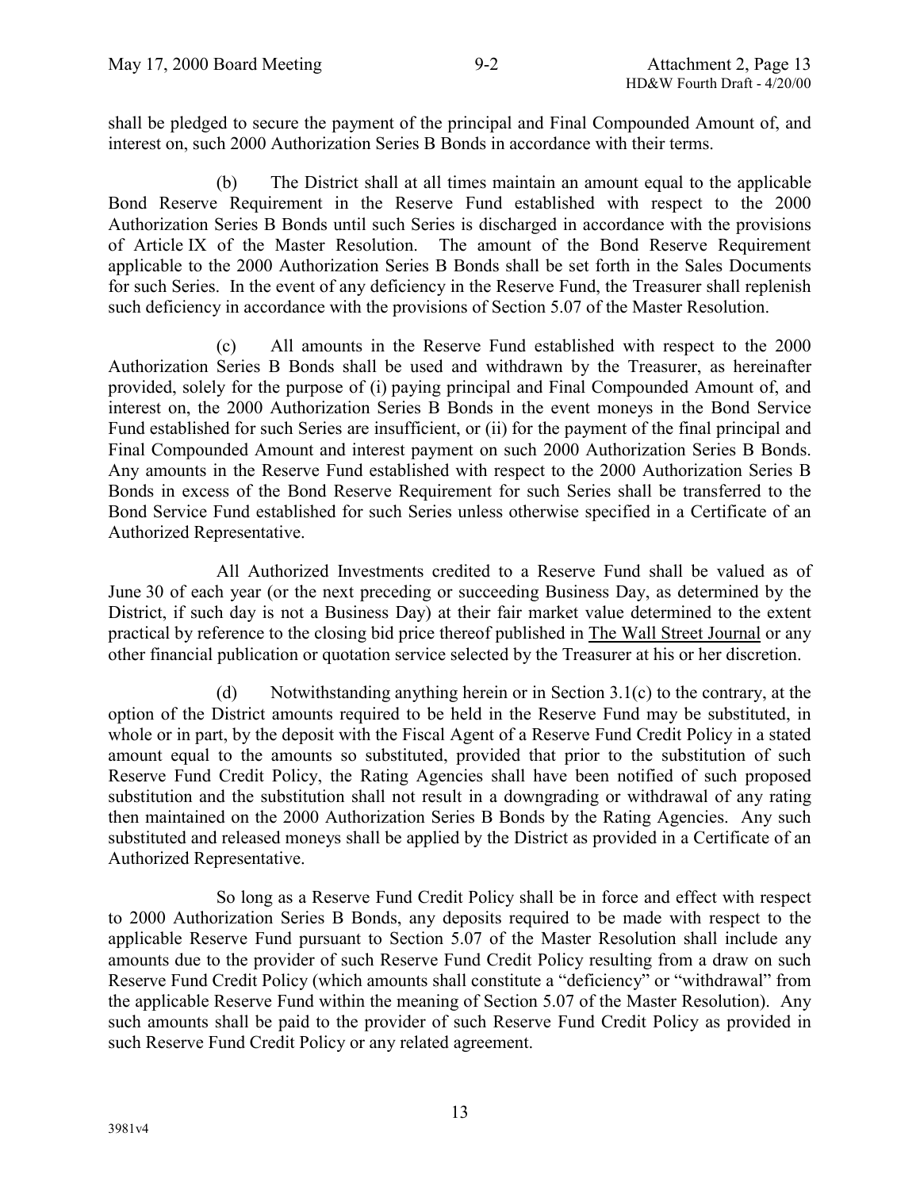shall be pledged to secure the payment of the principal and Final Compounded Amount of, and interest on, such 2000 Authorization Series B Bonds in accordance with their terms.

(b) The District shall at all times maintain an amount equal to the applicable Bond Reserve Requirement in the Reserve Fund established with respect to the 2000 Authorization Series B Bonds until such Series is discharged in accordance with the provisions of Article IX of the Master Resolution. The amount of the Bond Reserve Requirement applicable to the 2000 Authorization Series B Bonds shall be set forth in the Sales Documents for such Series. In the event of any deficiency in the Reserve Fund, the Treasurer shall replenish such deficiency in accordance with the provisions of Section 5.07 of the Master Resolution.

(c) All amounts in the Reserve Fund established with respect to the 2000 Authorization Series B Bonds shall be used and withdrawn by the Treasurer, as hereinafter provided, solely for the purpose of (i) paying principal and Final Compounded Amount of, and interest on, the 2000 Authorization Series B Bonds in the event moneys in the Bond Service Fund established for such Series are insufficient, or (ii) for the payment of the final principal and Final Compounded Amount and interest payment on such 2000 Authorization Series B Bonds. Any amounts in the Reserve Fund established with respect to the 2000 Authorization Series B Bonds in excess of the Bond Reserve Requirement for such Series shall be transferred to the Bond Service Fund established for such Series unless otherwise specified in a Certificate of an Authorized Representative.

All Authorized Investments credited to a Reserve Fund shall be valued as of June 30 of each year (or the next preceding or succeeding Business Day, as determined by the District, if such day is not a Business Day) at their fair market value determined to the extent practical by reference to the closing bid price thereof published in The Wall Street Journal or any other financial publication or quotation service selected by the Treasurer at his or her discretion.

(d) Notwithstanding anything herein or in Section 3.1(c) to the contrary, at the option of the District amounts required to be held in the Reserve Fund may be substituted, in whole or in part, by the deposit with the Fiscal Agent of a Reserve Fund Credit Policy in a stated amount equal to the amounts so substituted, provided that prior to the substitution of such Reserve Fund Credit Policy, the Rating Agencies shall have been notified of such proposed substitution and the substitution shall not result in a downgrading or withdrawal of any rating then maintained on the 2000 Authorization Series B Bonds by the Rating Agencies. Any such substituted and released moneys shall be applied by the District as provided in a Certificate of an Authorized Representative.

So long as a Reserve Fund Credit Policy shall be in force and effect with respect to 2000 Authorization Series B Bonds, any deposits required to be made with respect to the applicable Reserve Fund pursuant to Section 5.07 of the Master Resolution shall include any amounts due to the provider of such Reserve Fund Credit Policy resulting from a draw on such Reserve Fund Credit Policy (which amounts shall constitute a "deficiency" or "withdrawal" from the applicable Reserve Fund within the meaning of Section 5.07 of the Master Resolution). Any such amounts shall be paid to the provider of such Reserve Fund Credit Policy as provided in such Reserve Fund Credit Policy or any related agreement.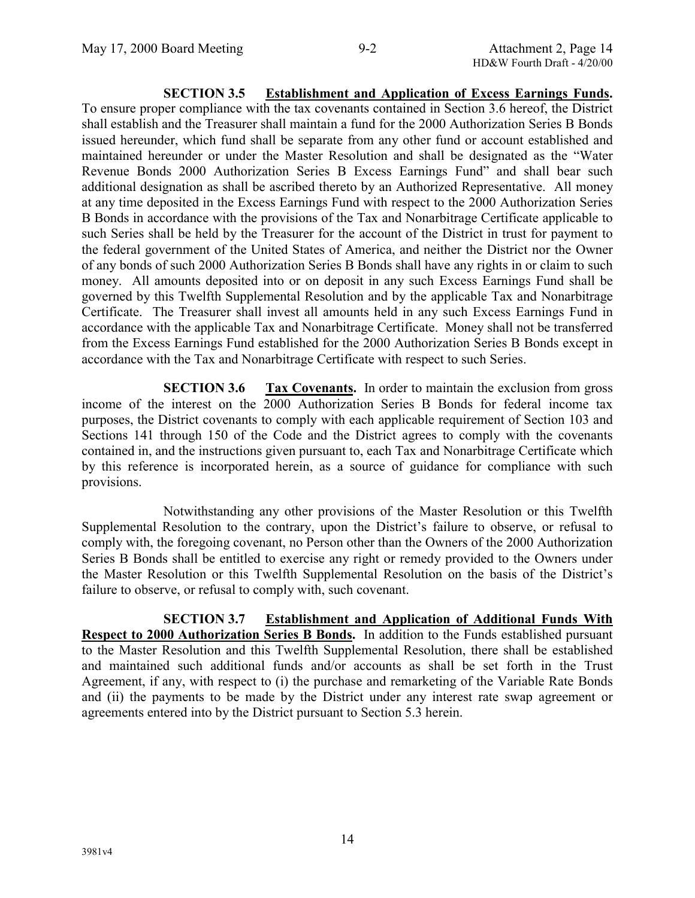**SECTION 3.5 <u>Establishment and Application of Excess Earnings Funds</u>.** To ensure proper compliance with the tax covenants contained in Section 3.6 hereof, the District shall establish and the Treasurer shall maintain a fund for the 2000 Authorization Series B Bonds issued hereunder, which fund shall be separate from any other fund or account established and maintained hereunder or under the Master Resolution and shall be designated as the "Water Revenue Bonds 2000 Authorization Series B Excess Earnings Fund" and shall bear such additional designation as shall be ascribed thereto by an Authorized Representative. All money at any time deposited in the Excess Earnings Fund with respect to the 2000 Authorization Series B Bonds in accordance with the provisions of the Tax and Nonarbitrage Certificate applicable to such Series shall be held by the Treasurer for the account of the District in trust for payment to the federal government of the United States of America, and neither the District nor the Owner of any bonds of such 2000 Authorization Series B Bonds shall have any rights in or claim to such money. All amounts deposited into or on deposit in any such Excess Earnings Fund shall be governed by this Twelfth Supplemental Resolution and by the applicable Tax and Nonarbitrage Certificate. The Treasurer shall invest all amounts held in any such Excess Earnings Fund in accordance with the applicable Tax and Nonarbitrage Certificate. Money shall not be transferred from the Excess Earnings Fund established for the 2000 Authorization Series B Bonds except in accordance with the Tax and Nonarbitrage Certificate with respect to such Series.

**SECTION 3.6 <u>Tax Covenants</u>.** In order to maintain the exclusion from gross income of the interest on the 2000 Authorization Series B Bonds for federal income tax purposes, the District covenants to comply with each applicable requirement of Section 103 and Sections 141 through 150 of the Code and the District agrees to comply with the covenants contained in, and the instructions given pursuant to, each Tax and Nonarbitrage Certificate which by this reference is incorporated herein, as a source of guidance for compliance with such provisions.

Notwithstanding any other provisions of the Master Resolution or this Twelfth Supplemental Resolution to the contrary, upon the District's failure to observe, or refusal to comply with, the foregoing covenant, no Person other than the Owners of the 2000 Authorization Series B Bonds shall be entitled to exercise any right or remedy provided to the Owners under the Master Resolution or this Twelfth Supplemental Resolution on the basis of the District's failure to observe, or refusal to comply with, such covenant.

**SECTION 3.7 <u>Establishment and Application of Additional Funds With Respect to 2000 Authorization Series B Bonds</u>.** In addition to the Funds established pursuant to the Master Resolution and this Twelfth Supplemental Resolution, there shall be established and maintained such additional funds and/or accounts as shall be set forth in the Trust Agreement, if any, with respect to (i) the purchase and remarketing of the Variable Rate Bonds and (ii) the payments to be made by the District under any interest rate swap agreement or agreements entered into by the District pursuant to Section 5.3 herein.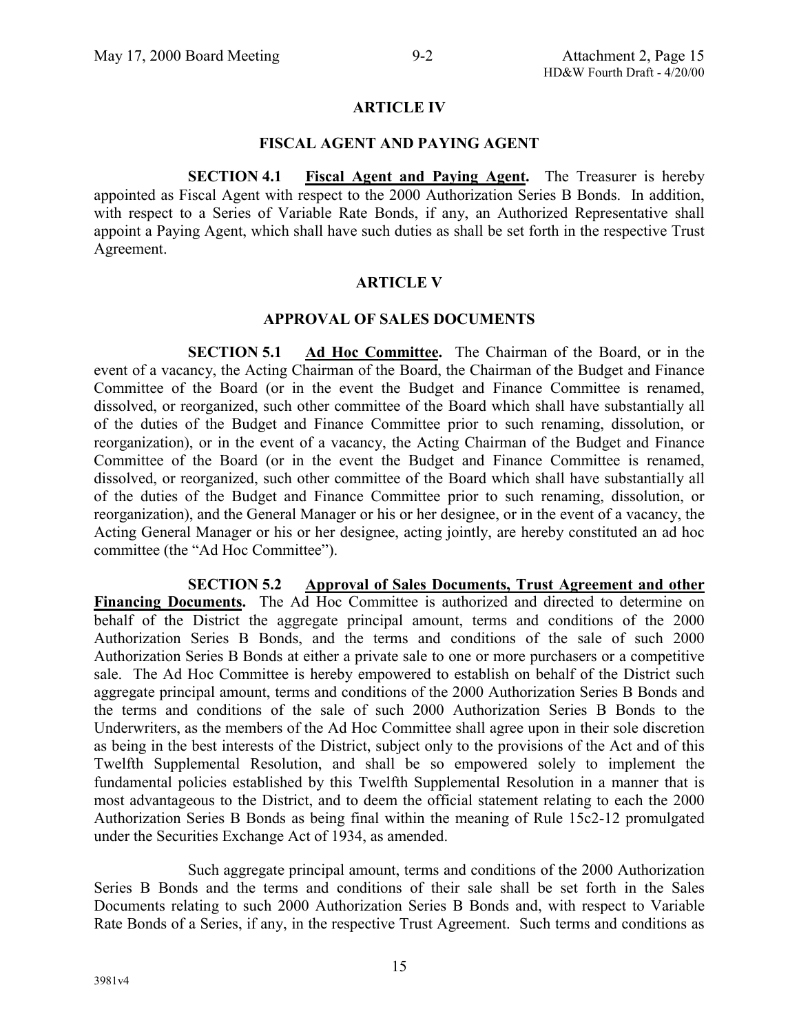## ARTICLE IV

## FISCAL AGENT AND PAYING AGENT

**SECTION 4.1 Fiscal Agent and Paying Agent.** The Treasurer is hereby appointed as Fiscal Agent with respect to the 2000 Authorization Series B Bonds. In addition, with respect to a Series of Variable Rate Bonds, if any, an Authorized Representative shall appoint a Paying Agent, which shall have such duties as shall be set forth in the respective Trust Agreement.

## ARTICLE V

## APPROVAL OF SALES DOCUMENTS

**SECTION 5.1 Ad Hoc Committee.** The Chairman of the Board, or in the event of a vacancy, the Acting Chairman of the Board, the Chairman of the Budget and Finance Committee of the Board (or in the event the Budget and Finance Committee is renamed, dissolved, or reorganized, such other committee of the Board which shall have substantially all of the duties of the Budget and Finance Committee prior to such renaming, dissolution, or reorganization), or in the event of a vacancy, the Acting Chairman of the Budget and Finance Committee of the Board (or in the event the Budget and Finance Committee is renamed, dissolved, or reorganized, such other committee of the Board which shall have substantially all of the duties of the Budget and Finance Committee prior to such renaming, dissolution, or reorganization), and the General Manager or his or her designee, or in the event of a vacancy, the Acting General Manager or his or her designee, acting jointly, are hereby constituted an ad hoc committee (the "Ad Hoc Committee").

**SECTION 5.2 Approval of Sales Documents, Trust Agreement and other Financing Documents.** The Ad Hoc Committee is authorized and directed to determine on behalf of the District the aggregate principal amount, terms and conditions of the 2000 Authorization Series B Bonds, and the terms and conditions of the sale of such 2000 Authorization Series B Bonds at either a private sale to one or more purchasers or a competitive sale. The Ad Hoc Committee is hereby empowered to establish on behalf of the District such aggregate principal amount, terms and conditions of the 2000 Authorization Series B Bonds and the terms and conditions of the sale of such 2000 Authorization Series B Bonds to the Underwriters, as the members of the Ad Hoc Committee shall agree upon in their sole discretion as being in the best interests of the District, subject only to the provisions of the Act and of this Twelfth Supplemental Resolution, and shall be so empowered solely to implement the fundamental policies established by this Twelfth Supplemental Resolution in a manner that is most advantageous to the District, and to deem the official statement relating to each the 2000 Authorization Series B Bonds as being final within the meaning of Rule 15c2-12 promulgated under the Securities Exchange Act of 1934, as amended.

Such aggregate principal amount, terms and conditions of the 2000 Authorization Series B Bonds and the terms and conditions of their sale shall be set forth in the Sales Documents relating to such 2000 Authorization Series B Bonds and, with respect to Variable Rate Bonds of a Series, if any, in the respective Trust Agreement. Such terms and conditions as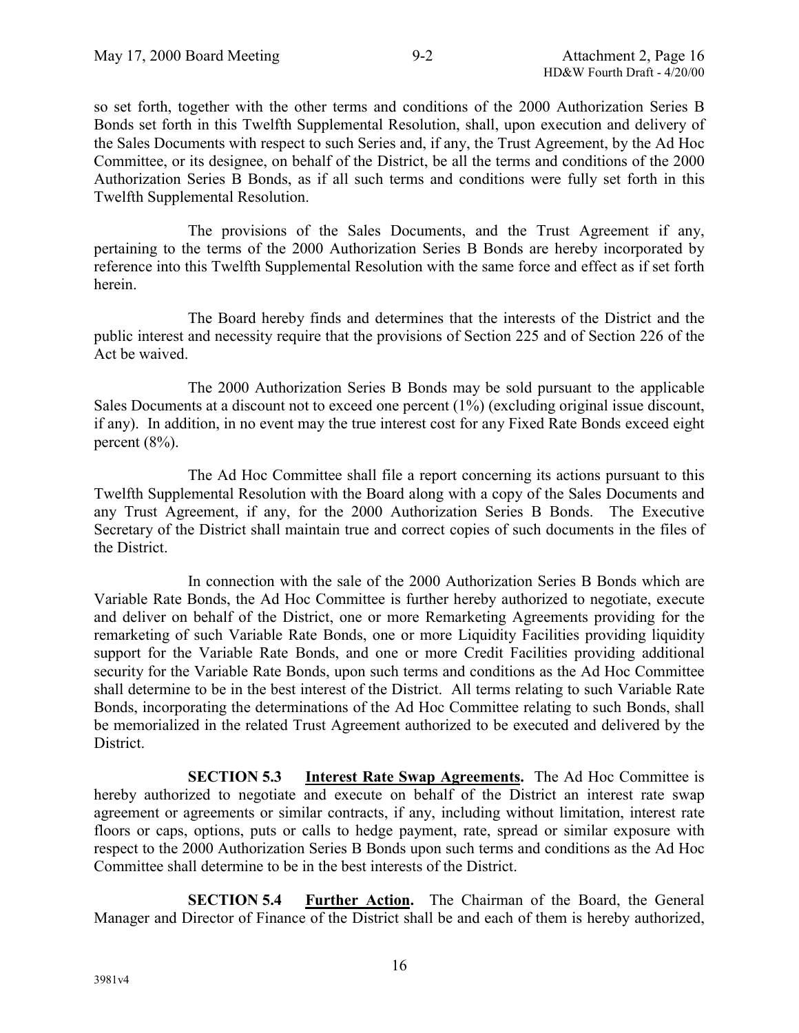so set forth, together with the other terms and conditions of the 2000 Authorization Series B Bonds set forth in this Twelfth Supplemental Resolution, shall, upon execution and delivery of the Sales Documents with respect to such Series and, if any, the Trust Agreement, by the Ad Hoc Committee, or its designee, on behalf of the District, be all the terms and conditions of the 2000 Authorization Series B Bonds, as if all such terms and conditions were fully set forth in this Twelfth Supplemental Resolution.

The provisions of the Sales Documents, and the Trust Agreement if any, pertaining to the terms of the 2000 Authorization Series B Bonds are hereby incorporated by reference into this Twelfth Supplemental Resolution with the same force and effect as if set forth herein.

The Board hereby finds and determines that the interests of the District and the public interest and necessity require that the provisions of Section 225 and of Section 226 of the Act be waived.

The 2000 Authorization Series B Bonds may be sold pursuant to the applicable Sales Documents at a discount not to exceed one percent (1%) (excluding original issue discount, if any). In addition, in no event may the true interest cost for any Fixed Rate Bonds exceed eight percent (8%).

The Ad Hoc Committee shall file a report concerning its actions pursuant to this Twelfth Supplemental Resolution with the Board along with a copy of the Sales Documents and any Trust Agreement, if any, for the 2000 Authorization Series B Bonds. The Executive Secretary of the District shall maintain true and correct copies of such documents in the files of the District.

In connection with the sale of the 2000 Authorization Series B Bonds which are Variable Rate Bonds, the Ad Hoc Committee is further hereby authorized to negotiate, execute and deliver on behalf of the District, one or more Remarketing Agreements providing for the remarketing of such Variable Rate Bonds, one or more Liquidity Facilities providing liquidity support for the Variable Rate Bonds, and one or more Credit Facilities providing additional security for the Variable Rate Bonds, upon such terms and conditions as the Ad Hoc Committee shall determine to be in the best interest of the District. All terms relating to such Variable Rate Bonds, incorporating the determinations of the Ad Hoc Committee relating to such Bonds, shall be memorialized in the related Trust Agreement authorized to be executed and delivered by the District.

**SECTION 5.3 Interest Rate Swap Agreements.** The Ad Hoc Committee is hereby authorized to negotiate and execute on behalf of the District an interest rate swap agreement or agreements or similar contracts, if any, including without limitation, interest rate floors or caps, options, puts or calls to hedge payment, rate, spread or similar exposure with respect to the 2000 Authorization Series B Bonds upon such terms and conditions as the Ad Hoc Committee shall determine to be in the best interests of the District.

**SECTION 5.4 Further Action.** The Chairman of the Board, the General Manager and Director of Finance of the District shall be and each of them is hereby authorized,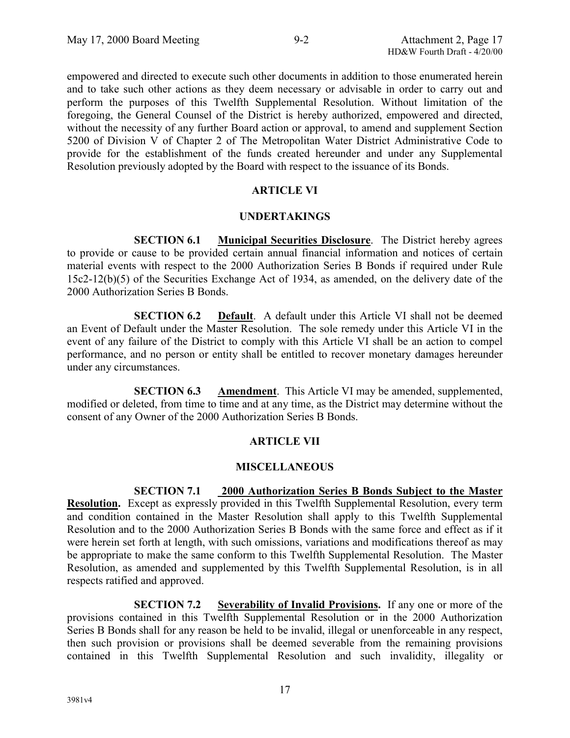empowered and directed to execute such other documents in addition to those enumerated herein and to take such other actions as they deem necessary or advisable in order to carry out and perform the purposes of this Twelfth Supplemental Resolution. Without limitation of the foregoing, the General Counsel of the District is hereby authorized, empowered and directed, without the necessity of any further Board action or approval, to amend and supplement Section 5200 of Division V of Chapter 2 of The Metropolitan Water District Administrative Code to provide for the establishment of the funds created hereunder and under any Supplemental Resolution previously adopted by the Board with respect to the issuance of its Bonds.

## ARTICLE VI

## UNDERTAKINGS

**SECTION 6.1** **Municipal Securities Disclosure**. The District hereby agrees to provide or cause to be provided certain annual financial information and notices of certain material events with respect to the 2000 Authorization Series B Bonds if required under Rule 15c2-12(b)(5) of the Securities Exchange Act of 1934, as amended, on the delivery date of the 2000 Authorization Series B Bonds.

**SECTION 6.2** **Default**. A default under this Article VI shall not be deemed an Event of Default under the Master Resolution. The sole remedy under this Article VI in the event of any failure of the District to comply with this Article VI shall be an action to compel performance, and no person or entity shall be entitled to recover monetary damages hereunder under any circumstances.

**SECTION 6.3** **Amendment**. This Article VI may be amended, supplemented, modified or deleted, from time to time and at any time, as the District may determine without the consent of any Owner of the 2000 Authorization Series B Bonds.

## ARTICLE VII

## MISCELLANEOUS

**SECTION 7.1** **2000 Authorization Series B Bonds Subject to the Master Resolution.** Except as expressly provided in this Twelfth Supplemental Resolution, every term and condition contained in the Master Resolution shall apply to this Twelfth Supplemental Resolution and to the 2000 Authorization Series B Bonds with the same force and effect as if it were herein set forth at length, with such omissions, variations and modifications thereof as may be appropriate to make the same conform to this Twelfth Supplemental Resolution. The Master Resolution, as amended and supplemented by this Twelfth Supplemental Resolution, is in all respects ratified and approved.

**SECTION 7.2** **Severability of Invalid Provisions.** If any one or more of the provisions contained in this Twelfth Supplemental Resolution or in the 2000 Authorization Series B Bonds shall for any reason be held to be invalid, illegal or unenforceable in any respect, then such provision or provisions shall be deemed severable from the remaining provisions contained in this Twelfth Supplemental Resolution and such invalidity, illegality or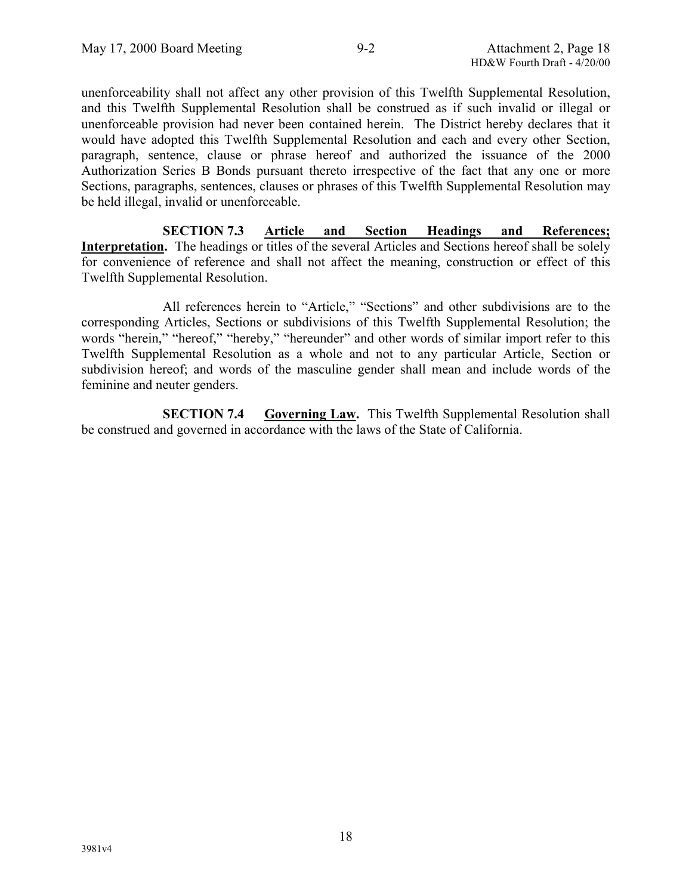unenforceability shall not affect any other provision of this Twelfth Supplemental Resolution, and this Twelfth Supplemental Resolution shall be construed as if such invalid or illegal or unenforceable provision had never been contained herein. The District hereby declares that it would have adopted this Twelfth Supplemental Resolution and each and every other Section, paragraph, sentence, clause or phrase hereof and authorized the issuance of the 2000 Authorization Series B Bonds pursuant thereto irrespective of the fact that any one or more Sections, paragraphs, sentences, clauses or phrases of this Twelfth Supplemental Resolution may be held illegal, invalid or unenforceable.

**SECTION 7.3** **Article and Section Headings and References; Interpretation.** The headings or titles of the several Articles and Sections hereof shall be solely for convenience of reference and shall not affect the meaning, construction or effect of this Twelfth Supplemental Resolution.

All references herein to "Article," "Sections" and other subdivisions are to the corresponding Articles, Sections or subdivisions of this Twelfth Supplemental Resolution; the words "herein," "hereof," "hereby," "hereunder" and other words of similar import refer to this Twelfth Supplemental Resolution as a whole and not to any particular Article, Section or subdivision hereof; and words of the masculine gender shall mean and include words of the feminine and neuter genders.

**SECTION 7.4** **Governing Law.** This Twelfth Supplemental Resolution shall be construed and governed in accordance with the laws of the State of California.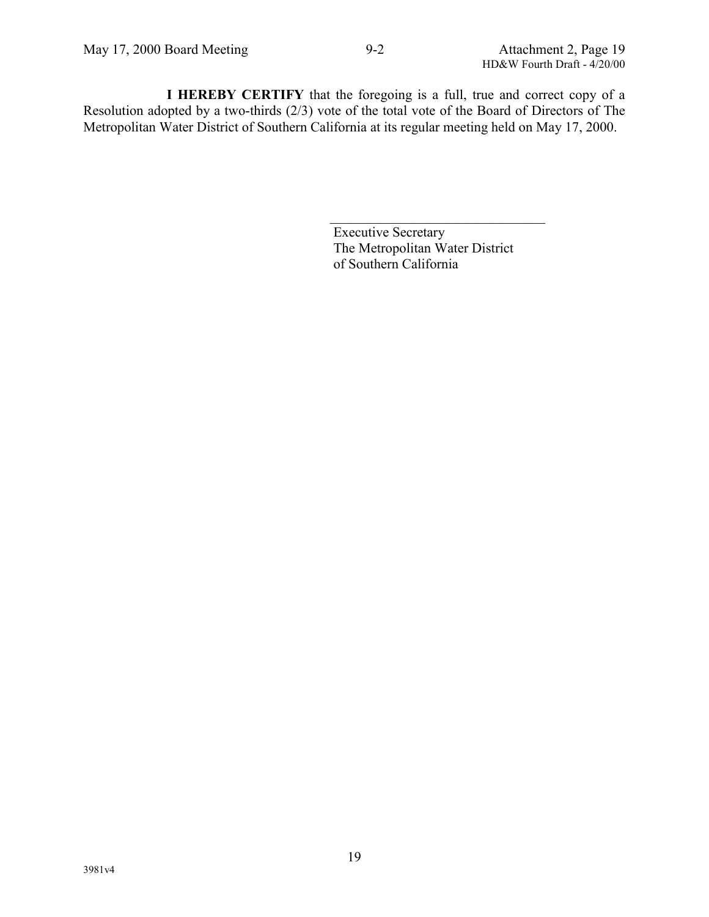**I HEREBY CERTIFY** that the foregoing is a full, true and correct copy of a Resolution adopted by a two-thirds (2/3) vote of the total vote of the Board of Directors of The Metropolitan Water District of Southern California at its regular meeting held on May 17, 2000.

\_\_\_\_\_\_\_\_\_\_\_\_\_\_\_\_\_\_\_\_\_\_\_\_\_\_\_\_\_\_\_\_

Executive Secretary
The Metropolitan Water District
of Southern California

3981v4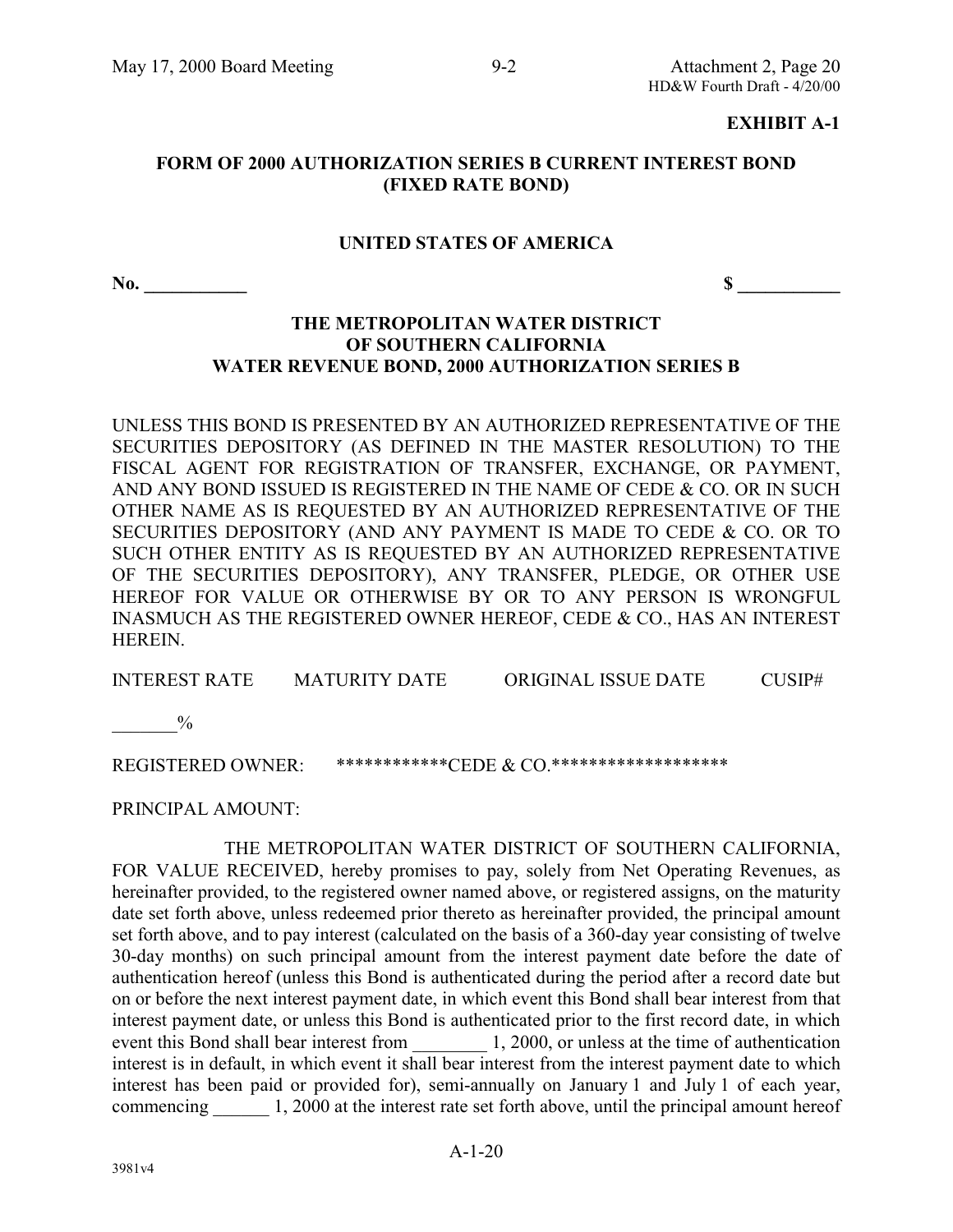**EXHIBIT A-1**

**FORM OF 2000 AUTHORIZATION SERIES B CURRENT INTEREST BOND (FIXED RATE BOND)**

**UNITED STATES OF AMERICA**

**No. ___________** **$ ___________**

**THE METROPOLITAN WATER DISTRICT OF SOUTHERN CALIFORNIA WATER REVENUE BOND, 2000 AUTHORIZATION SERIES B**

UNLESS THIS BOND IS PRESENTED BY AN AUTHORIZED REPRESENTATIVE OF THE SECURITIES DEPOSITORY (AS DEFINED IN THE MASTER RESOLUTION) TO THE FISCAL AGENT FOR REGISTRATION OF TRANSFER, EXCHANGE, OR PAYMENT, AND ANY BOND ISSUED IS REGISTERED IN THE NAME OF CEDE & CO. OR IN SUCH OTHER NAME AS IS REQUESTED BY AN AUTHORIZED REPRESENTATIVE OF THE SECURITIES DEPOSITORY (AND ANY PAYMENT IS MADE TO CEDE & CO. OR TO SUCH OTHER ENTITY AS IS REQUESTED BY AN AUTHORIZED REPRESENTATIVE OF THE SECURITIES DEPOSITORY), ANY TRANSFER, PLEDGE, OR OTHER USE HEREOF FOR VALUE OR OTHERWISE BY OR TO ANY PERSON IS WRONGFUL INASMUCH AS THE REGISTERED OWNER HEREOF, CEDE & CO., HAS AN INTEREST HEREIN.

| INTEREST RATE | MATURITY DATE | ORIGINAL ISSUE DATE | CUSIP# |
|---|---|---|---|
| _______% | | | |

REGISTERED OWNER: ************CEDE & CO.*******************

PRINCIPAL AMOUNT:

THE METROPOLITAN WATER DISTRICT OF SOUTHERN CALIFORNIA, FOR VALUE RECEIVED, hereby promises to pay, solely from Net Operating Revenues, as hereinafter provided, to the registered owner named above, or registered assigns, on the maturity date set forth above, unless redeemed prior thereto as hereinafter provided, the principal amount set forth above, and to pay interest (calculated on the basis of a 360-day year consisting of twelve 30-day months) on such principal amount from the interest payment date before the date of authentication hereof (unless this Bond is authenticated during the period after a record date but on or before the next interest payment date, in which event this Bond shall bear interest from that interest payment date, or unless this Bond is authenticated prior to the first record date, in which event this Bond shall bear interest from ________ 1, 2000, or unless at the time of authentication interest is in default, in which event it shall bear interest from the interest payment date to which interest has been paid or provided for), semi-annually on January 1 and July 1 of each year, commencing ______ 1, 2000 at the interest rate set forth above, until the principal amount hereof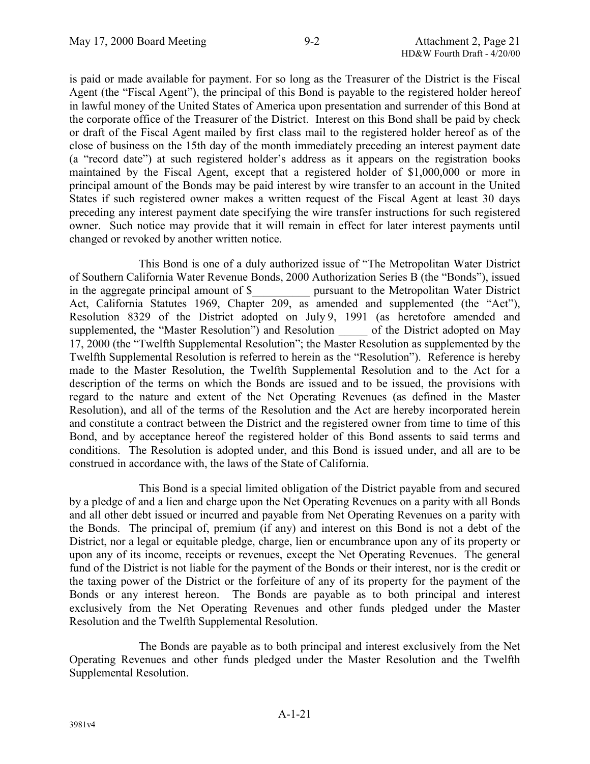is paid or made available for payment. For so long as the Treasurer of the District is the Fiscal Agent (the "Fiscal Agent"), the principal of this Bond is payable to the registered holder hereof in lawful money of the United States of America upon presentation and surrender of this Bond at the corporate office of the Treasurer of the District. Interest on this Bond shall be paid by check or draft of the Fiscal Agent mailed by first class mail to the registered holder hereof as of the close of business on the 15th day of the month immediately preceding an interest payment date (a "record date") at such registered holder's address as it appears on the registration books maintained by the Fiscal Agent, except that a registered holder of $1,000,000 or more in principal amount of the Bonds may be paid interest by wire transfer to an account in the United States if such registered owner makes a written request of the Fiscal Agent at least 30 days preceding any interest payment date specifying the wire transfer instructions for such registered owner. Such notice may provide that it will remain in effect for later interest payments until changed or revoked by another written notice.

This Bond is one of a duly authorized issue of "The Metropolitan Water District of Southern California Water Revenue Bonds, 2000 Authorization Series B (the "Bonds"), issued in the aggregate principal amount of $__________ pursuant to the Metropolitan Water District Act, California Statutes 1969, Chapter 209, as amended and supplemented (the "Act"), Resolution 8329 of the District adopted on July 9, 1991 (as heretofore amended and supplemented, the "Master Resolution") and Resolution _____ of the District adopted on May 17, 2000 (the "Twelfth Supplemental Resolution"; the Master Resolution as supplemented by the Twelfth Supplemental Resolution is referred to herein as the "Resolution"). Reference is hereby made to the Master Resolution, the Twelfth Supplemental Resolution and to the Act for a description of the terms on which the Bonds are issued and to be issued, the provisions with regard to the nature and extent of the Net Operating Revenues (as defined in the Master Resolution), and all of the terms of the Resolution and the Act are hereby incorporated herein and constitute a contract between the District and the registered owner from time to time of this Bond, and by acceptance hereof the registered holder of this Bond assents to said terms and conditions. The Resolution is adopted under, and this Bond is issued under, and all are to be construed in accordance with, the laws of the State of California.

This Bond is a special limited obligation of the District payable from and secured by a pledge of and a lien and charge upon the Net Operating Revenues on a parity with all Bonds and all other debt issued or incurred and payable from Net Operating Revenues on a parity with the Bonds. The principal of, premium (if any) and interest on this Bond is not a debt of the District, nor a legal or equitable pledge, charge, lien or encumbrance upon any of its property or upon any of its income, receipts or revenues, except the Net Operating Revenues. The general fund of the District is not liable for the payment of the Bonds or their interest, nor is the credit or the taxing power of the District or the forfeiture of any of its property for the payment of the Bonds or any interest hereon. The Bonds are payable as to both principal and interest exclusively from the Net Operating Revenues and other funds pledged under the Master Resolution and the Twelfth Supplemental Resolution.

The Bonds are payable as to both principal and interest exclusively from the Net Operating Revenues and other funds pledged under the Master Resolution and the Twelfth Supplemental Resolution.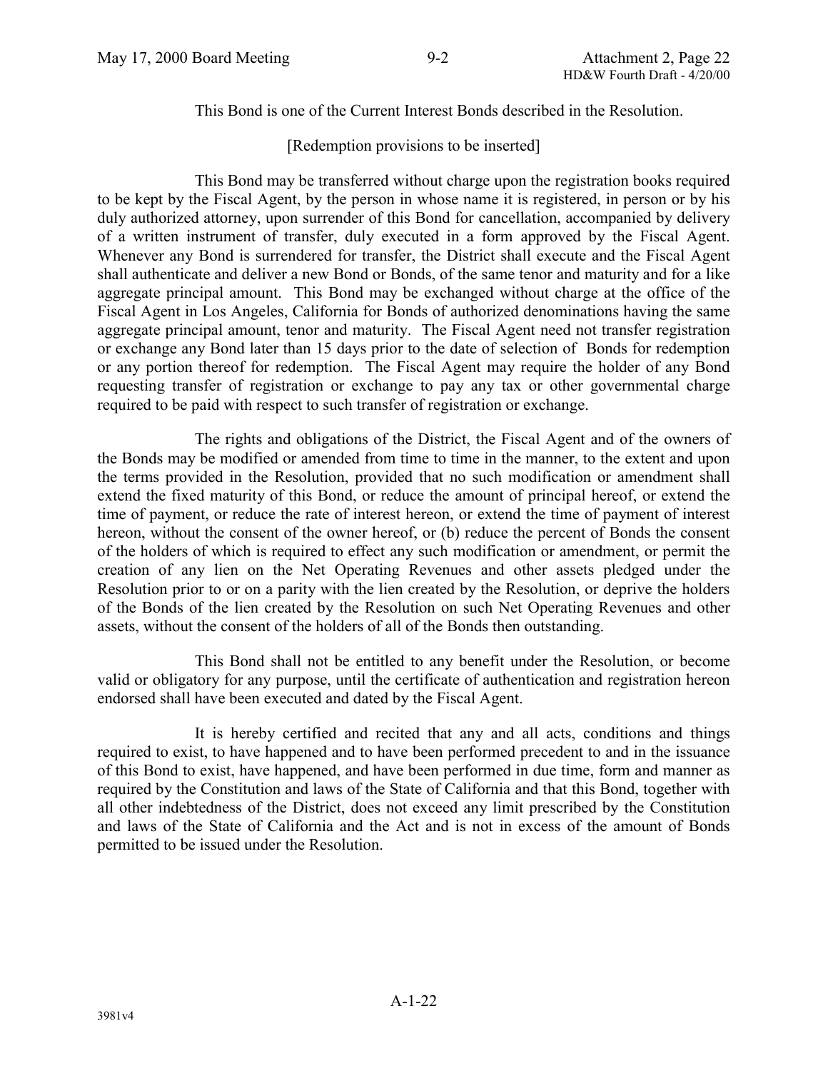This Bond is one of the Current Interest Bonds described in the Resolution.

[Redemption provisions to be inserted]

This Bond may be transferred without charge upon the registration books required to be kept by the Fiscal Agent, by the person in whose name it is registered, in person or by his duly authorized attorney, upon surrender of this Bond for cancellation, accompanied by delivery of a written instrument of transfer, duly executed in a form approved by the Fiscal Agent. Whenever any Bond is surrendered for transfer, the District shall execute and the Fiscal Agent shall authenticate and deliver a new Bond or Bonds, of the same tenor and maturity and for a like aggregate principal amount. This Bond may be exchanged without charge at the office of the Fiscal Agent in Los Angeles, California for Bonds of authorized denominations having the same aggregate principal amount, tenor and maturity. The Fiscal Agent need not transfer registration or exchange any Bond later than 15 days prior to the date of selection of Bonds for redemption or any portion thereof for redemption. The Fiscal Agent may require the holder of any Bond requesting transfer of registration or exchange to pay any tax or other governmental charge required to be paid with respect to such transfer of registration or exchange.

The rights and obligations of the District, the Fiscal Agent and of the owners of the Bonds may be modified or amended from time to time in the manner, to the extent and upon the terms provided in the Resolution, provided that no such modification or amendment shall extend the fixed maturity of this Bond, or reduce the amount of principal hereof, or extend the time of payment, or reduce the rate of interest hereon, or extend the time of payment of interest hereon, without the consent of the owner hereof, or (b) reduce the percent of Bonds the consent of the holders of which is required to effect any such modification or amendment, or permit the creation of any lien on the Net Operating Revenues and other assets pledged under the Resolution prior to or on a parity with the lien created by the Resolution, or deprive the holders of the Bonds of the lien created by the Resolution on such Net Operating Revenues and other assets, without the consent of the holders of all of the Bonds then outstanding.

This Bond shall not be entitled to any benefit under the Resolution, or become valid or obligatory for any purpose, until the certificate of authentication and registration hereon endorsed shall have been executed and dated by the Fiscal Agent.

It is hereby certified and recited that any and all acts, conditions and things required to exist, to have happened and to have been performed precedent to and in the issuance of this Bond to exist, have happened, and have been performed in due time, form and manner as required by the Constitution and laws of the State of California and that this Bond, together with all other indebtedness of the District, does not exceed any limit prescribed by the Constitution and laws of the State of California and the Act and is not in excess of the amount of Bonds permitted to be issued under the Resolution.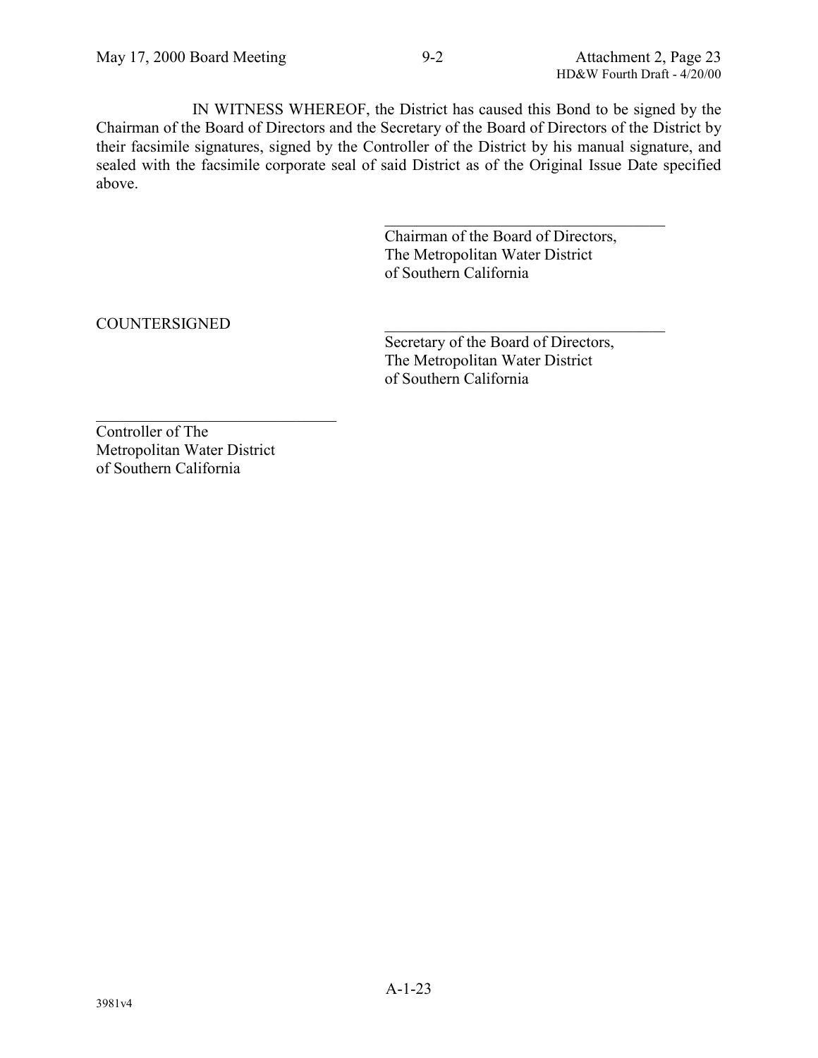IN WITNESS WHEREOF, the District has caused this Bond to be signed by the Chairman of the Board of Directors and the Secretary of the Board of Directors of the District by their facsimile signatures, signed by the Controller of the District by his manual signature, and sealed with the facsimile corporate seal of said District as of the Original Issue Date specified above.

\_\_\_\_\_\_\_\_\_\_\_\_\_\_\_\_\_\_\_\_\_\_\_\_\_\_\_\_\_\_\_\_\_\_\_\_
Chairman of the Board of Directors,
The Metropolitan Water District
of Southern California

COUNTERSIGNED

\_\_\_\_\_\_\_\_\_\_\_\_\_\_\_\_\_\_\_\_\_\_\_\_\_\_\_\_\_\_\_\_\_\_\_\_
Secretary of the Board of Directors,
The Metropolitan Water District
of Southern California

\_\_\_\_\_\_\_\_\_\_\_\_\_\_\_\_\_\_\_\_\_\_\_\_\_\_\_\_\_\_\_\_
Controller of The
Metropolitan Water District
of Southern California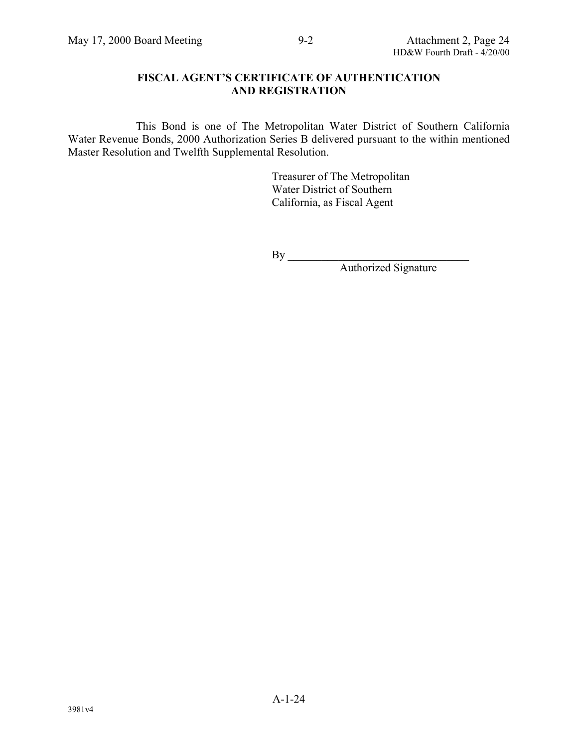**FISCAL AGENT'S CERTIFICATE OF AUTHENTICATION AND REGISTRATION**

This Bond is one of The Metropolitan Water District of Southern California Water Revenue Bonds, 2000 Authorization Series B delivered pursuant to the within mentioned Master Resolution and Twelfth Supplemental Resolution.

Treasurer of The Metropolitan Water District of Southern California, as Fiscal Agent

By \_\_\_\_\_\_\_\_\_\_\_\_\_\_\_\_\_\_\_\_\_\_\_\_\_\_\_\_\_\_\_\_
Authorized Signature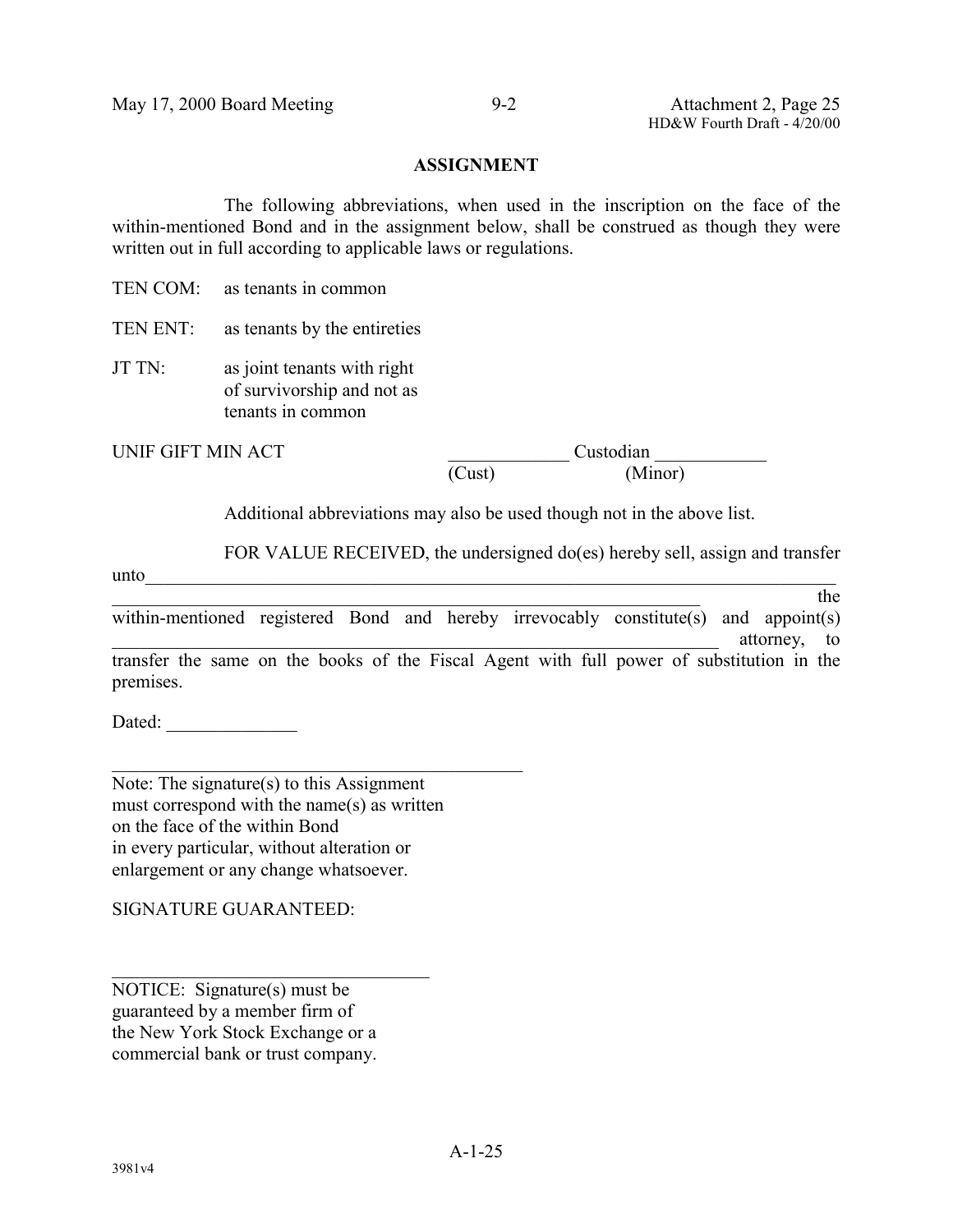## ASSIGNMENT

The following abbreviations, when used in the inscription on the face of the within-mentioned Bond and in the assignment below, shall be construed as though they were written out in full according to applicable laws or regulations.

TEN COM: as tenants in common

TEN ENT: as tenants by the entireties

JT TN: as joint tenants with right of survivorship and not as tenants in common

UNIF GIFT MIN ACT _____________ Custodian ____________
(Cust) (Minor)

Additional abbreviations may also be used though not in the above list.

FOR VALUE RECEIVED, the undersigned do(es) hereby sell, assign and transfer unto_________________________________________________________________________
_________________________________________________________________ the within-mentioned registered Bond and hereby irrevocably constitute(s) and appoint(s) _________________________________________________________________ attorney, to transfer the same on the books of the Fiscal Agent with full power of substitution in the premises.

Dated: ______________

_____________________________________________

Note: The signature(s) to this Assignment must correspond with the name(s) as written on the face of the within Bond in every particular, without alteration or enlargement or any change whatsoever.

SIGNATURE GUARANTEED:

___________________________________

NOTICE: Signature(s) must be guaranteed by a member firm of the New York Stock Exchange or a commercial bank or trust company.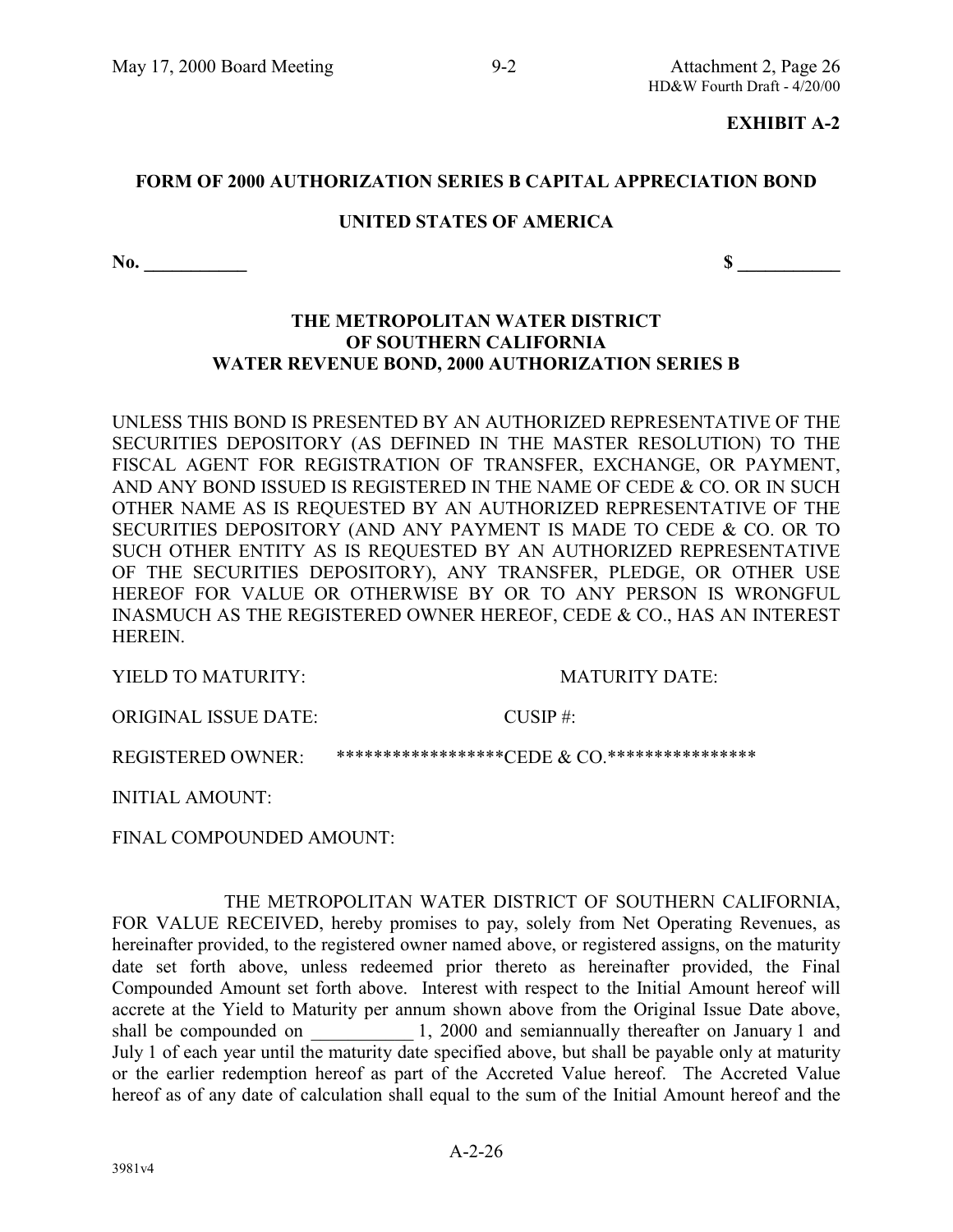**EXHIBIT A-2**

**FORM OF 2000 AUTHORIZATION SERIES B CAPITAL APPRECIATION BOND**

**UNITED STATES OF AMERICA**

**No. ___________** **$ ___________**

**THE METROPOLITAN WATER DISTRICT**
**OF SOUTHERN CALIFORNIA**
**WATER REVENUE BOND, 2000 AUTHORIZATION SERIES B**

UNLESS THIS BOND IS PRESENTED BY AN AUTHORIZED REPRESENTATIVE OF THE SECURITIES DEPOSITORY (AS DEFINED IN THE MASTER RESOLUTION) TO THE FISCAL AGENT FOR REGISTRATION OF TRANSFER, EXCHANGE, OR PAYMENT, AND ANY BOND ISSUED IS REGISTERED IN THE NAME OF CEDE & CO. OR IN SUCH OTHER NAME AS IS REQUESTED BY AN AUTHORIZED REPRESENTATIVE OF THE SECURITIES DEPOSITORY (AND ANY PAYMENT IS MADE TO CEDE & CO. OR TO SUCH OTHER ENTITY AS IS REQUESTED BY AN AUTHORIZED REPRESENTATIVE OF THE SECURITIES DEPOSITORY), ANY TRANSFER, PLEDGE, OR OTHER USE HEREOF FOR VALUE OR OTHERWISE BY OR TO ANY PERSON IS WRONGFUL INASMUCH AS THE REGISTERED OWNER HEREOF, CEDE & CO., HAS AN INTEREST HEREIN.

YIELD TO MATURITY: MATURITY DATE:

ORIGINAL ISSUE DATE: CUSIP #:

REGISTERED OWNER: ******************CEDE & CO.****************

INITIAL AMOUNT:

FINAL COMPOUNDED AMOUNT:

THE METROPOLITAN WATER DISTRICT OF SOUTHERN CALIFORNIA, FOR VALUE RECEIVED, hereby promises to pay, solely from Net Operating Revenues, as hereinafter provided, to the registered owner named above, or registered assigns, on the maturity date set forth above, unless redeemed prior thereto as hereinafter provided, the Final Compounded Amount set forth above. Interest with respect to the Initial Amount hereof will accrete at the Yield to Maturity per annum shown above from the Original Issue Date above, shall be compounded on ___________ 1, 2000 and semiannually thereafter on January 1 and July 1 of each year until the maturity date specified above, but shall be payable only at maturity or the earlier redemption hereof as part of the Accreted Value hereof. The Accreted Value hereof as of any date of calculation shall equal to the sum of the Initial Amount hereof and the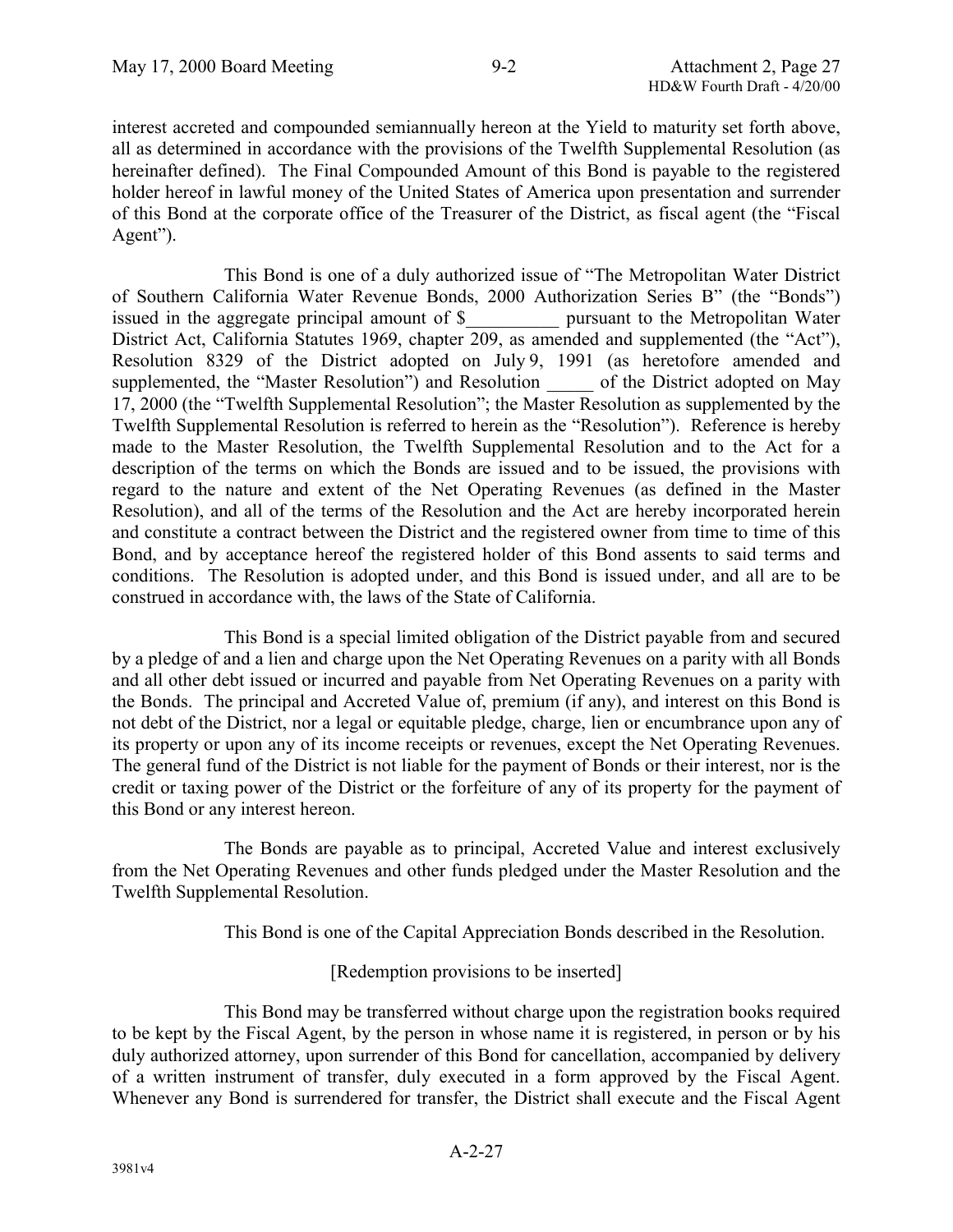interest accreted and compounded semiannually hereon at the Yield to maturity set forth above, all as determined in accordance with the provisions of the Twelfth Supplemental Resolution (as hereinafter defined). The Final Compounded Amount of this Bond is payable to the registered holder hereof in lawful money of the United States of America upon presentation and surrender of this Bond at the corporate office of the Treasurer of the District, as fiscal agent (the "Fiscal Agent").

This Bond is one of a duly authorized issue of "The Metropolitan Water District of Southern California Water Revenue Bonds, 2000 Authorization Series B" (the "Bonds") issued in the aggregate principal amount of $__________ pursuant to the Metropolitan Water District Act, California Statutes 1969, chapter 209, as amended and supplemented (the "Act"), Resolution 8329 of the District adopted on July 9, 1991 (as heretofore amended and supplemented, the "Master Resolution") and Resolution _____ of the District adopted on May 17, 2000 (the "Twelfth Supplemental Resolution"; the Master Resolution as supplemented by the Twelfth Supplemental Resolution is referred to herein as the "Resolution"). Reference is hereby made to the Master Resolution, the Twelfth Supplemental Resolution and to the Act for a description of the terms on which the Bonds are issued and to be issued, the provisions with regard to the nature and extent of the Net Operating Revenues (as defined in the Master Resolution), and all of the terms of the Resolution and the Act are hereby incorporated herein and constitute a contract between the District and the registered owner from time to time of this Bond, and by acceptance hereof the registered holder of this Bond assents to said terms and conditions. The Resolution is adopted under, and this Bond is issued under, and all are to be construed in accordance with, the laws of the State of California.

This Bond is a special limited obligation of the District payable from and secured by a pledge of and a lien and charge upon the Net Operating Revenues on a parity with all Bonds and all other debt issued or incurred and payable from Net Operating Revenues on a parity with the Bonds. The principal and Accreted Value of, premium (if any), and interest on this Bond is not debt of the District, nor a legal or equitable pledge, charge, lien or encumbrance upon any of its property or upon any of its income receipts or revenues, except the Net Operating Revenues. The general fund of the District is not liable for the payment of Bonds or their interest, nor is the credit or taxing power of the District or the forfeiture of any of its property for the payment of this Bond or any interest hereon.

The Bonds are payable as to principal, Accreted Value and interest exclusively from the Net Operating Revenues and other funds pledged under the Master Resolution and the Twelfth Supplemental Resolution.

This Bond is one of the Capital Appreciation Bonds described in the Resolution.

[Redemption provisions to be inserted]

This Bond may be transferred without charge upon the registration books required to be kept by the Fiscal Agent, by the person in whose name it is registered, in person or by his duly authorized attorney, upon surrender of this Bond for cancellation, accompanied by delivery of a written instrument of transfer, duly executed in a form approved by the Fiscal Agent. Whenever any Bond is surrendered for transfer, the District shall execute and the Fiscal Agent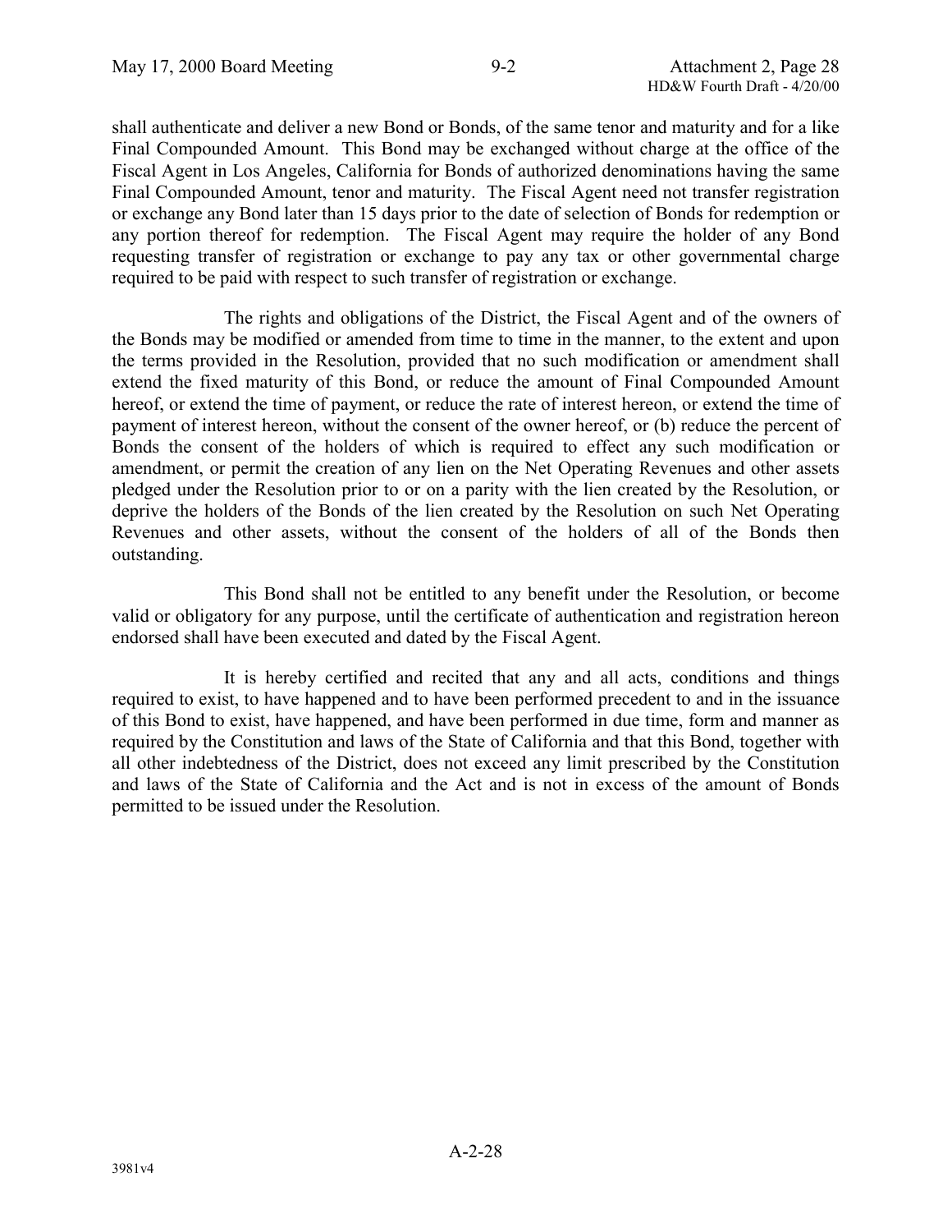shall authenticate and deliver a new Bond or Bonds, of the same tenor and maturity and for a like Final Compounded Amount. This Bond may be exchanged without charge at the office of the Fiscal Agent in Los Angeles, California for Bonds of authorized denominations having the same Final Compounded Amount, tenor and maturity. The Fiscal Agent need not transfer registration or exchange any Bond later than 15 days prior to the date of selection of Bonds for redemption or any portion thereof for redemption. The Fiscal Agent may require the holder of any Bond requesting transfer of registration or exchange to pay any tax or other governmental charge required to be paid with respect to such transfer of registration or exchange.

The rights and obligations of the District, the Fiscal Agent and of the owners of the Bonds may be modified or amended from time to time in the manner, to the extent and upon the terms provided in the Resolution, provided that no such modification or amendment shall extend the fixed maturity of this Bond, or reduce the amount of Final Compounded Amount hereof, or extend the time of payment, or reduce the rate of interest hereon, or extend the time of payment of interest hereon, without the consent of the owner hereof, or (b) reduce the percent of Bonds the consent of the holders of which is required to effect any such modification or amendment, or permit the creation of any lien on the Net Operating Revenues and other assets pledged under the Resolution prior to or on a parity with the lien created by the Resolution, or deprive the holders of the Bonds of the lien created by the Resolution on such Net Operating Revenues and other assets, without the consent of the holders of all of the Bonds then outstanding.

This Bond shall not be entitled to any benefit under the Resolution, or become valid or obligatory for any purpose, until the certificate of authentication and registration hereon endorsed shall have been executed and dated by the Fiscal Agent.

It is hereby certified and recited that any and all acts, conditions and things required to exist, to have happened and to have been performed precedent to and in the issuance of this Bond to exist, have happened, and have been performed in due time, form and manner as required by the Constitution and laws of the State of California and that this Bond, together with all other indebtedness of the District, does not exceed any limit prescribed by the Constitution and laws of the State of California and the Act and is not in excess of the amount of Bonds permitted to be issued under the Resolution.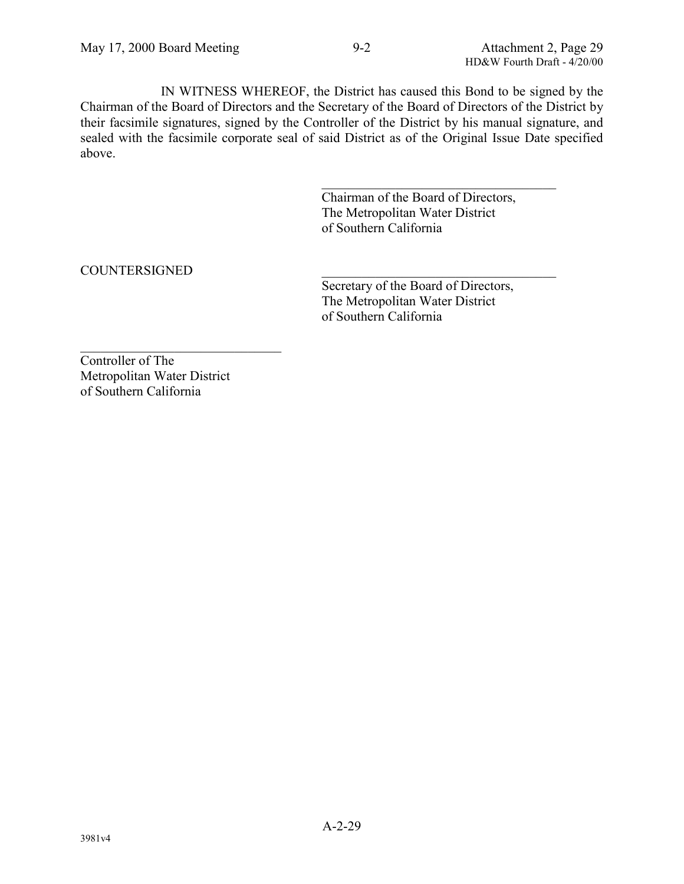IN WITNESS WHEREOF, the District has caused this Bond to be signed by the Chairman of the Board of Directors and the Secretary of the Board of Directors of the District by their facsimile signatures, signed by the Controller of the District by his manual signature, and sealed with the facsimile corporate seal of said District as of the Original Issue Date specified above.

\_\_\_\_\_\_\_\_\_\_\_\_\_\_\_\_\_\_\_\_\_\_\_\_\_\_\_\_\_\_\_\_\_\_\_\_\_\_
Chairman of the Board of Directors,
The Metropolitan Water District
of Southern California

COUNTERSIGNED

\_\_\_\_\_\_\_\_\_\_\_\_\_\_\_\_\_\_\_\_\_\_\_\_\_\_\_\_\_\_\_\_\_\_\_\_\_\_
Secretary of the Board of Directors,
The Metropolitan Water District
of Southern California

\_\_\_\_\_\_\_\_\_\_\_\_\_\_\_\_\_\_\_\_\_\_\_\_\_\_\_\_\_\_\_\_
Controller of The
Metropolitan Water District
of Southern California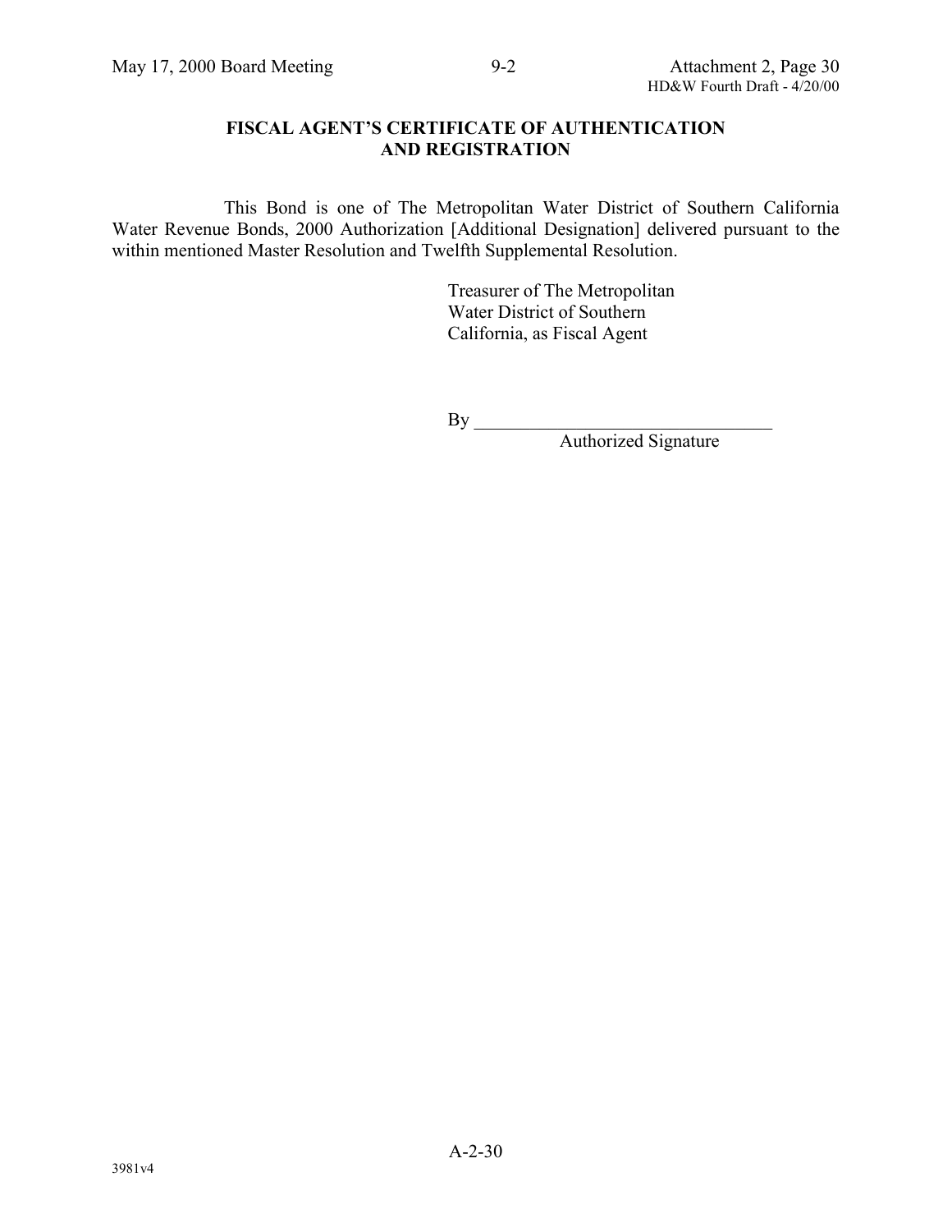**FISCAL AGENT'S CERTIFICATE OF AUTHENTICATION AND REGISTRATION**

This Bond is one of The Metropolitan Water District of Southern California Water Revenue Bonds, 2000 Authorization [Additional Designation] delivered pursuant to the within mentioned Master Resolution and Twelfth Supplemental Resolution.

Treasurer of The Metropolitan Water District of Southern California, as Fiscal Agent

By ________________________________
Authorized Signature

3981v4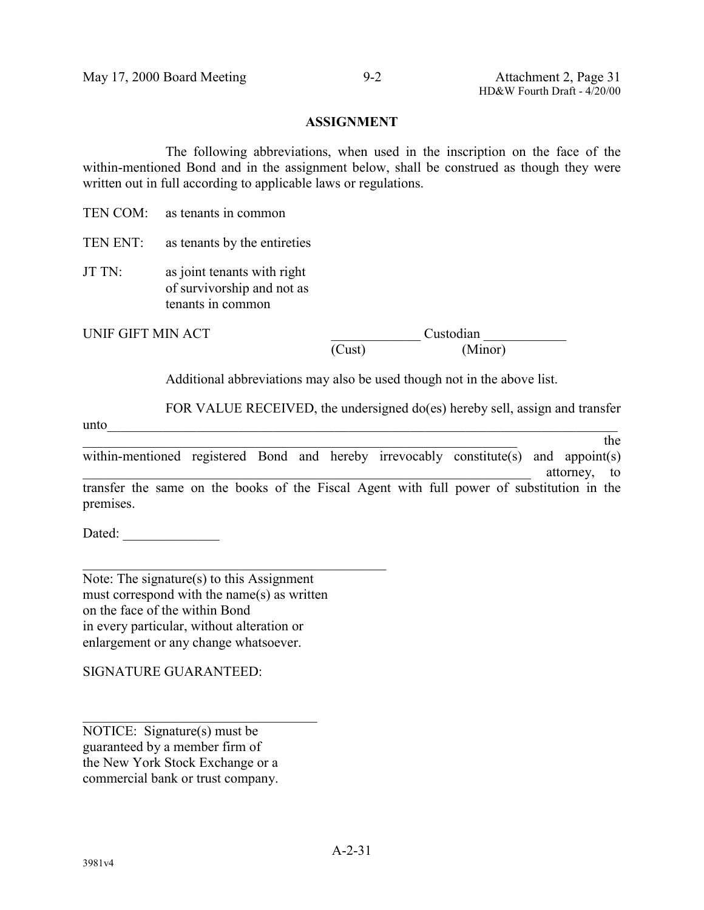## ASSIGNMENT

The following abbreviations, when used in the inscription on the face of the within-mentioned Bond and in the assignment below, shall be construed as though they were written out in full according to applicable laws or regulations.

TEN COM: as tenants in common

TEN ENT: as tenants by the entireties

JT TN: as joint tenants with right of survivorship and not as tenants in common

UNIF GIFT MIN ACT _____________ Custodian ____________
(Cust) (Minor)

Additional abbreviations may also be used though not in the above list.

FOR VALUE RECEIVED, the undersigned do(es) hereby sell, assign and transfer unto_______________________________________________________________________
_________________________________________________________________ the within-mentioned registered Bond and hereby irrevocably constitute(s) and appoint(s) _______________________________________________________________ attorney, to transfer the same on the books of the Fiscal Agent with full power of substitution in the premises.

Dated: ______________

_____________________________________________

Note: The signature(s) to this Assignment must correspond with the name(s) as written on the face of the within Bond in every particular, without alteration or enlargement or any change whatsoever.

SIGNATURE GUARANTEED:

___________________________________

NOTICE: Signature(s) must be guaranteed by a member firm of the New York Stock Exchange or a commercial bank or trust company.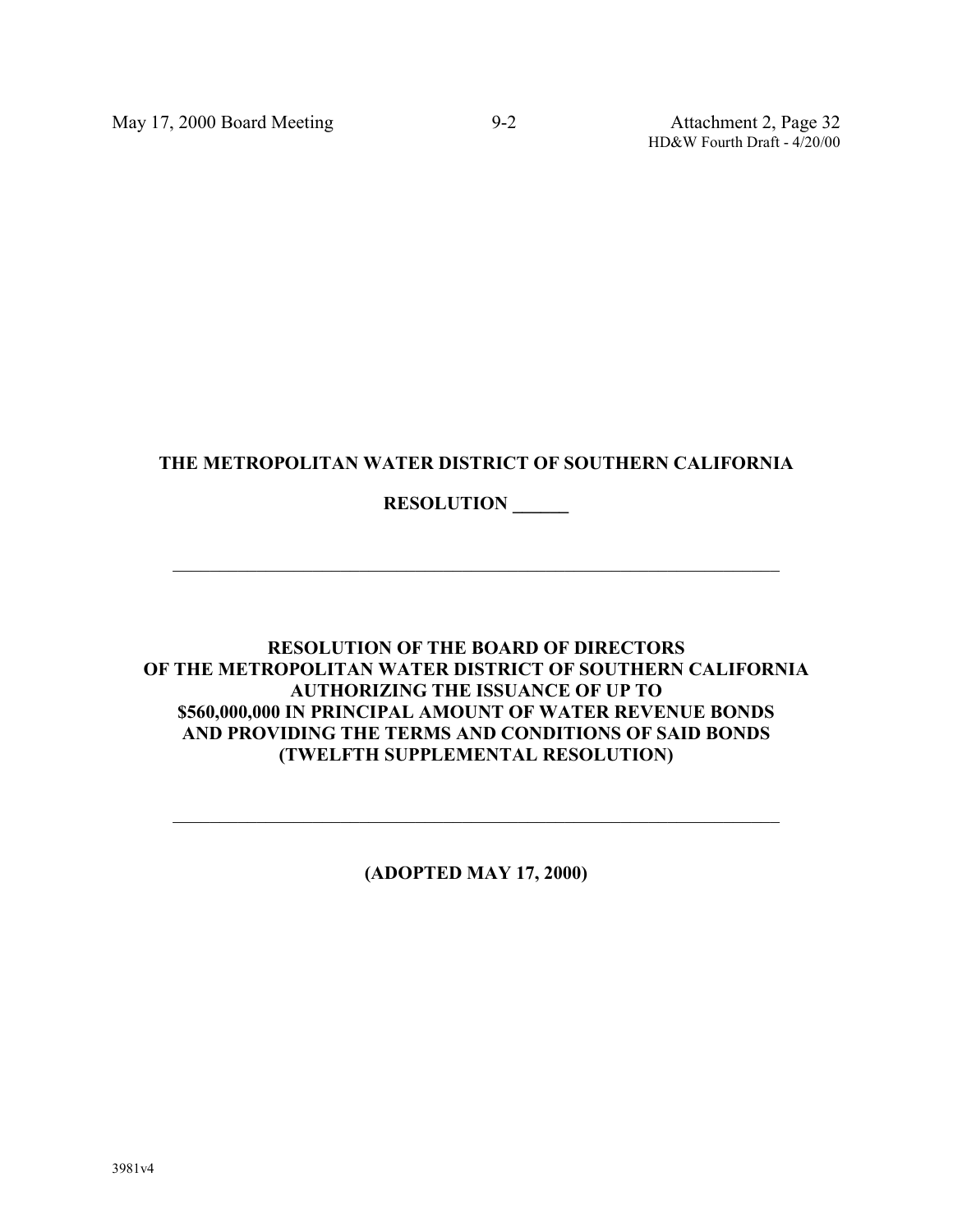**THE METROPOLITAN WATER DISTRICT OF SOUTHERN CALIFORNIA**

**RESOLUTION ______**

---

**RESOLUTION OF THE BOARD OF DIRECTORS OF THE METROPOLITAN WATER DISTRICT OF SOUTHERN CALIFORNIA AUTHORIZING THE ISSUANCE OF UP TO $560,000,000 IN PRINCIPAL AMOUNT OF WATER REVENUE BONDS AND PROVIDING THE TERMS AND CONDITIONS OF SAID BONDS (TWELFTH SUPPLEMENTAL RESOLUTION)**

---

**(ADOPTED MAY 17, 2000)**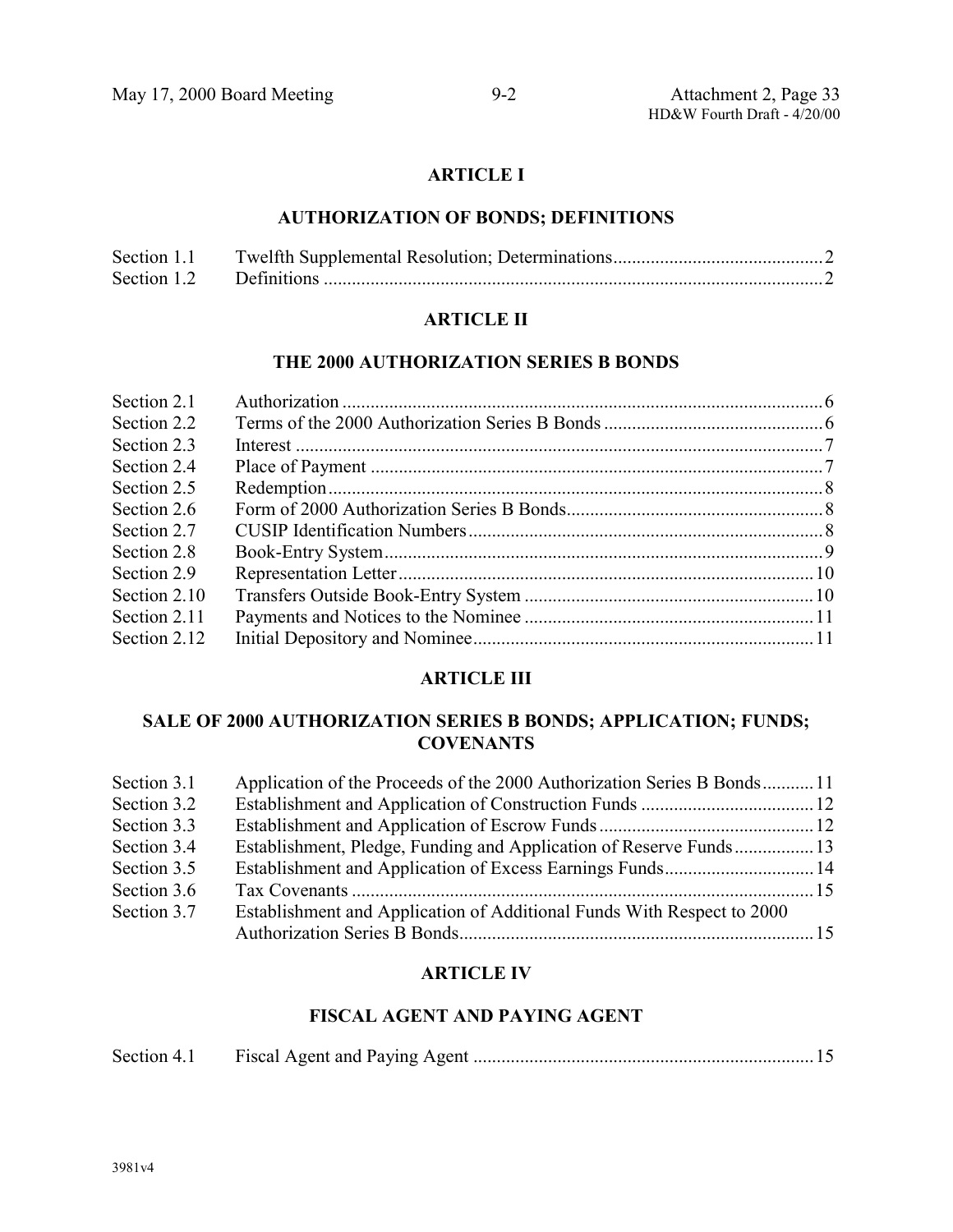## ARTICLE I

## AUTHORIZATION OF BONDS; DEFINITIONS

| | | |
|---|---|---|
| Section 1.1 | Twelfth Supplemental Resolution; Determinations | 2 |
| Section 1.2 | Definitions | 2 |

## ARTICLE II

## THE 2000 AUTHORIZATION SERIES B BONDS

| | | |
|---|---|---|
| Section 2.1 | Authorization | 6 |
| Section 2.2 | Terms of the 2000 Authorization Series B Bonds | 6 |
| Section 2.3 | Interest | 7 |
| Section 2.4 | Place of Payment | 7 |
| Section 2.5 | Redemption | 8 |
| Section 2.6 | Form of 2000 Authorization Series B Bonds | 8 |
| Section 2.7 | CUSIP Identification Numbers | 8 |
| Section 2.8 | Book-Entry System | 9 |
| Section 2.9 | Representation Letter | 10 |
| Section 2.10 | Transfers Outside Book-Entry System | 10 |
| Section 2.11 | Payments and Notices to the Nominee | 11 |
| Section 2.12 | Initial Depository and Nominee | 11 |

## ARTICLE III

## SALE OF 2000 AUTHORIZATION SERIES B BONDS; APPLICATION; FUNDS; COVENANTS

| | | |
|---|---|---|
| Section 3.1 | Application of the Proceeds of the 2000 Authorization Series B Bonds | 11 |
| Section 3.2 | Establishment and Application of Construction Funds | 12 |
| Section 3.3 | Establishment and Application of Escrow Funds | 12 |
| Section 3.4 | Establishment, Pledge, Funding and Application of Reserve Funds | 13 |
| Section 3.5 | Establishment and Application of Excess Earnings Funds | 14 |
| Section 3.6 | Tax Covenants | 15 |
| Section 3.7 | Establishment and Application of Additional Funds With Respect to 2000 Authorization Series B Bonds | 15 |

## ARTICLE IV

## FISCAL AGENT AND PAYING AGENT

| | | |
|---|---|---|
| Section 4.1 | Fiscal Agent and Paying Agent | 15 |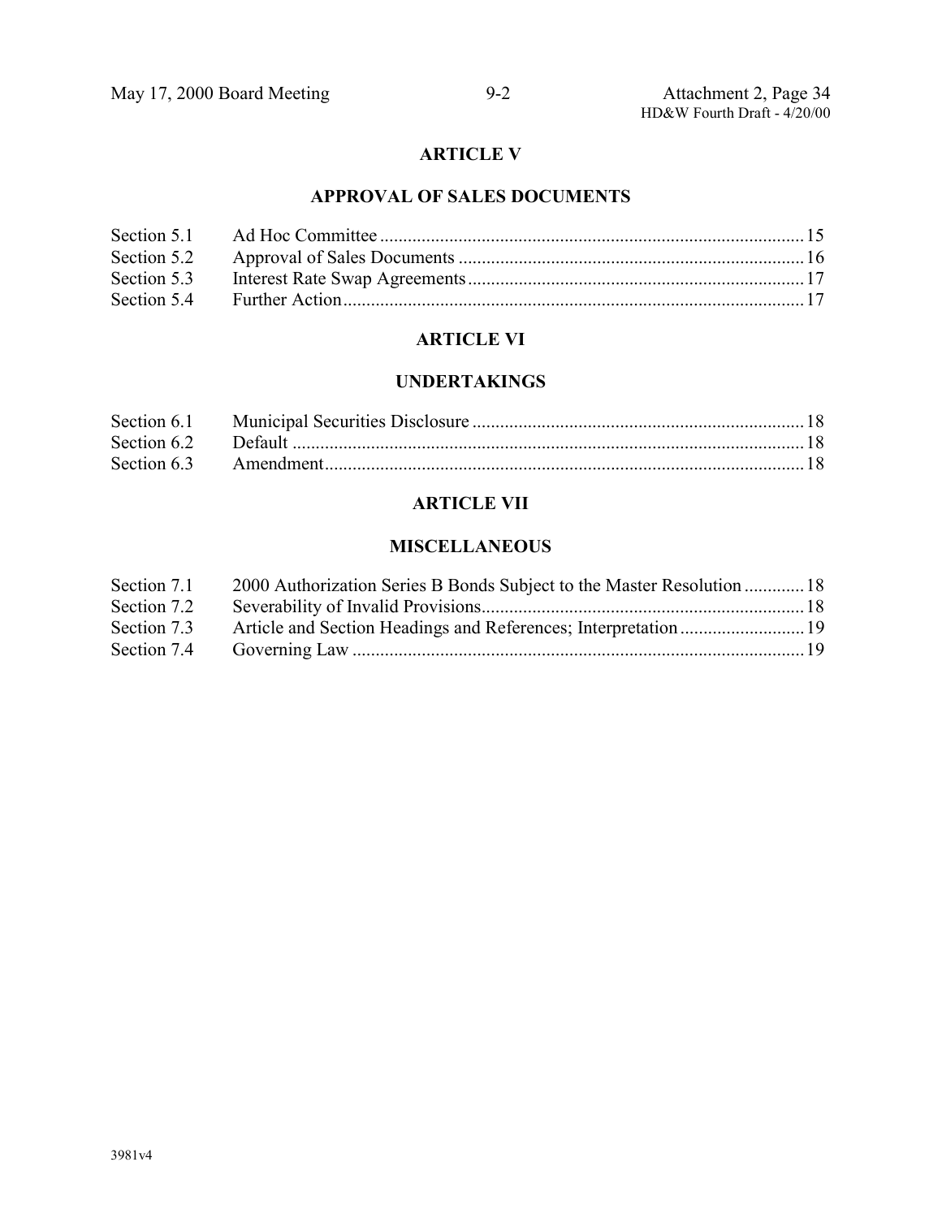## ARTICLE V

## APPROVAL OF SALES DOCUMENTS

| | | |
|---|---|---|
| Section 5.1 | Ad Hoc Committee | 15 |
| Section 5.2 | Approval of Sales Documents | 16 |
| Section 5.3 | Interest Rate Swap Agreements | 17 |
| Section 5.4 | Further Action | 17 |

## ARTICLE VI

## UNDERTAKINGS

| | | |
|---|---|---|
| Section 6.1 | Municipal Securities Disclosure | 18 |
| Section 6.2 | Default | 18 |
| Section 6.3 | Amendment | 18 |

## ARTICLE VII

## MISCELLANEOUS

| | | |
|---|---|---|
| Section 7.1 | 2000 Authorization Series B Bonds Subject to the Master Resolution | 18 |
| Section 7.2 | Severability of Invalid Provisions | 18 |
| Section 7.3 | Article and Section Headings and References; Interpretation | 19 |
| Section 7.4 | Governing Law | 19 |

3981v4